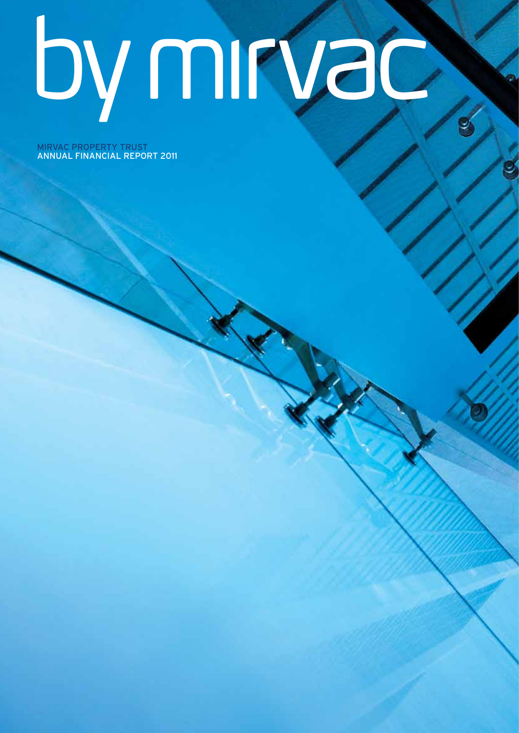# by mirvac

MIRVAC PROPERTY TRUST
ANNUAL FINANCIAL REPORT 2011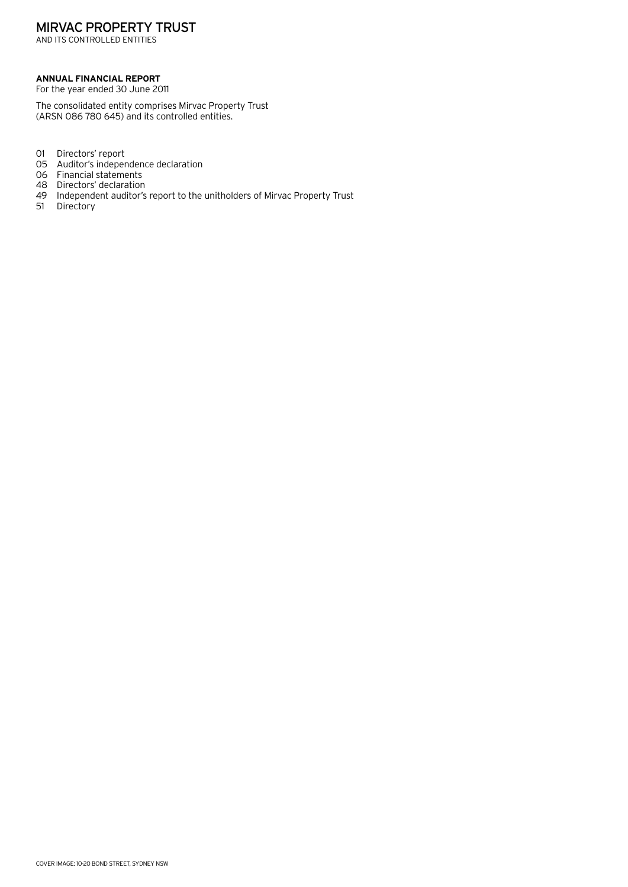# MIRVAC PROPERTY TRUST

AND ITS CONTROLLED ENTITIES

**ANNUAL FINANCIAL REPORT**

For the year ended 30 June 2011

The consolidated entity comprises Mirvac Property Trust (ARSN 086 780 645) and its controlled entities.

- 01 Directors' report
- 05 Auditor's independence declaration
- 06 Financial statements
- 48 Directors' declaration
- 49 Independent auditor's report to the unitholders of Mirvac Property Trust
- 51 Directory

COVER IMAGE: 10-20 BOND STREET, SYDNEY NSW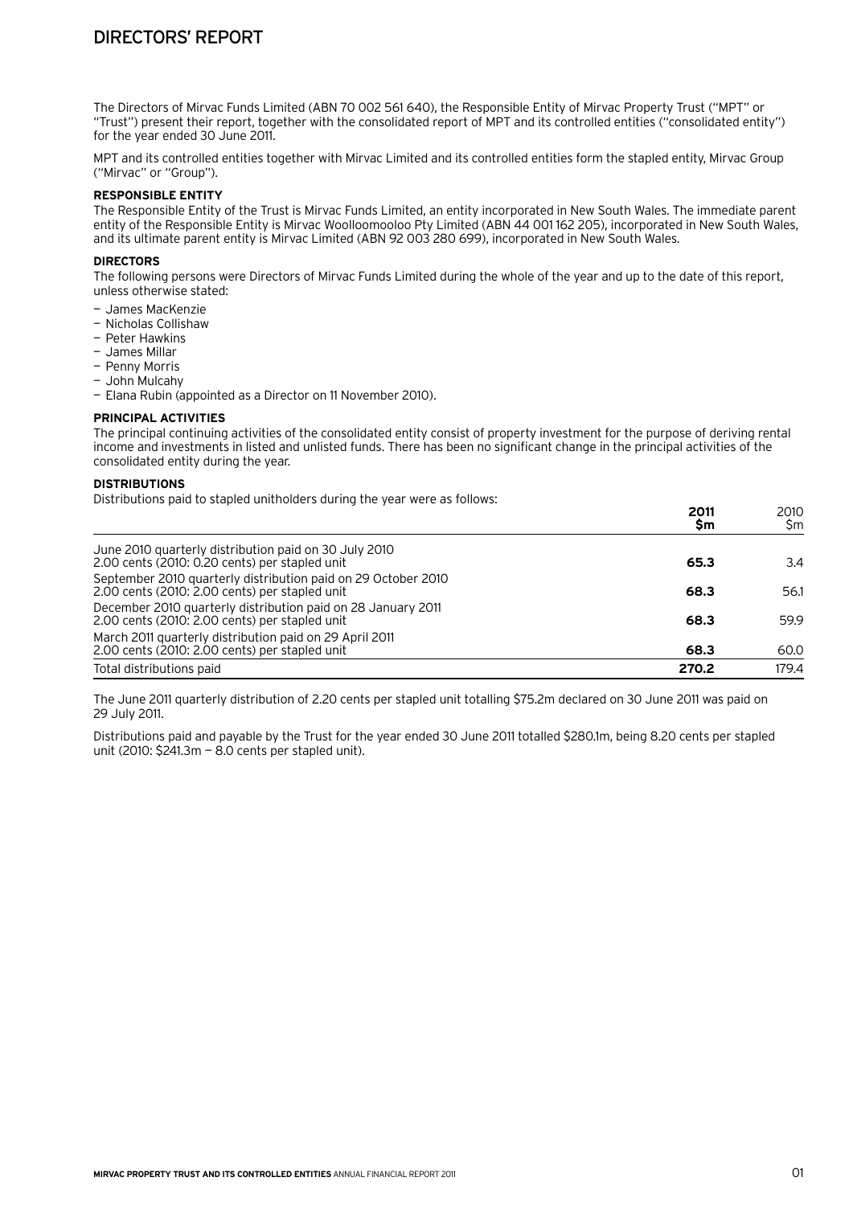# DIRECTORS' REPORT

The Directors of Mirvac Funds Limited (ABN 70 002 561 640), the Responsible Entity of Mirvac Property Trust ("MPT" or "Trust") present their report, together with the consolidated report of MPT and its controlled entities ("consolidated entity") for the year ended 30 June 2011.

MPT and its controlled entities together with Mirvac Limited and its controlled entities form the stapled entity, Mirvac Group ("Mirvac" or "Group").

**RESPONSIBLE ENTITY**

The Responsible Entity of the Trust is Mirvac Funds Limited, an entity incorporated in New South Wales. The immediate parent entity of the Responsible Entity is Mirvac Woolloomooloo Pty Limited (ABN 44 001 162 205), incorporated in New South Wales, and its ultimate parent entity is Mirvac Limited (ABN 92 003 280 699), incorporated in New South Wales.

**DIRECTORS**

The following persons were Directors of Mirvac Funds Limited during the whole of the year and up to the date of this report, unless otherwise stated:

- James MacKenzie
- Nicholas Collishaw
- Peter Hawkins
- James Millar
- Penny Morris
- John Mulcahy
- Elana Rubin (appointed as a Director on 11 November 2010).

**PRINCIPAL ACTIVITIES**

The principal continuing activities of the consolidated entity consist of property investment for the purpose of deriving rental income and investments in listed and unlisted funds. There has been no significant change in the principal activities of the consolidated entity during the year.

**DISTRIBUTIONS**

Distributions paid to stapled unitholders during the year were as follows:

| | **2011 $m** | 2010 $m |
|---|---|---|
| June 2010 quarterly distribution paid on 30 July 2010<br>2.00 cents (2010: 0.20 cents) per stapled unit | **65.3** | 3.4 |
| September 2010 quarterly distribution paid on 29 October 2010<br>2.00 cents (2010: 2.00 cents) per stapled unit | **68.3** | 56.1 |
| December 2010 quarterly distribution paid on 28 January 2011<br>2.00 cents (2010: 2.00 cents) per stapled unit | **68.3** | 59.9 |
| March 2011 quarterly distribution paid on 29 April 2011<br>2.00 cents (2010: 2.00 cents) per stapled unit | **68.3** | 60.0 |
| Total distributions paid | **270.2** | 179.4 |

The June 2011 quarterly distribution of 2.20 cents per stapled unit totalling $75.2m declared on 30 June 2011 was paid on 29 July 2011.

Distributions paid and payable by the Trust for the year ended 30 June 2011 totalled $280.1m, being 8.20 cents per stapled unit (2010: $241.3m — 8.0 cents per stapled unit).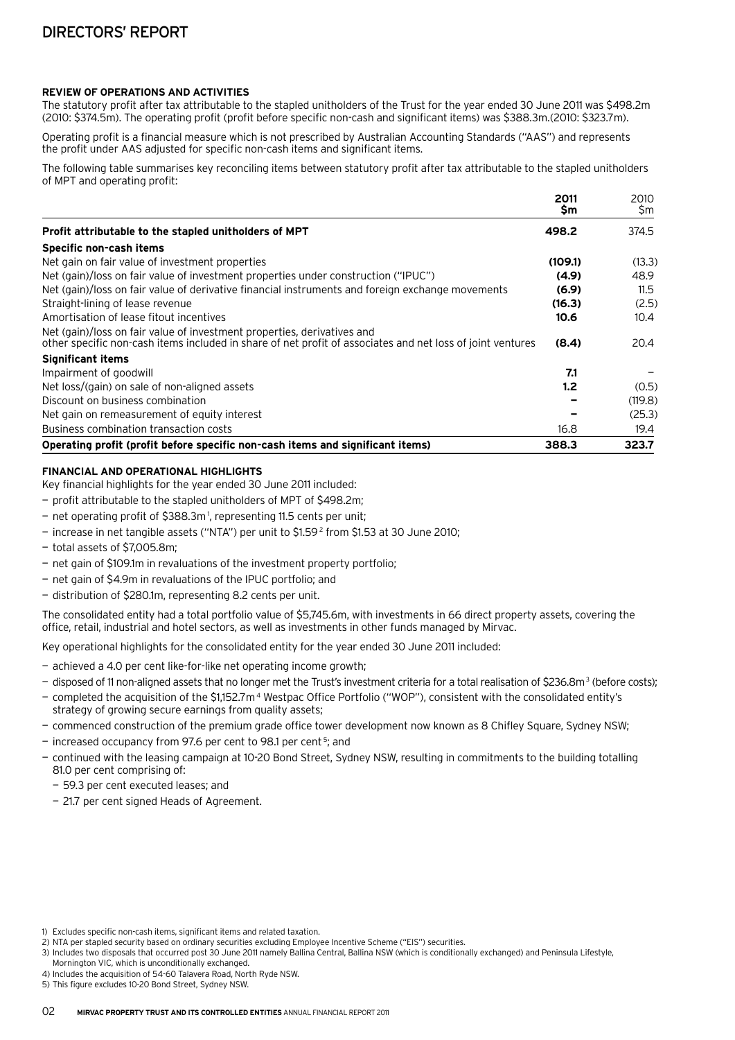# DIRECTORS' REPORT

## REVIEW OF OPERATIONS AND ACTIVITIES

The statutory profit after tax attributable to the stapled unitholders of the Trust for the year ended 30 June 2011 was $498.2m (2010: $374.5m). The operating profit (profit before specific non-cash and significant items) was $388.3m.(2010: $323.7m).

Operating profit is a financial measure which is not prescribed by Australian Accounting Standards ("AAS") and represents the profit under AAS adjusted for specific non-cash items and significant items.

The following table summarises key reconciling items between statutory profit after tax attributable to the stapled unitholders of MPT and operating profit:

| | **2011 $m** | 2010 $m |
|---|---|---|
| **Profit attributable to the stapled unitholders of MPT** | **498.2** | 374.5 |
| **Specific non-cash items** | | |
| Net gain on fair value of investment properties | **(109.1)** | (13.3) |
| Net (gain)/loss on fair value of investment properties under construction ("IPUC") | **(4.9)** | 48.9 |
| Net (gain)/loss on fair value of derivative financial instruments and foreign exchange movements | **(6.9)** | 11.5 |
| Straight-lining of lease revenue | **(16.3)** | (2.5) |
| Amortisation of lease fitout incentives | **10.6** | 10.4 |
| Net (gain)/loss on fair value of investment properties, derivatives and other specific non-cash items included in share of net profit of associates and net loss of joint ventures | **(8.4)** | 20.4 |
| **Significant items** | | |
| Impairment of goodwill | **7.1** | – |
| Net loss/(gain) on sale of non-aligned assets | **1.2** | (0.5) |
| Discount on business combination | **–** | (119.8) |
| Net gain on remeasurement of equity interest | **–** | (25.3) |
| Business combination transaction costs | 16.8 | 19.4 |
| **Operating profit (profit before specific non-cash items and significant items)** | **388.3** | **323.7** |

## FINANCIAL AND OPERATIONAL HIGHLIGHTS

Key financial highlights for the year ended 30 June 2011 included:

- profit attributable to the stapled unitholders of MPT of $498.2m;
- net operating profit of $388.3m[1], representing 11.5 cents per unit;
- increase in net tangible assets ("NTA") per unit to $1.59[2] from $1.53 at 30 June 2010;
- total assets of $7,005.8m;
- net gain of $109.1m in revaluations of the investment property portfolio;
- net gain of $4.9m in revaluations of the IPUC portfolio; and
- distribution of $280.1m, representing 8.2 cents per unit.

The consolidated entity had a total portfolio value of $5,745.6m, with investments in 66 direct property assets, covering the office, retail, industrial and hotel sectors, as well as investments in other funds managed by Mirvac.

Key operational highlights for the consolidated entity for the year ended 30 June 2011 included:

- achieved a 4.0 per cent like-for-like net operating income growth;
- disposed of 11 non-aligned assets that no longer met the Trust's investment criteria for a total realisation of $236.8m[3] (before costs);
- completed the acquisition of the $1,152.7m[4] Westpac Office Portfolio ("WOP"), consistent with the consolidated entity's strategy of growing secure earnings from quality assets;
- commenced construction of the premium grade office tower development now known as 8 Chifley Square, Sydney NSW;
- increased occupancy from 97.6 per cent to 98.1 per cent[5]; and
- continued with the leasing campaign at 10-20 Bond Street, Sydney NSW, resulting in commitments to the building totalling 81.0 per cent comprising of:
  - 59.3 per cent executed leases; and
  - 21.7 per cent signed Heads of Agreement.

1) Excludes specific non-cash items, significant items and related taxation.
2) NTA per stapled security based on ordinary securities excluding Employee Incentive Scheme ("EIS") securities.
3) Includes two disposals that occurred post 30 June 2011 namely Ballina Central, Ballina NSW (which is conditionally exchanged) and Peninsula Lifestyle, Mornington VIC, which is unconditionally exchanged.
4) Includes the acquisition of 54-60 Talavera Road, North Ryde NSW.
5) This figure excludes 10-20 Bond Street, Sydney NSW.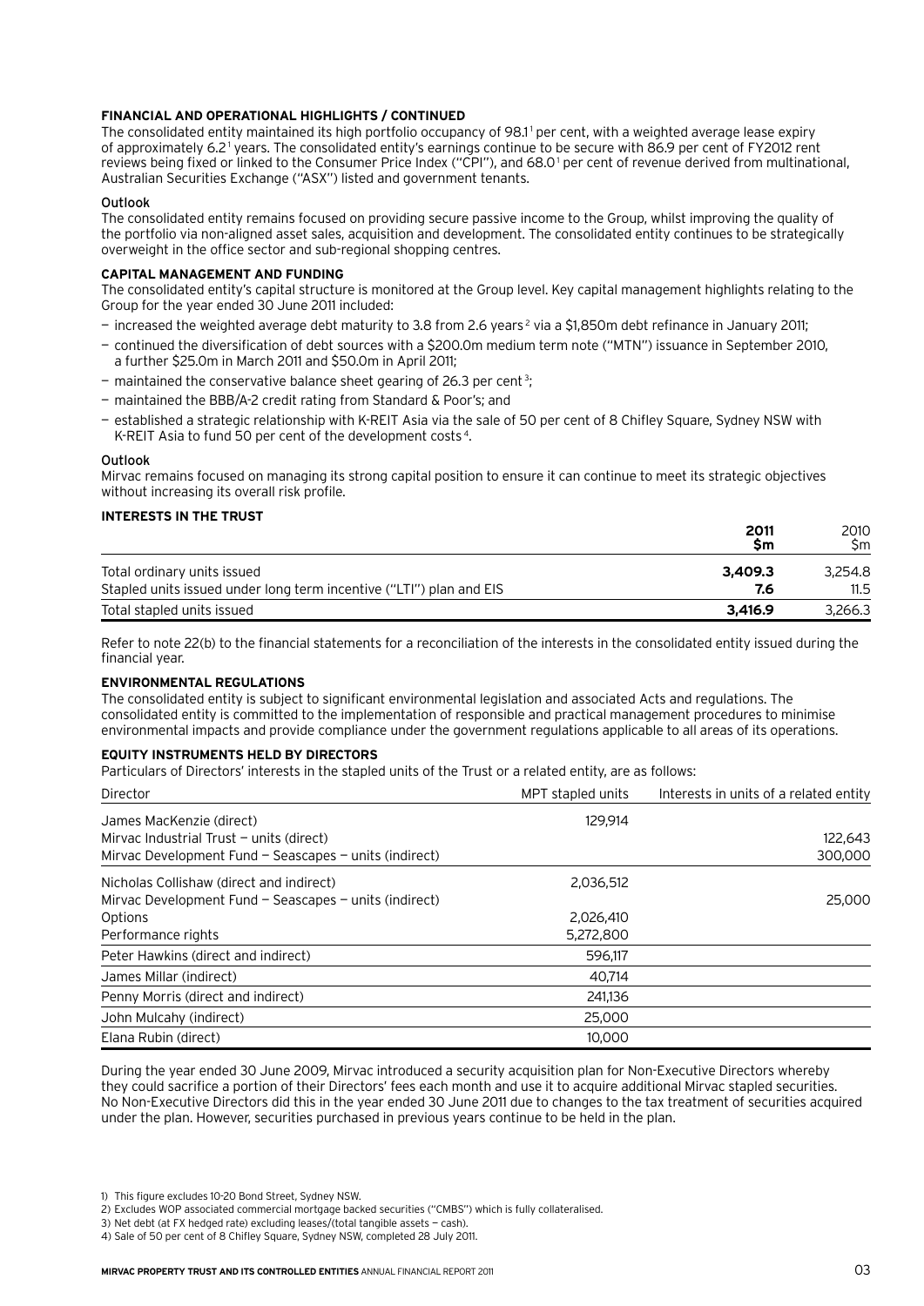**FINANCIAL AND OPERATIONAL HIGHLIGHTS / CONTINUED**

The consolidated entity maintained its high portfolio occupancy of 98.1[1] per cent, with a weighted average lease expiry of approximately 6.2[1] years. The consolidated entity's earnings continue to be secure with 86.9 per cent of FY2012 rent reviews being fixed or linked to the Consumer Price Index ("CPI"), and 68.0[1] per cent of revenue derived from multinational, Australian Securities Exchange ("ASX") listed and government tenants.

**Outlook**

The consolidated entity remains focused on providing secure passive income to the Group, whilst improving the quality of the portfolio via non-aligned asset sales, acquisition and development. The consolidated entity continues to be strategically overweight in the office sector and sub-regional shopping centres.

**CAPITAL MANAGEMENT AND FUNDING**

The consolidated entity's capital structure is monitored at the Group level. Key capital management highlights relating to the Group for the year ended 30 June 2011 included:

- increased the weighted average debt maturity to 3.8 from 2.6 years[2] via a $1,850m debt refinance in January 2011;
- continued the diversification of debt sources with a $200.0m medium term note ("MTN") issuance in September 2010, a further $25.0m in March 2011 and $50.0m in April 2011;
- maintained the conservative balance sheet gearing of 26.3 per cent[3];
- maintained the BBB/A-2 credit rating from Standard & Poor's; and
- established a strategic relationship with K-REIT Asia via the sale of 50 per cent of 8 Chifley Square, Sydney NSW with K-REIT Asia to fund 50 per cent of the development costs[4].

**Outlook**

Mirvac remains focused on managing its strong capital position to ensure it can continue to meet its strategic objectives without increasing its overall risk profile.

**INTERESTS IN THE TRUST**

| | **2011 $m** | 2010 $m |
|---|---|---|
| Total ordinary units issued | **3,409.3** | 3,254.8 |
| Stapled units issued under long term incentive ("LTI") plan and EIS | **7.6** | 11.5 |
| Total stapled units issued | **3,416.9** | 3,266.3 |

Refer to note 22(b) to the financial statements for a reconciliation of the interests in the consolidated entity issued during the financial year.

**ENVIRONMENTAL REGULATIONS**

The consolidated entity is subject to significant environmental legislation and associated Acts and regulations. The consolidated entity is committed to the implementation of responsible and practical management procedures to minimise environmental impacts and provide compliance under the government regulations applicable to all areas of its operations.

**EQUITY INSTRUMENTS HELD BY DIRECTORS**

Particulars of Directors' interests in the stapled units of the Trust or a related entity, are as follows:

| Director | MPT stapled units | Interests in units of a related entity |
|---|---|---|
| James MacKenzie (direct) | 129,914 | |
| Mirvac Industrial Trust — units (direct) | | 122,643 |
| Mirvac Development Fund — Seascapes — units (indirect) | | 300,000 |
| Nicholas Collishaw (direct and indirect) | 2,036,512 | |
| Mirvac Development Fund — Seascapes — units (indirect) | | 25,000 |
| Options | 2,026,410 | |
| Performance rights | 5,272,800 | |
| Peter Hawkins (direct and indirect) | 596,117 | |
| James Millar (indirect) | 40,714 | |
| Penny Morris (direct and indirect) | 241,136 | |
| John Mulcahy (indirect) | 25,000 | |
| Elana Rubin (direct) | 10,000 | |

During the year ended 30 June 2009, Mirvac introduced a security acquisition plan for Non-Executive Directors whereby they could sacrifice a portion of their Directors' fees each month and use it to acquire additional Mirvac stapled securities. No Non-Executive Directors did this in the year ended 30 June 2011 due to changes to the tax treatment of securities acquired under the plan. However, securities purchased in previous years continue to be held in the plan.

1) This figure excludes 10-20 Bond Street, Sydney NSW.
2) Excludes WOP associated commercial mortgage backed securities ("CMBS") which is fully collateralised.
3) Net debt (at FX hedged rate) excluding leases/(total tangible assets — cash).
4) Sale of 50 per cent of 8 Chifley Square, Sydney NSW, completed 28 July 2011.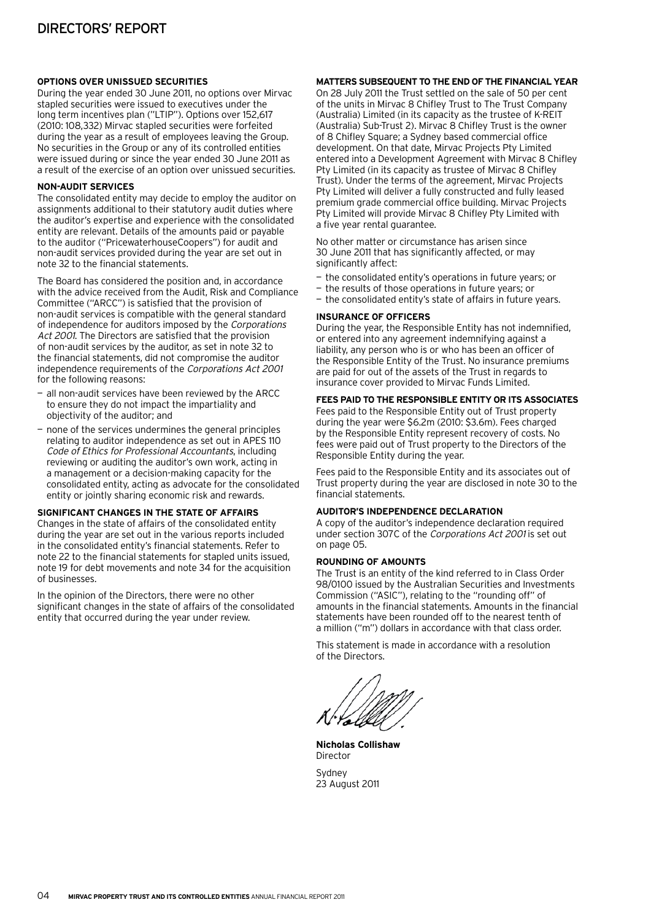# DIRECTORS' REPORT

**OPTIONS OVER UNISSUED SECURITIES**

During the year ended 30 June 2011, no options over Mirvac stapled securities were issued to executives under the long term incentives plan ("LTIP"). Options over 152,617 (2010: 108,332) Mirvac stapled securities were forfeited during the year as a result of employees leaving the Group. No securities in the Group or any of its controlled entities were issued during or since the year ended 30 June 2011 as a result of the exercise of an option over unissued securities.

**NON-AUDIT SERVICES**

The consolidated entity may decide to employ the auditor on assignments additional to their statutory audit duties where the auditor's expertise and experience with the consolidated entity are relevant. Details of the amounts paid or payable to the auditor ("PricewaterhouseCoopers") for audit and non-audit services provided during the year are set out in note 32 to the financial statements.

The Board has considered the position and, in accordance with the advice received from the Audit, Risk and Compliance Committee ("ARCC") is satisfied that the provision of non-audit services is compatible with the general standard of independence for auditors imposed by the *Corporations Act 2001*. The Directors are satisfied that the provision of non-audit services by the auditor, as set in note 32 to the financial statements, did not compromise the auditor independence requirements of the *Corporations Act 2001* for the following reasons:

- all non-audit services have been reviewed by the ARCC to ensure they do not impact the impartiality and objectivity of the auditor; and
- none of the services undermines the general principles relating to auditor independence as set out in APES 110 *Code of Ethics for Professional Accountants*, including reviewing or auditing the auditor's own work, acting in a management or a decision-making capacity for the consolidated entity, acting as advocate for the consolidated entity or jointly sharing economic risk and rewards.

**SIGNIFICANT CHANGES IN THE STATE OF AFFAIRS**

Changes in the state of affairs of the consolidated entity during the year are set out in the various reports included in the consolidated entity's financial statements. Refer to note 22 to the financial statements for stapled units issued, note 19 for debt movements and note 34 for the acquisition of businesses.

In the opinion of the Directors, there were no other significant changes in the state of affairs of the consolidated entity that occurred during the year under review.

**MATTERS SUBSEQUENT TO THE END OF THE FINANCIAL YEAR**

On 28 July 2011 the Trust settled on the sale of 50 per cent of the units in Mirvac 8 Chifley Trust to The Trust Company (Australia) Limited (in its capacity as the trustee of K-REIT (Australia) Sub-Trust 2). Mirvac 8 Chifley Trust is the owner of 8 Chifley Square; a Sydney based commercial office development. On that date, Mirvac Projects Pty Limited entered into a Development Agreement with Mirvac 8 Chifley Pty Limited (in its capacity as trustee of Mirvac 8 Chifley Trust). Under the terms of the agreement, Mirvac Projects Pty Limited will deliver a fully constructed and fully leased premium grade commercial office building. Mirvac Projects Pty Limited will provide Mirvac 8 Chifley Pty Limited with a five year rental guarantee.

No other matter or circumstance has arisen since 30 June 2011 that has significantly affected, or may significantly affect:

- the consolidated entity's operations in future years; or
- the results of those operations in future years; or
- the consolidated entity's state of affairs in future years.

**INSURANCE OF OFFICERS**

During the year, the Responsible Entity has not indemnified, or entered into any agreement indemnifying against a liability, any person who is or who has been an officer of the Responsible Entity of the Trust. No insurance premiums are paid for out of the assets of the Trust in regards to insurance cover provided to Mirvac Funds Limited.

**FEES PAID TO THE RESPONSIBLE ENTITY OR ITS ASSOCIATES**

Fees paid to the Responsible Entity out of Trust property during the year were $6.2m (2010: $3.6m). Fees charged by the Responsible Entity represent recovery of costs. No fees were paid out of Trust property to the Directors of the Responsible Entity during the year.

Fees paid to the Responsible Entity and its associates out of Trust property during the year are disclosed in note 30 to the financial statements.

**AUDITOR'S INDEPENDENCE DECLARATION**

A copy of the auditor's independence declaration required under section 307C of the *Corporations Act 2001* is set out on page 05.

**ROUNDING OF AMOUNTS**

The Trust is an entity of the kind referred to in Class Order 98/0100 issued by the Australian Securities and Investments Commission ("ASIC"), relating to the "rounding off" of amounts in the financial statements. Amounts in the financial statements have been rounded off to the nearest tenth of a million ("m") dollars in accordance with that class order.

This statement is made in accordance with a resolution of the Directors.

**Nicholas Collishaw**
Director

Sydney
23 August 2011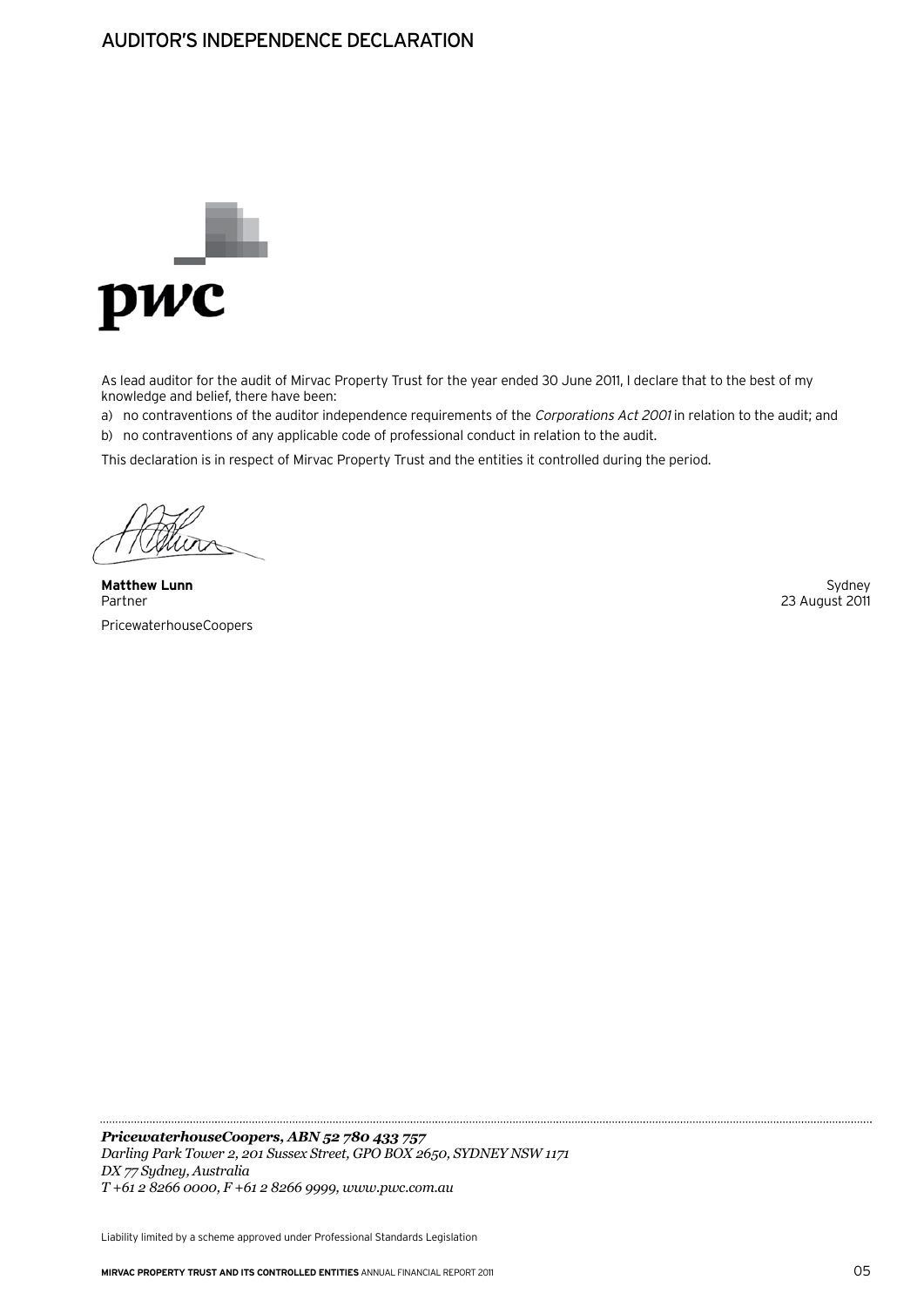# AUDITOR'S INDEPENDENCE DECLARATION

As lead auditor for the audit of Mirvac Property Trust for the year ended 30 June 2011, I declare that to the best of my knowledge and belief, there have been:

a) no contraventions of the auditor independence requirements of the *Corporations Act 2001* in relation to the audit; and

b) no contraventions of any applicable code of professional conduct in relation to the audit.

This declaration is in respect of Mirvac Property Trust and the entities it controlled during the period.

**Matthew Lunn**
Partner

PricewaterhouseCoopers

Sydney
23 August 2011

***PricewaterhouseCoopers, ABN 52 780 433 757***
*Darling Park Tower 2, 201 Sussex Street, GPO BOX 2650, SYDNEY NSW 1171*
*DX 77 Sydney, Australia*
*T +61 2 8266 0000, F +61 2 8266 9999, www.pwc.com.au*

Liability limited by a scheme approved under Professional Standards Legislation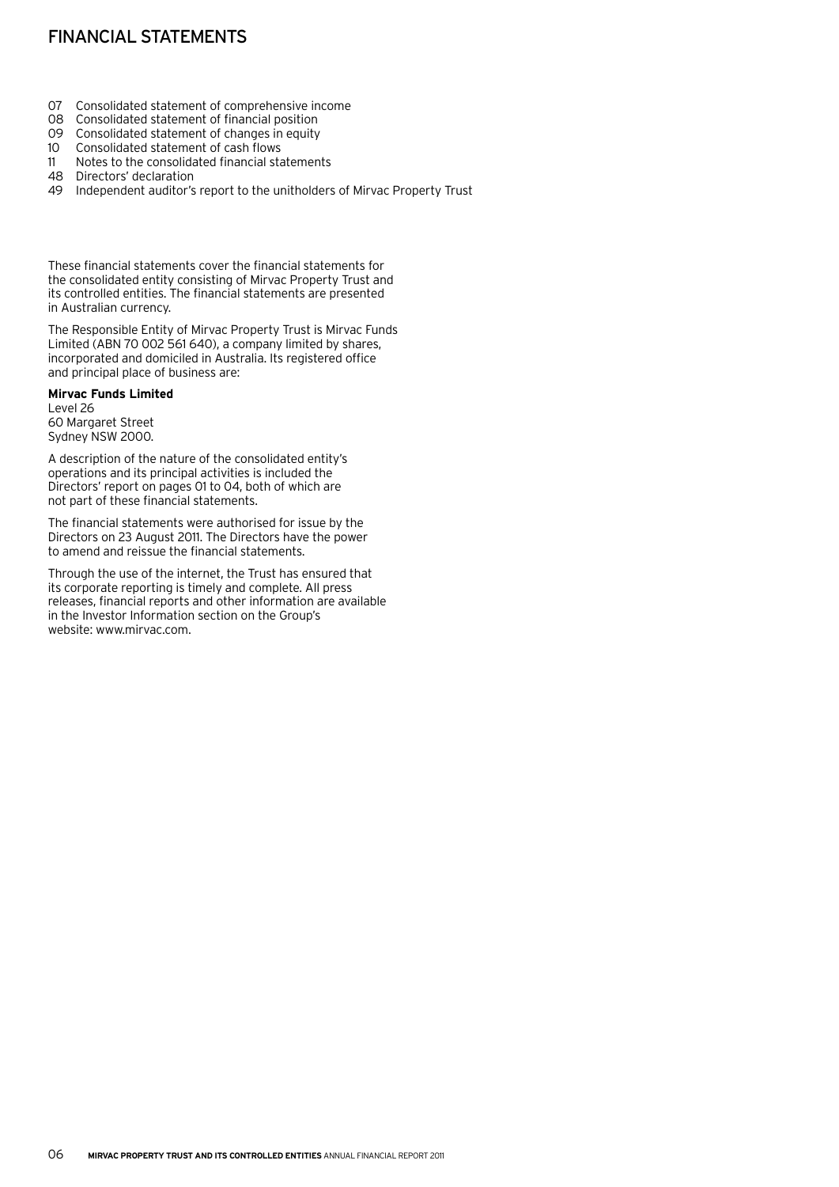# FINANCIAL STATEMENTS

07 Consolidated statement of comprehensive income
08 Consolidated statement of financial position
09 Consolidated statement of changes in equity
10 Consolidated statement of cash flows
11 Notes to the consolidated financial statements
48 Directors' declaration
49 Independent auditor's report to the unitholders of Mirvac Property Trust

These financial statements cover the financial statements for the consolidated entity consisting of Mirvac Property Trust and its controlled entities. The financial statements are presented in Australian currency.

The Responsible Entity of Mirvac Property Trust is Mirvac Funds Limited (ABN 70 002 561 640), a company limited by shares, incorporated and domiciled in Australia. Its registered office and principal place of business are:

**Mirvac Funds Limited**
Level 26
60 Margaret Street
Sydney NSW 2000.

A description of the nature of the consolidated entity's operations and its principal activities is included the Directors' report on pages 01 to 04, both of which are not part of these financial statements.

The financial statements were authorised for issue by the Directors on 23 August 2011. The Directors have the power to amend and reissue the financial statements.

Through the use of the internet, the Trust has ensured that its corporate reporting is timely and complete. All press releases, financial reports and other information are available in the Investor Information section on the Group's website: www.mirvac.com.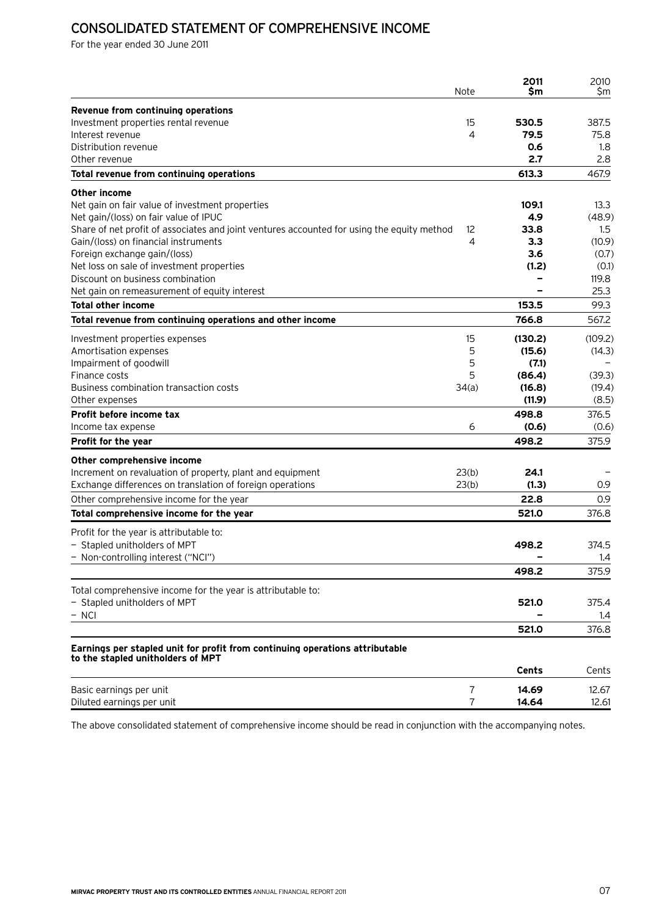# CONSOLIDATED STATEMENT OF COMPREHENSIVE INCOME

For the year ended 30 June 2011

| | Note | 2011 $m | 2010 $m |
|---|---|---|---|
| **Revenue from continuing operations** | | | |
| Investment properties rental revenue | 15 | **530.5** | 387.5 |
| Interest revenue | 4 | **79.5** | 75.8 |
| Distribution revenue | | **0.6** | 1.8 |
| Other revenue | | **2.7** | 2.8 |
| **Total revenue from continuing operations** | | **613.3** | 467.9 |
| **Other income** | | | |
| Net gain on fair value of investment properties | | **109.1** | 13.3 |
| Net gain/(loss) on fair value of IPUC | | **4.9** | (48.9) |
| Share of net profit of associates and joint ventures accounted for using the equity method | 12 | **33.8** | 1.5 |
| Gain/(loss) on financial instruments | 4 | **3.3** | (10.9) |
| Foreign exchange gain/(loss) | | **3.6** | (0.7) |
| Net loss on sale of investment properties | | **(1.2)** | (0.1) |
| Discount on business combination | | **–** | 119.8 |
| Net gain on remeasurement of equity interest | | **–** | 25.3 |
| **Total other income** | | **153.5** | 99.3 |
| **Total revenue from continuing operations and other income** | | **766.8** | 567.2 |
| Investment properties expenses | 15 | **(130.2)** | (109.2) |
| Amortisation expenses | 5 | **(15.6)** | (14.3) |
| Impairment of goodwill | 5 | **(7.1)** | – |
| Finance costs | 5 | **(86.4)** | (39.3) |
| Business combination transaction costs | 34(a) | **(16.8)** | (19.4) |
| Other expenses | | **(11.9)** | (8.5) |
| **Profit before income tax** | | **498.8** | 376.5 |
| Income tax expense | 6 | **(0.6)** | (0.6) |
| **Profit for the year** | | **498.2** | 375.9 |
| **Other comprehensive income** | | | |
| Increment on revaluation of property, plant and equipment | 23(b) | **24.1** | – |
| Exchange differences on translation of foreign operations | 23(b) | **(1.3)** | 0.9 |
| Other comprehensive income for the year | | **22.8** | 0.9 |
| **Total comprehensive income for the year** | | **521.0** | 376.8 |
| Profit for the year is attributable to: | | | |
| – Stapled unitholders of MPT | | **498.2** | 374.5 |
| – Non-controlling interest ("NCI") | | **–** | 1.4 |
| | | **498.2** | 375.9 |
| Total comprehensive income for the year is attributable to: | | | |
| – Stapled unitholders of MPT | | **521.0** | 375.4 |
| – NCI | | **–** | 1.4 |
| | | **521.0** | 376.8 |

**Earnings per stapled unit for profit from continuing operations attributable to the stapled unitholders of MPT**

| | | Cents | Cents |
|---|---|---|---|
| Basic earnings per unit | 7 | **14.69** | 12.67 |
| Diluted earnings per unit | 7 | **14.64** | 12.61 |

The above consolidated statement of comprehensive income should be read in conjunction with the accompanying notes.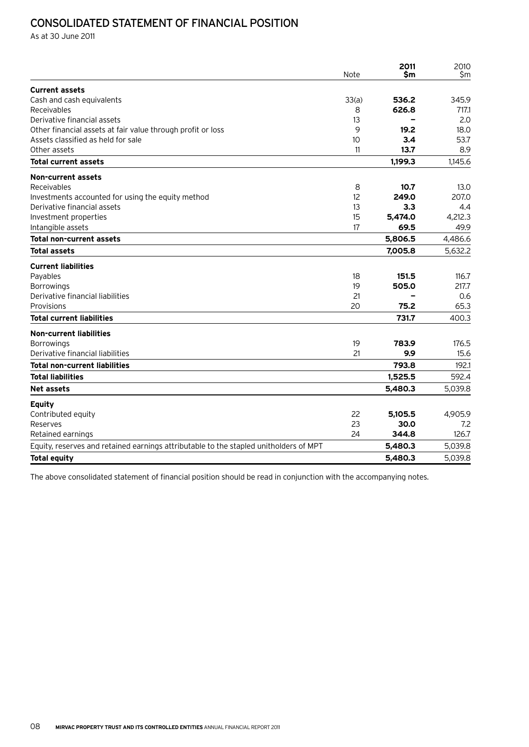# CONSOLIDATED STATEMENT OF FINANCIAL POSITION

As at 30 June 2011

| | Note | **2011 $m** | 2010 $m |
|---|---|---|---|
| **Current assets** | | | |
| Cash and cash equivalents | 33(a) | **536.2** | 345.9 |
| Receivables | 8 | **626.8** | 717.1 |
| Derivative financial assets | 13 | **–** | 2.0 |
| Other financial assets at fair value through profit or loss | 9 | **19.2** | 18.0 |
| Assets classified as held for sale | 10 | **3.4** | 53.7 |
| Other assets | 11 | **13.7** | 8.9 |
| **Total current assets** | | **1,199.3** | 1,145.6 |
| **Non-current assets** | | | |
| Receivables | 8 | **10.7** | 13.0 |
| Investments accounted for using the equity method | 12 | **249.0** | 207.0 |
| Derivative financial assets | 13 | **3.3** | 4.4 |
| Investment properties | 15 | **5,474.0** | 4,212.3 |
| Intangible assets | 17 | **69.5** | 49.9 |
| **Total non-current assets** | | **5,806.5** | 4,486.6 |
| **Total assets** | | **7,005.8** | 5,632.2 |
| **Current liabilities** | | | |
| Payables | 18 | **151.5** | 116.7 |
| Borrowings | 19 | **505.0** | 217.7 |
| Derivative financial liabilities | 21 | **–** | 0.6 |
| Provisions | 20 | **75.2** | 65.3 |
| **Total current liabilities** | | **731.7** | 400.3 |
| **Non-current liabilities** | | | |
| Borrowings | 19 | **783.9** | 176.5 |
| Derivative financial liabilities | 21 | **9.9** | 15.6 |
| **Total non-current liabilities** | | **793.8** | 192.1 |
| **Total liabilities** | | **1,525.5** | 592.4 |
| **Net assets** | | **5,480.3** | 5,039.8 |
| **Equity** | | | |
| Contributed equity | 22 | **5,105.5** | 4,905.9 |
| Reserves | 23 | **30.0** | 7.2 |
| Retained earnings | 24 | **344.8** | 126.7 |
| Equity, reserves and retained earnings attributable to the stapled unitholders of MPT | | **5,480.3** | 5,039.8 |
| **Total equity** | | **5,480.3** | 5,039.8 |

The above consolidated statement of financial position should be read in conjunction with the accompanying notes.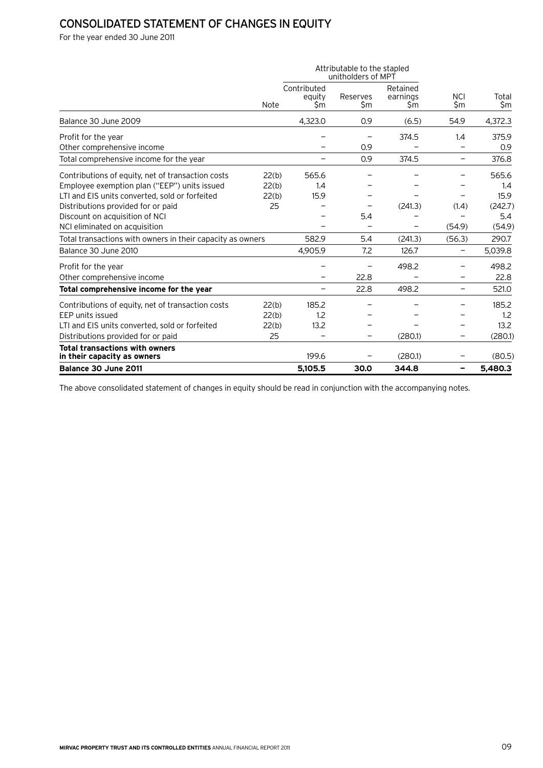# CONSOLIDATED STATEMENT OF CHANGES IN EQUITY

For the year ended 30 June 2011

| | | Attributable to the stapled unitholders of MPT | | | | |
|---|---|---|---|---|---|---|
| | Note | Contributed equity $m | Reserves $m | Retained earnings $m | NCI $m | Total $m |
| Balance 30 June 2009 | | 4,323.0 | 0.9 | (6.5) | 54.9 | 4,372.3 |
| Profit for the year | | – | – | 374.5 | 1.4 | 375.9 |
| Other comprehensive income | | – | 0.9 | – | – | 0.9 |
| Total comprehensive income for the year | | – | 0.9 | 374.5 | – | 376.8 |
| Contributions of equity, net of transaction costs | 22(b) | 565.6 | – | – | – | 565.6 |
| Employee exemption plan ("EEP") units issued | 22(b) | 1.4 | – | – | – | 1.4 |
| LTI and EIS units converted, sold or forfeited | 22(b) | 15.9 | – | – | – | 15.9 |
| Distributions provided for or paid | 25 | – | – | (241.3) | (1.4) | (242.7) |
| Discount on acquisition of NCI | | – | 5.4 | – | – | 5.4 |
| NCI eliminated on acquisition | | – | – | – | (54.9) | (54.9) |
| Total transactions with owners in their capacity as owners | | 582.9 | 5.4 | (241.3) | (56.3) | 290.7 |
| Balance 30 June 2010 | | 4,905.9 | 7.2 | 126.7 | – | 5,039.8 |
| Profit for the year | | – | – | 498.2 | – | 498.2 |
| Other comprehensive income | | – | 22.8 | – | – | 22.8 |
| **Total comprehensive income for the year** | | – | 22.8 | 498.2 | – | 521.0 |
| Contributions of equity, net of transaction costs | 22(b) | 185.2 | – | – | – | 185.2 |
| EEP units issued | 22(b) | 1.2 | – | – | – | 1.2 |
| LTI and EIS units converted, sold or forfeited | 22(b) | 13.2 | – | – | – | 13.2 |
| Distributions provided for or paid | 25 | – | – | (280.1) | – | (280.1) |
| **Total transactions with owners in their capacity as owners** | | 199.6 | – | (280.1) | – | (80.5) |
| **Balance 30 June 2011** | | **5,105.5** | **30.0** | **344.8** | **–** | **5,480.3** |

The above consolidated statement of changes in equity should be read in conjunction with the accompanying notes.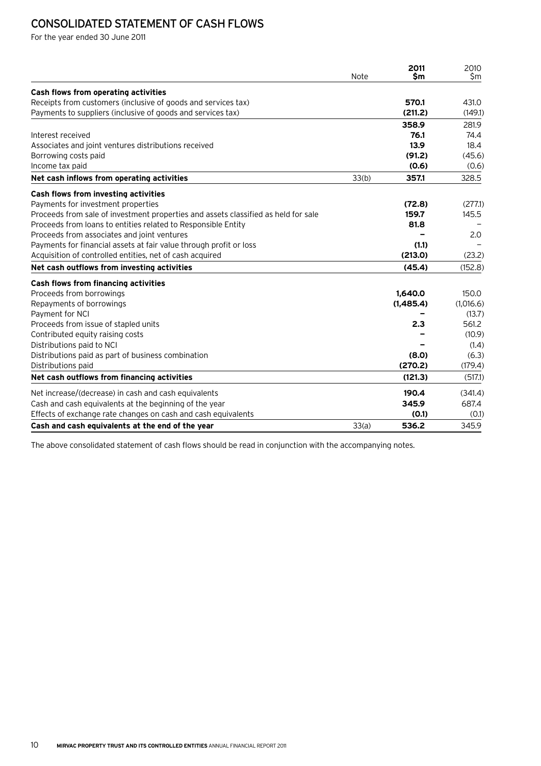# CONSOLIDATED STATEMENT OF CASH FLOWS

For the year ended 30 June 2011

| | Note | 2011 $m | 2010 $m |
|---|---|---|---|
| **Cash flows from operating activities** | | | |
| Receipts from customers (inclusive of goods and services tax) | | **570.1** | 431.0 |
| Payments to suppliers (inclusive of goods and services tax) | | **(211.2)** | (149.1) |
| | | **358.9** | 281.9 |
| Interest received | | **76.1** | 74.4 |
| Associates and joint ventures distributions received | | **13.9** | 18.4 |
| Borrowing costs paid | | **(91.2)** | (45.6) |
| Income tax paid | | **(0.6)** | (0.6) |
| **Net cash inflows from operating activities** | 33(b) | **357.1** | 328.5 |
| **Cash flows from investing activities** | | | |
| Payments for investment properties | | **(72.8)** | (277.1) |
| Proceeds from sale of investment properties and assets classified as held for sale | | **159.7** | 145.5 |
| Proceeds from loans to entities related to Responsible Entity | | **81.8** | – |
| Proceeds from associates and joint ventures | | **–** | 2.0 |
| Payments for financial assets at fair value through profit or loss | | **(1.1)** | – |
| Acquisition of controlled entities, net of cash acquired | | **(213.0)** | (23.2) |
| **Net cash outflows from investing activities** | | **(45.4)** | (152.8) |
| **Cash flows from financing activities** | | | |
| Proceeds from borrowings | | **1,640.0** | 150.0 |
| Repayments of borrowings | | **(1,485.4)** | (1,016.6) |
| Payment for NCI | | **–** | (13.7) |
| Proceeds from issue of stapled units | | **2.3** | 561.2 |
| Contributed equity raising costs | | **–** | (10.9) |
| Distributions paid to NCI | | **–** | (1.4) |
| Distributions paid as part of business combination | | **(8.0)** | (6.3) |
| Distributions paid | | **(270.2)** | (179.4) |
| **Net cash outflows from financing activities** | | **(121.3)** | (517.1) |
| Net increase/(decrease) in cash and cash equivalents | | **190.4** | (341.4) |
| Cash and cash equivalents at the beginning of the year | | **345.9** | 687.4 |
| Effects of exchange rate changes on cash and cash equivalents | | **(0.1)** | (0.1) |
| **Cash and cash equivalents at the end of the year** | 33(a) | **536.2** | 345.9 |

The above consolidated statement of cash flows should be read in conjunction with the accompanying notes.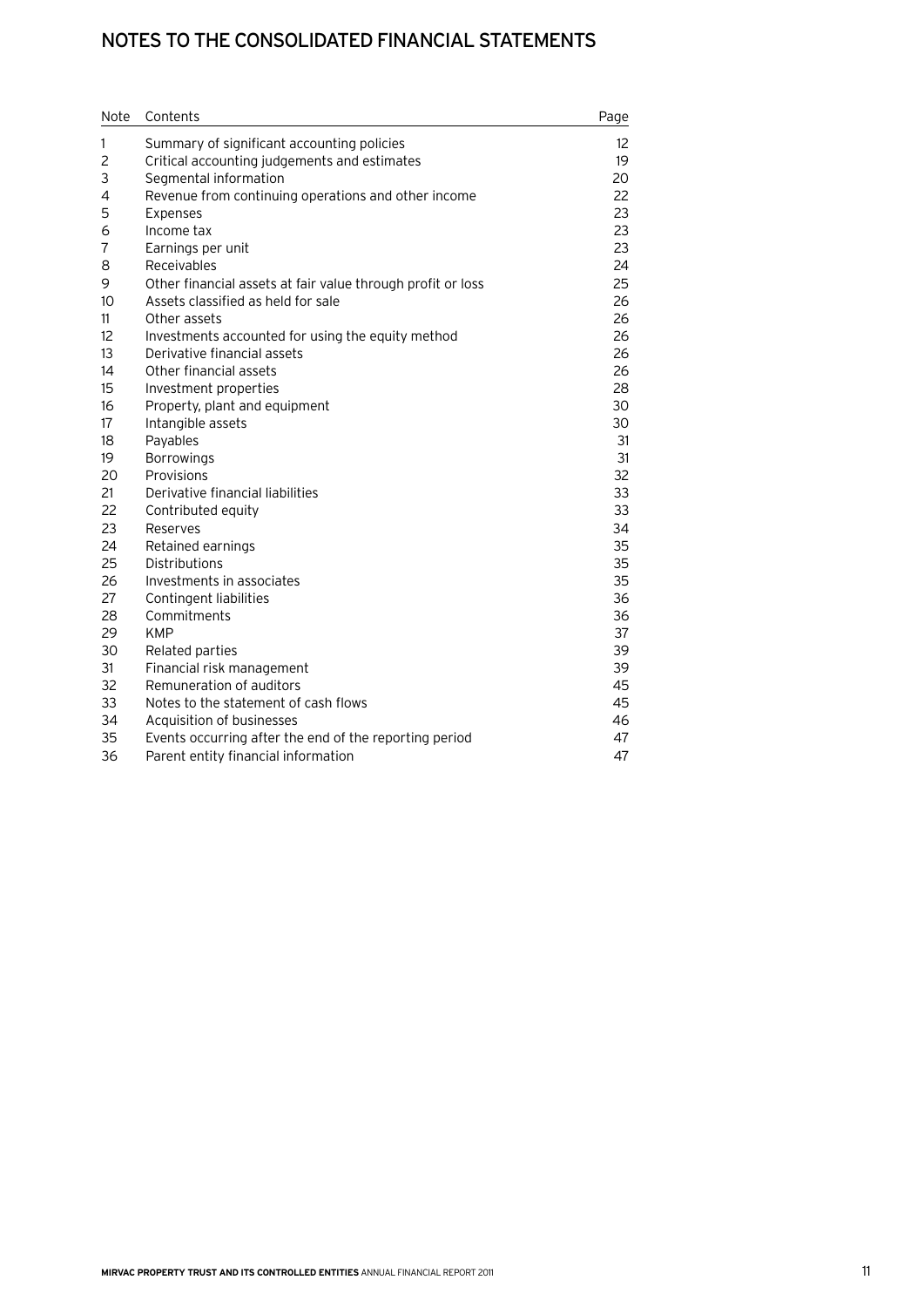# NOTES TO THE CONSOLIDATED FINANCIAL STATEMENTS

| Note | Contents | Page |
|---|---|---|
| 1 | Summary of significant accounting policies | 12 |
| 2 | Critical accounting judgements and estimates | 19 |
| 3 | Segmental information | 20 |
| 4 | Revenue from continuing operations and other income | 22 |
| 5 | Expenses | 23 |
| 6 | Income tax | 23 |
| 7 | Earnings per unit | 23 |
| 8 | Receivables | 24 |
| 9 | Other financial assets at fair value through profit or loss | 25 |
| 10 | Assets classified as held for sale | 26 |
| 11 | Other assets | 26 |
| 12 | Investments accounted for using the equity method | 26 |
| 13 | Derivative financial assets | 26 |
| 14 | Other financial assets | 26 |
| 15 | Investment properties | 28 |
| 16 | Property, plant and equipment | 30 |
| 17 | Intangible assets | 30 |
| 18 | Payables | 31 |
| 19 | Borrowings | 31 |
| 20 | Provisions | 32 |
| 21 | Derivative financial liabilities | 33 |
| 22 | Contributed equity | 33 |
| 23 | Reserves | 34 |
| 24 | Retained earnings | 35 |
| 25 | Distributions | 35 |
| 26 | Investments in associates | 35 |
| 27 | Contingent liabilities | 36 |
| 28 | Commitments | 36 |
| 29 | KMP | 37 |
| 30 | Related parties | 39 |
| 31 | Financial risk management | 39 |
| 32 | Remuneration of auditors | 45 |
| 33 | Notes to the statement of cash flows | 45 |
| 34 | Acquisition of businesses | 46 |
| 35 | Events occurring after the end of the reporting period | 47 |
| 36 | Parent entity financial information | 47 |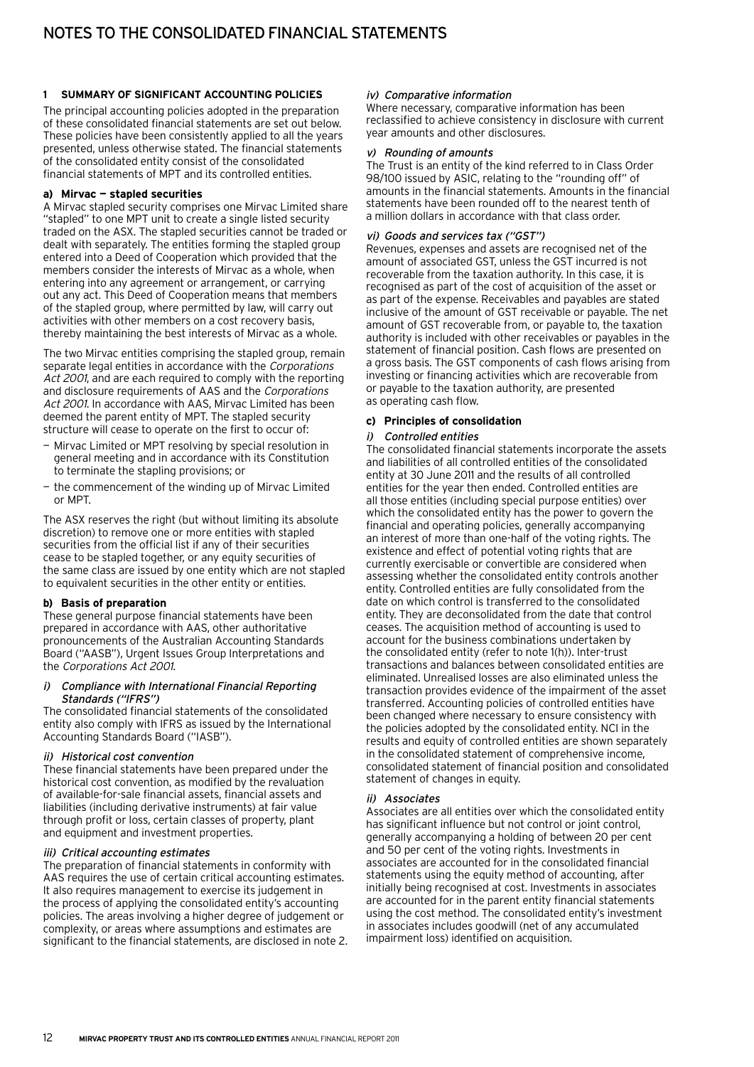# NOTES TO THE CONSOLIDATED FINANCIAL STATEMENTS

## 1 SUMMARY OF SIGNIFICANT ACCOUNTING POLICIES

The principal accounting policies adopted in the preparation of these consolidated financial statements are set out below. These policies have been consistently applied to all the years presented, unless otherwise stated. The financial statements of the consolidated entity consist of the consolidated financial statements of MPT and its controlled entities.

### a) Mirvac — stapled securities

A Mirvac stapled security comprises one Mirvac Limited share "stapled" to one MPT unit to create a single listed security traded on the ASX. The stapled securities cannot be traded or dealt with separately. The entities forming the stapled group entered into a Deed of Cooperation which provided that the members consider the interests of Mirvac as a whole, when entering into any agreement or arrangement, or carrying out any act. This Deed of Cooperation means that members of the stapled group, where permitted by law, will carry out activities with other members on a cost recovery basis, thereby maintaining the best interests of Mirvac as a whole.

The two Mirvac entities comprising the stapled group, remain separate legal entities in accordance with the *Corporations Act 2001*, and are each required to comply with the reporting and disclosure requirements of AAS and the *Corporations Act 2001*. In accordance with AAS, Mirvac Limited has been deemed the parent entity of MPT. The stapled security structure will cease to operate on the first to occur of:

- Mirvac Limited or MPT resolving by special resolution in general meeting and in accordance with its Constitution to terminate the stapling provisions; or
- the commencement of the winding up of Mirvac Limited or MPT.

The ASX reserves the right (but without limiting its absolute discretion) to remove one or more entities with stapled securities from the official list if any of their securities cease to be stapled together, or any equity securities of the same class are issued by one entity which are not stapled to equivalent securities in the other entity or entities.

### b) Basis of preparation

These general purpose financial statements have been prepared in accordance with AAS, other authoritative pronouncements of the Australian Accounting Standards Board ("AASB"), Urgent Issues Group Interpretations and the *Corporations Act 2001*.

#### *i) Compliance with International Financial Reporting Standards ("IFRS")*

The consolidated financial statements of the consolidated entity also comply with IFRS as issued by the International Accounting Standards Board ("IASB").

#### *ii) Historical cost convention*

These financial statements have been prepared under the historical cost convention, as modified by the revaluation of available-for-sale financial assets, financial assets and liabilities (including derivative instruments) at fair value through profit or loss, certain classes of property, plant and equipment and investment properties.

#### *iii) Critical accounting estimates*

The preparation of financial statements in conformity with AAS requires the use of certain critical accounting estimates. It also requires management to exercise its judgement in the process of applying the consolidated entity's accounting policies. The areas involving a higher degree of judgement or complexity, or areas where assumptions and estimates are significant to the financial statements, are disclosed in note 2.

#### *iv) Comparative information*

Where necessary, comparative information has been reclassified to achieve consistency in disclosure with current year amounts and other disclosures.

#### *v) Rounding of amounts*

The Trust is an entity of the kind referred to in Class Order 98/100 issued by ASIC, relating to the "rounding off" of amounts in the financial statements. Amounts in the financial statements have been rounded off to the nearest tenth of a million dollars in accordance with that class order.

#### *vi) Goods and services tax ("GST")*

Revenues, expenses and assets are recognised net of the amount of associated GST, unless the GST incurred is not recoverable from the taxation authority. In this case, it is recognised as part of the cost of acquisition of the asset or as part of the expense. Receivables and payables are stated inclusive of the amount of GST receivable or payable. The net amount of GST recoverable from, or payable to, the taxation authority is included with other receivables or payables in the statement of financial position. Cash flows are presented on a gross basis. The GST components of cash flows arising from investing or financing activities which are recoverable from or payable to the taxation authority, are presented as operating cash flow.

### c) Principles of consolidation

#### *i) Controlled entities*

The consolidated financial statements incorporate the assets and liabilities of all controlled entities of the consolidated entity at 30 June 2011 and the results of all controlled entities for the year then ended. Controlled entities are all those entities (including special purpose entities) over which the consolidated entity has the power to govern the financial and operating policies, generally accompanying an interest of more than one-half of the voting rights. The existence and effect of potential voting rights that are currently exercisable or convertible are considered when assessing whether the consolidated entity controls another entity. Controlled entities are fully consolidated from the date on which control is transferred to the consolidated entity. They are deconsolidated from the date that control ceases. The acquisition method of accounting is used to account for the business combinations undertaken by the consolidated entity (refer to note 1(h)). Inter-trust transactions and balances between consolidated entities are eliminated. Unrealised losses are also eliminated unless the transaction provides evidence of the impairment of the asset transferred. Accounting policies of controlled entities have been changed where necessary to ensure consistency with the policies adopted by the consolidated entity. NCI in the results and equity of controlled entities are shown separately in the consolidated statement of comprehensive income, consolidated statement of financial position and consolidated statement of changes in equity.

#### *ii) Associates*

Associates are all entities over which the consolidated entity has significant influence but not control or joint control, generally accompanying a holding of between 20 per cent and 50 per cent of the voting rights. Investments in associates are accounted for in the consolidated financial statements using the equity method of accounting, after initially being recognised at cost. Investments in associates are accounted for in the parent entity financial statements using the cost method. The consolidated entity's investment in associates includes goodwill (net of any accumulated impairment loss) identified on acquisition.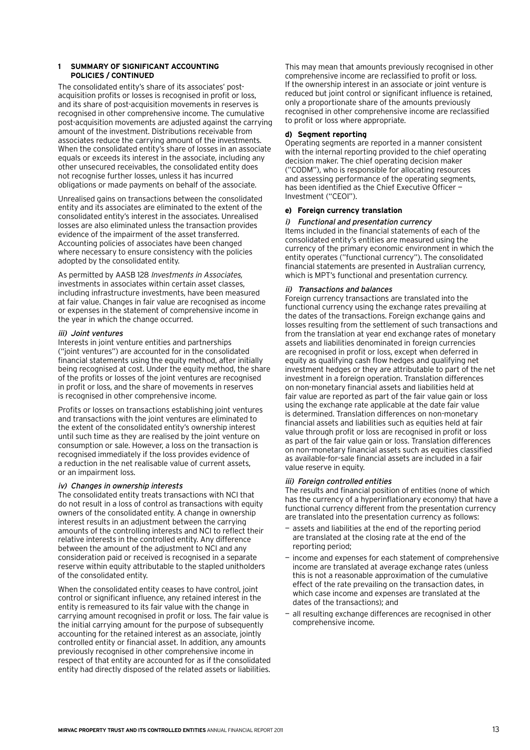## 1 SUMMARY OF SIGNIFICANT ACCOUNTING POLICIES / CONTINUED

The consolidated entity's share of its associates' post-acquisition profits or losses is recognised in profit or loss, and its share of post-acquisition movements in reserves is recognised in other comprehensive income. The cumulative post-acquisition movements are adjusted against the carrying amount of the investment. Distributions receivable from associates reduce the carrying amount of the investments. When the consolidated entity's share of losses in an associate equals or exceeds its interest in the associate, including any other unsecured receivables, the consolidated entity does not recognise further losses, unless it has incurred obligations or made payments on behalf of the associate.

Unrealised gains on transactions between the consolidated entity and its associates are eliminated to the extent of the consolidated entity's interest in the associates. Unrealised losses are also eliminated unless the transaction provides evidence of the impairment of the asset transferred. Accounting policies of associates have been changed where necessary to ensure consistency with the policies adopted by the consolidated entity.

As permitted by AASB 128 *Investments in Associates,* investments in associates within certain asset classes, including infrastructure investments, have been measured at fair value. Changes in fair value are recognised as income or expenses in the statement of comprehensive income in the year in which the change occurred.

*iii) Joint ventures*

Interests in joint venture entities and partnerships ("joint ventures") are accounted for in the consolidated financial statements using the equity method, after initially being recognised at cost. Under the equity method, the share of the profits or losses of the joint ventures are recognised in profit or loss, and the share of movements in reserves is recognised in other comprehensive income.

Profits or losses on transactions establishing joint ventures and transactions with the joint ventures are eliminated to the extent of the consolidated entity's ownership interest until such time as they are realised by the joint venture on consumption or sale. However, a loss on the transaction is recognised immediately if the loss provides evidence of a reduction in the net realisable value of current assets, or an impairment loss.

*iv) Changes in ownership interests*

The consolidated entity treats transactions with NCI that do not result in a loss of control as transactions with equity owners of the consolidated entity. A change in ownership interest results in an adjustment between the carrying amounts of the controlling interests and NCI to reflect their relative interests in the controlled entity. Any difference between the amount of the adjustment to NCI and any consideration paid or received is recognised in a separate reserve within equity attributable to the stapled unitholders of the consolidated entity.

When the consolidated entity ceases to have control, joint control or significant influence, any retained interest in the entity is remeasured to its fair value with the change in carrying amount recognised in profit or loss. The fair value is the initial carrying amount for the purpose of subsequently accounting for the retained interest as an associate, jointly controlled entity or financial asset. In addition, any amounts previously recognised in other comprehensive income in respect of that entity are accounted for as if the consolidated entity had directly disposed of the related assets or liabilities. This may mean that amounts previously recognised in other comprehensive income are reclassified to profit or loss. If the ownership interest in an associate or joint venture is reduced but joint control or significant influence is retained, only a proportionate share of the amounts previously recognised in other comprehensive income are reclassified to profit or loss where appropriate.

### d) Segment reporting

Operating segments are reported in a manner consistent with the internal reporting provided to the chief operating decision maker. The chief operating decision maker ("CODM"), who is responsible for allocating resources and assessing performance of the operating segments, has been identified as the Chief Executive Officer — Investment ("CEOI").

### e) Foreign currency translation

*i) Functional and presentation currency*

Items included in the financial statements of each of the consolidated entity's entities are measured using the currency of the primary economic environment in which the entity operates ("functional currency"). The consolidated financial statements are presented in Australian currency, which is MPT's functional and presentation currency.

*ii) Transactions and balances*

Foreign currency transactions are translated into the functional currency using the exchange rates prevailing at the dates of the transactions. Foreign exchange gains and losses resulting from the settlement of such transactions and from the translation at year end exchange rates of monetary assets and liabilities denominated in foreign currencies are recognised in profit or loss, except when deferred in equity as qualifying cash flow hedges and qualifying net investment hedges or they are attributable to part of the net investment in a foreign operation. Translation differences on non-monetary financial assets and liabilities held at fair value are reported as part of the fair value gain or loss using the exchange rate applicable at the date fair value is determined. Translation differences on non-monetary financial assets and liabilities such as equities held at fair value through profit or loss are recognised in profit or loss as part of the fair value gain or loss. Translation differences on non-monetary financial assets such as equities classified as available-for-sale financial assets are included in a fair value reserve in equity.

*iii) Foreign controlled entities*

The results and financial position of entities (none of which has the currency of a hyperinflationary economy) that have a functional currency different from the presentation currency are translated into the presentation currency as follows:

- assets and liabilities at the end of the reporting period are translated at the closing rate at the end of the reporting period;
- income and expenses for each statement of comprehensive income are translated at average exchange rates (unless this is not a reasonable approximation of the cumulative effect of the rate prevailing on the transaction dates, in which case income and expenses are translated at the dates of the transactions); and
- all resulting exchange differences are recognised in other comprehensive income.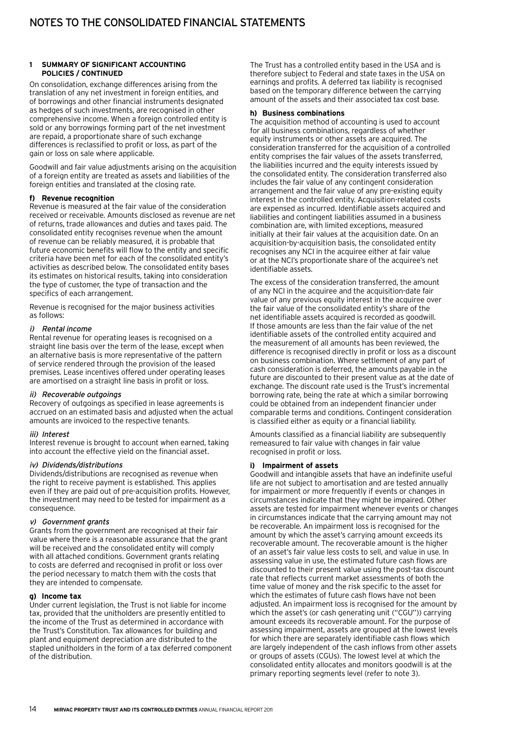# NOTES TO THE CONSOLIDATED FINANCIAL STATEMENTS

## 1 SUMMARY OF SIGNIFICANT ACCOUNTING POLICIES / CONTINUED

On consolidation, exchange differences arising from the translation of any net investment in foreign entities, and of borrowings and other financial instruments designated as hedges of such investments, are recognised in other comprehensive income. When a foreign controlled entity is sold or any borrowings forming part of the net investment are repaid, a proportionate share of such exchange differences is reclassified to profit or loss, as part of the gain or loss on sale where applicable.

Goodwill and fair value adjustments arising on the acquisition of a foreign entity are treated as assets and liabilities of the foreign entities and translated at the closing rate.

### f) Revenue recognition

Revenue is measured at the fair value of the consideration received or receivable. Amounts disclosed as revenue are net of returns, trade allowances and duties and taxes paid. The consolidated entity recognises revenue when the amount of revenue can be reliably measured, it is probable that future economic benefits will flow to the entity and specific criteria have been met for each of the consolidated entity's activities as described below. The consolidated entity bases its estimates on historical results, taking into consideration the type of customer, the type of transaction and the specifics of each arrangement.

Revenue is recognised for the major business activities as follows:

*i) Rental income*

Rental revenue for operating leases is recognised on a straight line basis over the term of the lease, except when an alternative basis is more representative of the pattern of service rendered through the provision of the leased premises. Lease incentives offered under operating leases are amortised on a straight line basis in profit or loss.

*ii) Recoverable outgoings*

Recovery of outgoings as specified in lease agreements is accrued on an estimated basis and adjusted when the actual amounts are invoiced to the respective tenants.

*iii) Interest*

Interest revenue is brought to account when earned, taking into account the effective yield on the financial asset.

*iv) Dividends/distributions*

Dividends/distributions are recognised as revenue when the right to receive payment is established. This applies even if they are paid out of pre-acquisition profits. However, the investment may need to be tested for impairment as a consequence.

*v) Government grants*

Grants from the government are recognised at their fair value where there is a reasonable assurance that the grant will be received and the consolidated entity will comply with all attached conditions. Government grants relating to costs are deferred and recognised in profit or loss over the period necessary to match them with the costs that they are intended to compensate.

### g) Income tax

Under current legislation, the Trust is not liable for income tax, provided that the unitholders are presently entitled to the income of the Trust as determined in accordance with the Trust's Constitution. Tax allowances for building and plant and equipment depreciation are distributed to the stapled unitholders in the form of a tax deferred component of the distribution.

The Trust has a controlled entity based in the USA and is therefore subject to Federal and state taxes in the USA on earnings and profits. A deferred tax liability is recognised based on the temporary difference between the carrying amount of the assets and their associated tax cost base.

### h) Business combinations

The acquisition method of accounting is used to account for all business combinations, regardless of whether equity instruments or other assets are acquired. The consideration transferred for the acquisition of a controlled entity comprises the fair values of the assets transferred, the liabilities incurred and the equity interests issued by the consolidated entity. The consideration transferred also includes the fair value of any contingent consideration arrangement and the fair value of any pre-existing equity interest in the controlled entity. Acquisition-related costs are expensed as incurred. Identifiable assets acquired and liabilities and contingent liabilities assumed in a business combination are, with limited exceptions, measured initially at their fair values at the acquisition date. On an acquisition-by-acquisition basis, the consolidated entity recognises any NCI in the acquiree either at fair value or at the NCI's proportionate share of the acquiree's net identifiable assets.

The excess of the consideration transferred, the amount of any NCI in the acquiree and the acquisition-date fair value of any previous equity interest in the acquiree over the fair value of the consolidated entity's share of the net identifiable assets acquired is recorded as goodwill. If those amounts are less than the fair value of the net identifiable assets of the controlled entity acquired and the measurement of all amounts has been reviewed, the difference is recognised directly in profit or loss as a discount on business combination. Where settlement of any part of cash consideration is deferred, the amounts payable in the future are discounted to their present value as at the date of exchange. The discount rate used is the Trust's incremental borrowing rate, being the rate at which a similar borrowing could be obtained from an independent financier under comparable terms and conditions. Contingent consideration is classified either as equity or a financial liability.

Amounts classified as a financial liability are subsequently remeasured to fair value with changes in fair value recognised in profit or loss.

### i) Impairment of assets

Goodwill and intangible assets that have an indefinite useful life are not subject to amortisation and are tested annually for impairment or more frequently if events or changes in circumstances indicate that they might be impaired. Other assets are tested for impairment whenever events or changes in circumstances indicate that the carrying amount may not be recoverable. An impairment loss is recognised for the amount by which the asset's carrying amount exceeds its recoverable amount. The recoverable amount is the higher of an asset's fair value less costs to sell, and value in use. In assessing value in use, the estimated future cash flows are discounted to their present value using the post-tax discount rate that reflects current market assessments of both the time value of money and the risk specific to the asset for which the estimates of future cash flows have not been adjusted. An impairment loss is recognised for the amount by which the asset's (or cash generating unit ("CGU")) carrying amount exceeds its recoverable amount. For the purpose of assessing impairment, assets are grouped at the lowest levels for which there are separately identifiable cash flows which are largely independent of the cash inflows from other assets or groups of assets (CGUs). The lowest level at which the consolidated entity allocates and monitors goodwill is at the primary reporting segments level (refer to note 3).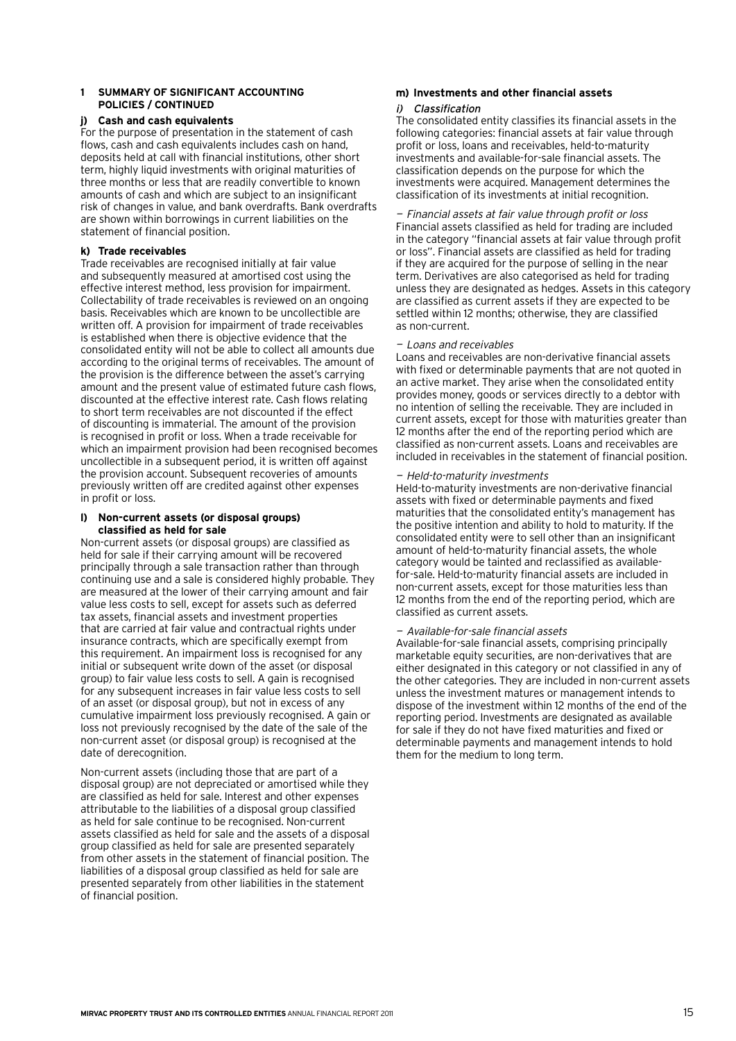## 1 SUMMARY OF SIGNIFICANT ACCOUNTING POLICIES / CONTINUED

### j) Cash and cash equivalents

For the purpose of presentation in the statement of cash flows, cash and cash equivalents includes cash on hand, deposits held at call with financial institutions, other short term, highly liquid investments with original maturities of three months or less that are readily convertible to known amounts of cash and which are subject to an insignificant risk of changes in value, and bank overdrafts. Bank overdrafts are shown within borrowings in current liabilities on the statement of financial position.

### k) Trade receivables

Trade receivables are recognised initially at fair value and subsequently measured at amortised cost using the effective interest method, less provision for impairment. Collectability of trade receivables is reviewed on an ongoing basis. Receivables which are known to be uncollectible are written off. A provision for impairment of trade receivables is established when there is objective evidence that the consolidated entity will not be able to collect all amounts due according to the original terms of receivables. The amount of the provision is the difference between the asset's carrying amount and the present value of estimated future cash flows, discounted at the effective interest rate. Cash flows relating to short term receivables are not discounted if the effect of discounting is immaterial. The amount of the provision is recognised in profit or loss. When a trade receivable for which an impairment provision had been recognised becomes uncollectible in a subsequent period, it is written off against the provision account. Subsequent recoveries of amounts previously written off are credited against other expenses in profit or loss.

### l) Non-current assets (or disposal groups) classified as held for sale

Non-current assets (or disposal groups) are classified as held for sale if their carrying amount will be recovered principally through a sale transaction rather than through continuing use and a sale is considered highly probable. They are measured at the lower of their carrying amount and fair value less costs to sell, except for assets such as deferred tax assets, financial assets and investment properties that are carried at fair value and contractual rights under insurance contracts, which are specifically exempt from this requirement. An impairment loss is recognised for any initial or subsequent write down of the asset (or disposal group) to fair value less costs to sell. A gain is recognised for any subsequent increases in fair value less costs to sell of an asset (or disposal group), but not in excess of any cumulative impairment loss previously recognised. A gain or loss not previously recognised by the date of the sale of the non-current asset (or disposal group) is recognised at the date of derecognition.

Non-current assets (including those that are part of a disposal group) are not depreciated or amortised while they are classified as held for sale. Interest and other expenses attributable to the liabilities of a disposal group classified as held for sale continue to be recognised. Non-current assets classified as held for sale and the assets of a disposal group classified as held for sale are presented separately from other assets in the statement of financial position. The liabilities of a disposal group classified as held for sale are presented separately from other liabilities in the statement of financial position.

### m) Investments and other financial assets

*i) Classification*

The consolidated entity classifies its financial assets in the following categories: financial assets at fair value through profit or loss, loans and receivables, held-to-maturity investments and available-for-sale financial assets. The classification depends on the purpose for which the investments were acquired. Management determines the classification of its investments at initial recognition.

*— Financial assets at fair value through profit or loss*

Financial assets classified as held for trading are included in the category "financial assets at fair value through profit or loss". Financial assets are classified as held for trading if they are acquired for the purpose of selling in the near term. Derivatives are also categorised as held for trading unless they are designated as hedges. Assets in this category are classified as current assets if they are expected to be settled within 12 months; otherwise, they are classified as non-current.

*— Loans and receivables*

Loans and receivables are non-derivative financial assets with fixed or determinable payments that are not quoted in an active market. They arise when the consolidated entity provides money, goods or services directly to a debtor with no intention of selling the receivable. They are included in current assets, except for those with maturities greater than 12 months after the end of the reporting period which are classified as non-current assets. Loans and receivables are included in receivables in the statement of financial position.

*— Held-to-maturity investments*

Held-to-maturity investments are non-derivative financial assets with fixed or determinable payments and fixed maturities that the consolidated entity's management has the positive intention and ability to hold to maturity. If the consolidated entity were to sell other than an insignificant amount of held-to-maturity financial assets, the whole category would be tainted and reclassified as available-for-sale. Held-to-maturity financial assets are included in non-current assets, except for those maturities less than 12 months from the end of the reporting period, which are classified as current assets.

*— Available-for-sale financial assets*

Available-for-sale financial assets, comprising principally marketable equity securities, are non-derivatives that are either designated in this category or not classified in any of the other categories. They are included in non-current assets unless the investment matures or management intends to dispose of the investment within 12 months of the end of the reporting period. Investments are designated as available for sale if they do not have fixed maturities and fixed or determinable payments and management intends to hold them for the medium to long term.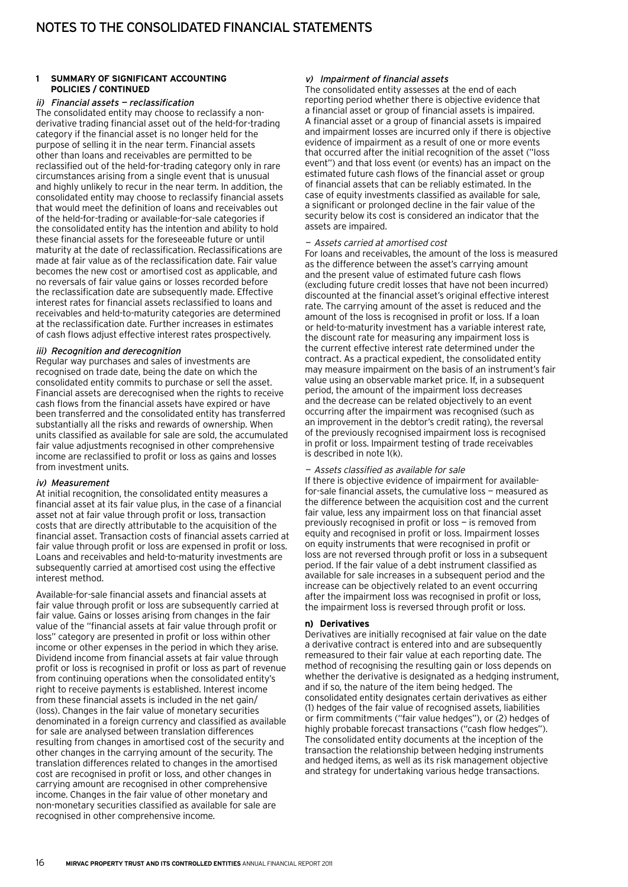# NOTES TO THE CONSOLIDATED FINANCIAL STATEMENTS

## 1 SUMMARY OF SIGNIFICANT ACCOUNTING POLICIES / CONTINUED

*ii) Financial assets — reclassification*

The consolidated entity may choose to reclassify a non-derivative trading financial asset out of the held-for-trading category if the financial asset is no longer held for the purpose of selling it in the near term. Financial assets other than loans and receivables are permitted to be reclassified out of the held-for-trading category only in rare circumstances arising from a single event that is unusual and highly unlikely to recur in the near term. In addition, the consolidated entity may choose to reclassify financial assets that would meet the definition of loans and receivables out of the held-for-trading or available-for-sale categories if the consolidated entity has the intention and ability to hold these financial assets for the foreseeable future or until maturity at the date of reclassification. Reclassifications are made at fair value as of the reclassification date. Fair value becomes the new cost or amortised cost as applicable, and no reversals of fair value gains or losses recorded before the reclassification date are subsequently made. Effective interest rates for financial assets reclassified to loans and receivables and held-to-maturity categories are determined at the reclassification date. Further increases in estimates of cash flows adjust effective interest rates prospectively.

*iii) Recognition and derecognition*

Regular way purchases and sales of investments are recognised on trade date, being the date on which the consolidated entity commits to purchase or sell the asset. Financial assets are derecognised when the rights to receive cash flows from the financial assets have expired or have been transferred and the consolidated entity has transferred substantially all the risks and rewards of ownership. When units classified as available for sale are sold, the accumulated fair value adjustments recognised in other comprehensive income are reclassified to profit or loss as gains and losses from investment units.

*iv) Measurement*

At initial recognition, the consolidated entity measures a financial asset at its fair value plus, in the case of a financial asset not at fair value through profit or loss, transaction costs that are directly attributable to the acquisition of the financial asset. Transaction costs of financial assets carried at fair value through profit or loss are expensed in profit or loss. Loans and receivables and held-to-maturity investments are subsequently carried at amortised cost using the effective interest method.

Available-for-sale financial assets and financial assets at fair value through profit or loss are subsequently carried at fair value. Gains or losses arising from changes in the fair value of the "financial assets at fair value through profit or loss" category are presented in profit or loss within other income or other expenses in the period in which they arise. Dividend income from financial assets at fair value through profit or loss is recognised in profit or loss as part of revenue from continuing operations when the consolidated entity's right to receive payments is established. Interest income from these financial assets is included in the net gain/(loss). Changes in the fair value of monetary securities denominated in a foreign currency and classified as available for sale are analysed between translation differences resulting from changes in amortised cost of the security and other changes in the carrying amount of the security. The translation differences related to changes in the amortised cost are recognised in profit or loss, and other changes in carrying amount are recognised in other comprehensive income. Changes in the fair value of other monetary and non-monetary securities classified as available for sale are recognised in other comprehensive income.

*v) Impairment of financial assets*

The consolidated entity assesses at the end of each reporting period whether there is objective evidence that a financial asset or group of financial assets is impaired. A financial asset or a group of financial assets is impaired and impairment losses are incurred only if there is objective evidence of impairment as a result of one or more events that occurred after the initial recognition of the asset ("loss event") and that loss event (or events) has an impact on the estimated future cash flows of the financial asset or group of financial assets that can be reliably estimated. In the case of equity investments classified as available for sale, a significant or prolonged decline in the fair value of the security below its cost is considered an indicator that the assets are impaired.

*— Assets carried at amortised cost*

For loans and receivables, the amount of the loss is measured as the difference between the asset's carrying amount and the present value of estimated future cash flows (excluding future credit losses that have not been incurred) discounted at the financial asset's original effective interest rate. The carrying amount of the asset is reduced and the amount of the loss is recognised in profit or loss. If a loan or held-to-maturity investment has a variable interest rate, the discount rate for measuring any impairment loss is the current effective interest rate determined under the contract. As a practical expedient, the consolidated entity may measure impairment on the basis of an instrument's fair value using an observable market price. If, in a subsequent period, the amount of the impairment loss decreases and the decrease can be related objectively to an event occurring after the impairment was recognised (such as an improvement in the debtor's credit rating), the reversal of the previously recognised impairment loss is recognised in profit or loss. Impairment testing of trade receivables is described in note 1(k).

*— Assets classified as available for sale*

If there is objective evidence of impairment for available-for-sale financial assets, the cumulative loss — measured as the difference between the acquisition cost and the current fair value, less any impairment loss on that financial asset previously recognised in profit or loss — is removed from equity and recognised in profit or loss. Impairment losses on equity instruments that were recognised in profit or loss are not reversed through profit or loss in a subsequent period. If the fair value of a debt instrument classified as available for sale increases in a subsequent period and the increase can be objectively related to an event occurring after the impairment loss was recognised in profit or loss, the impairment loss is reversed through profit or loss.

**n) Derivatives**

Derivatives are initially recognised at fair value on the date a derivative contract is entered into and are subsequently remeasured to their fair value at each reporting date. The method of recognising the resulting gain or loss depends on whether the derivative is designated as a hedging instrument, and if so, the nature of the item being hedged. The consolidated entity designates certain derivatives as either (1) hedges of the fair value of recognised assets, liabilities or firm commitments ("fair value hedges"), or (2) hedges of highly probable forecast transactions ("cash flow hedges"). The consolidated entity documents at the inception of the transaction the relationship between hedging instruments and hedged items, as well as its risk management objective and strategy for undertaking various hedge transactions.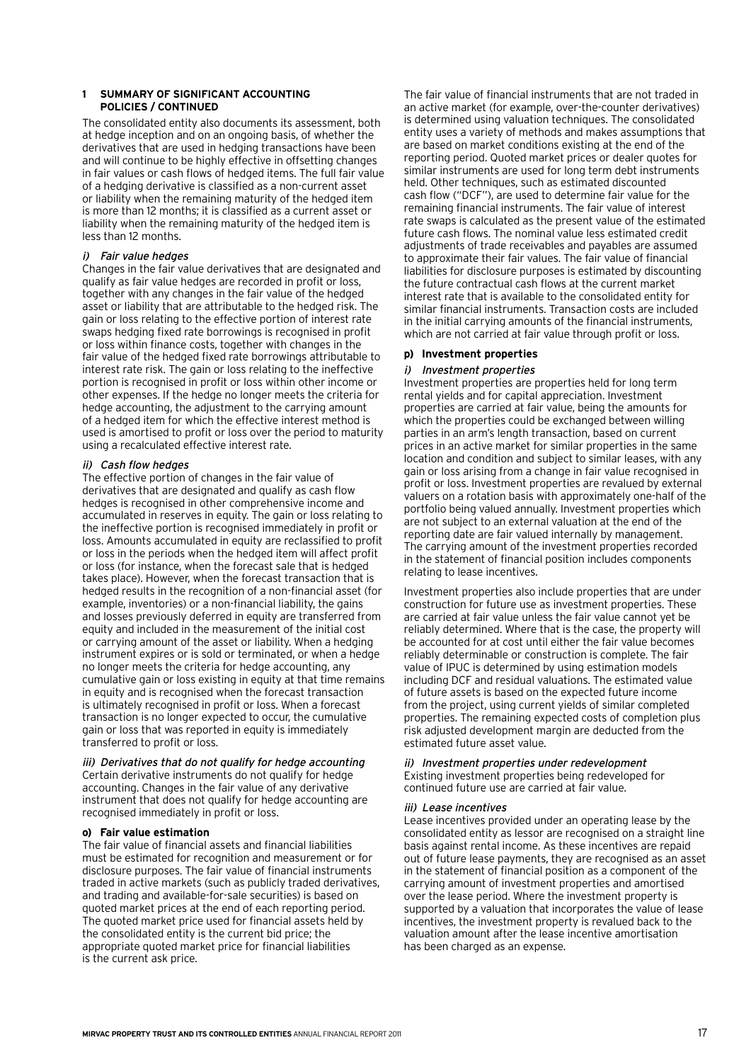## 1 SUMMARY OF SIGNIFICANT ACCOUNTING POLICIES / CONTINUED

The consolidated entity also documents its assessment, both at hedge inception and on an ongoing basis, of whether the derivatives that are used in hedging transactions have been and will continue to be highly effective in offsetting changes in fair values or cash flows of hedged items. The full fair value of a hedging derivative is classified as a non-current asset or liability when the remaining maturity of the hedged item is more than 12 months; it is classified as a current asset or liability when the remaining maturity of the hedged item is less than 12 months.

*i) Fair value hedges*

Changes in the fair value derivatives that are designated and qualify as fair value hedges are recorded in profit or loss, together with any changes in the fair value of the hedged asset or liability that are attributable to the hedged risk. The gain or loss relating to the effective portion of interest rate swaps hedging fixed rate borrowings is recognised in profit or loss within finance costs, together with changes in the fair value of the hedged fixed rate borrowings attributable to interest rate risk. The gain or loss relating to the ineffective portion is recognised in profit or loss within other income or other expenses. If the hedge no longer meets the criteria for hedge accounting, the adjustment to the carrying amount of a hedged item for which the effective interest method is used is amortised to profit or loss over the period to maturity using a recalculated effective interest rate.

*ii) Cash flow hedges*

The effective portion of changes in the fair value of derivatives that are designated and qualify as cash flow hedges is recognised in other comprehensive income and accumulated in reserves in equity. The gain or loss relating to the ineffective portion is recognised immediately in profit or loss. Amounts accumulated in equity are reclassified to profit or loss in the periods when the hedged item will affect profit or loss (for instance, when the forecast sale that is hedged takes place). However, when the forecast transaction that is hedged results in the recognition of a non-financial asset (for example, inventories) or a non-financial liability, the gains and losses previously deferred in equity are transferred from equity and included in the measurement of the initial cost or carrying amount of the asset or liability. When a hedging instrument expires or is sold or terminated, or when a hedge no longer meets the criteria for hedge accounting, any cumulative gain or loss existing in equity at that time remains in equity and is recognised when the forecast transaction is ultimately recognised in profit or loss. When a forecast transaction is no longer expected to occur, the cumulative gain or loss that was reported in equity is immediately transferred to profit or loss.

*iii) Derivatives that do not qualify for hedge accounting*

Certain derivative instruments do not qualify for hedge accounting. Changes in the fair value of any derivative instrument that does not qualify for hedge accounting are recognised immediately in profit or loss.

### o) Fair value estimation

The fair value of financial assets and financial liabilities must be estimated for recognition and measurement or for disclosure purposes. The fair value of financial instruments traded in active markets (such as publicly traded derivatives, and trading and available-for-sale securities) is based on quoted market prices at the end of each reporting period. The quoted market price used for financial assets held by the consolidated entity is the current bid price; the appropriate quoted market price for financial liabilities is the current ask price.

The fair value of financial instruments that are not traded in an active market (for example, over-the-counter derivatives) is determined using valuation techniques. The consolidated entity uses a variety of methods and makes assumptions that are based on market conditions existing at the end of the reporting period. Quoted market prices or dealer quotes for similar instruments are used for long term debt instruments held. Other techniques, such as estimated discounted cash flow ("DCF"), are used to determine fair value for the remaining financial instruments. The fair value of interest rate swaps is calculated as the present value of the estimated future cash flows. The nominal value less estimated credit adjustments of trade receivables and payables are assumed to approximate their fair values. The fair value of financial liabilities for disclosure purposes is estimated by discounting the future contractual cash flows at the current market interest rate that is available to the consolidated entity for similar financial instruments. Transaction costs are included in the initial carrying amounts of the financial instruments, which are not carried at fair value through profit or loss.

### p) Investment properties

*i) Investment properties*

Investment properties are properties held for long term rental yields and for capital appreciation. Investment properties are carried at fair value, being the amounts for which the properties could be exchanged between willing parties in an arm's length transaction, based on current prices in an active market for similar properties in the same location and condition and subject to similar leases, with any gain or loss arising from a change in fair value recognised in profit or loss. Investment properties are revalued by external valuers on a rotation basis with approximately one-half of the portfolio being valued annually. Investment properties which are not subject to an external valuation at the end of the reporting date are fair valued internally by management. The carrying amount of the investment properties recorded in the statement of financial position includes components relating to lease incentives.

Investment properties also include properties that are under construction for future use as investment properties. These are carried at fair value unless the fair value cannot yet be reliably determined. Where that is the case, the property will be accounted for at cost until either the fair value becomes reliably determinable or construction is complete. The fair value of IPUC is determined by using estimation models including DCF and residual valuations. The estimated value of future assets is based on the expected future income from the project, using current yields of similar completed properties. The remaining expected costs of completion plus risk adjusted development margin are deducted from the estimated future asset value.

*ii) Investment properties under redevelopment*

Existing investment properties being redeveloped for continued future use are carried at fair value.

*iii) Lease incentives*

Lease incentives provided under an operating lease by the consolidated entity as lessor are recognised on a straight line basis against rental income. As these incentives are repaid out of future lease payments, they are recognised as an asset in the statement of financial position as a component of the carrying amount of investment properties and amortised over the lease period. Where the investment property is supported by a valuation that incorporates the value of lease incentives, the investment property is revalued back to the valuation amount after the lease incentive amortisation has been charged as an expense.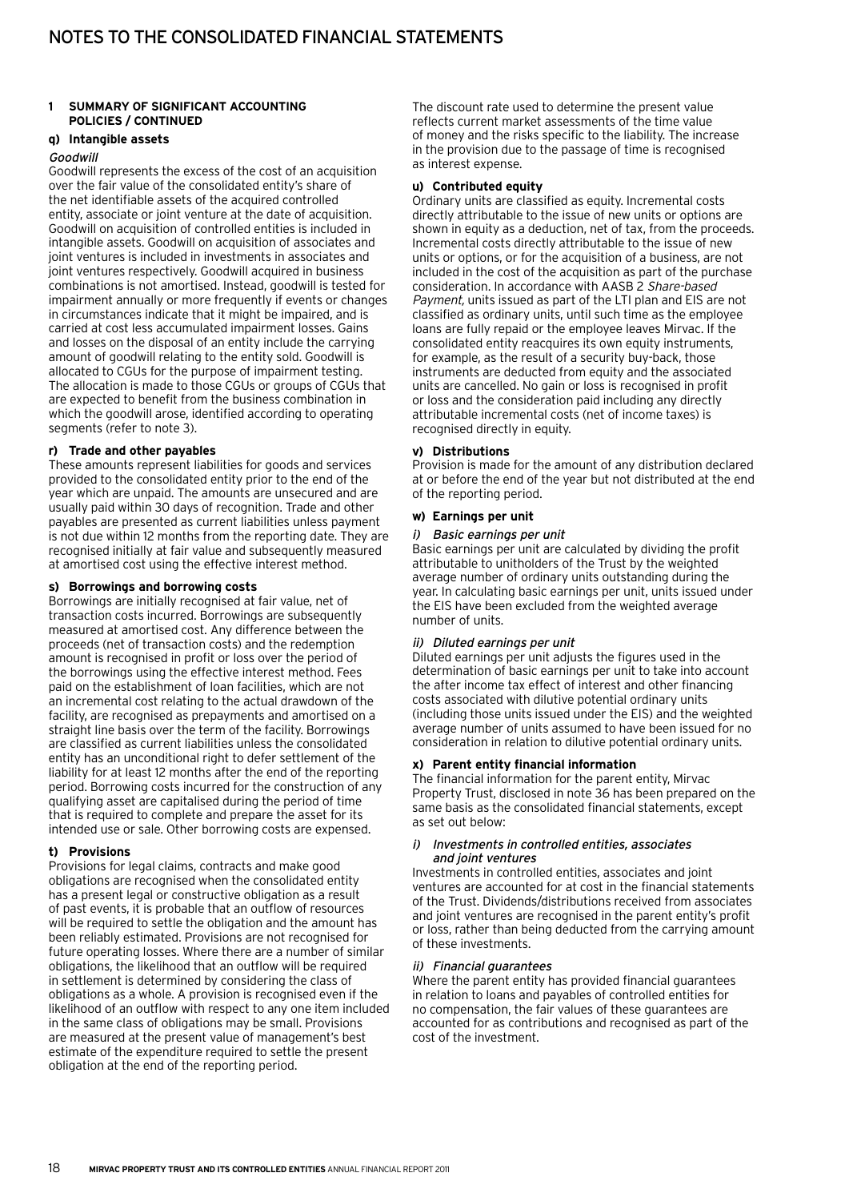# NOTES TO THE CONSOLIDATED FINANCIAL STATEMENTS

**1 SUMMARY OF SIGNIFICANT ACCOUNTING POLICIES / CONTINUED**

**q) Intangible assets**

*Goodwill*

Goodwill represents the excess of the cost of an acquisition over the fair value of the consolidated entity's share of the net identifiable assets of the acquired controlled entity, associate or joint venture at the date of acquisition. Goodwill on acquisition of controlled entities is included in intangible assets. Goodwill on acquisition of associates and joint ventures is included in investments in associates and joint ventures respectively. Goodwill acquired in business combinations is not amortised. Instead, goodwill is tested for impairment annually or more frequently if events or changes in circumstances indicate that it might be impaired, and is carried at cost less accumulated impairment losses. Gains and losses on the disposal of an entity include the carrying amount of goodwill relating to the entity sold. Goodwill is allocated to CGUs for the purpose of impairment testing. The allocation is made to those CGUs or groups of CGUs that are expected to benefit from the business combination in which the goodwill arose, identified according to operating segments (refer to note 3).

**r) Trade and other payables**

These amounts represent liabilities for goods and services provided to the consolidated entity prior to the end of the year which are unpaid. The amounts are unsecured and are usually paid within 30 days of recognition. Trade and other payables are presented as current liabilities unless payment is not due within 12 months from the reporting date. They are recognised initially at fair value and subsequently measured at amortised cost using the effective interest method.

**s) Borrowings and borrowing costs**

Borrowings are initially recognised at fair value, net of transaction costs incurred. Borrowings are subsequently measured at amortised cost. Any difference between the proceeds (net of transaction costs) and the redemption amount is recognised in profit or loss over the period of the borrowings using the effective interest method. Fees paid on the establishment of loan facilities, which are not an incremental cost relating to the actual drawdown of the facility, are recognised as prepayments and amortised on a straight line basis over the term of the facility. Borrowings are classified as current liabilities unless the consolidated entity has an unconditional right to defer settlement of the liability for at least 12 months after the end of the reporting period. Borrowing costs incurred for the construction of any qualifying asset are capitalised during the period of time that is required to complete and prepare the asset for its intended use or sale. Other borrowing costs are expensed.

**t) Provisions**

Provisions for legal claims, contracts and make good obligations are recognised when the consolidated entity has a present legal or constructive obligation as a result of past events, it is probable that an outflow of resources will be required to settle the obligation and the amount has been reliably estimated. Provisions are not recognised for future operating losses. Where there are a number of similar obligations, the likelihood that an outflow will be required in settlement is determined by considering the class of obligations as a whole. A provision is recognised even if the likelihood of an outflow with respect to any one item included in the same class of obligations may be small. Provisions are measured at the present value of management's best estimate of the expenditure required to settle the present obligation at the end of the reporting period.

The discount rate used to determine the present value reflects current market assessments of the time value of money and the risks specific to the liability. The increase in the provision due to the passage of time is recognised as interest expense.

**u) Contributed equity**

Ordinary units are classified as equity. Incremental costs directly attributable to the issue of new units or options are shown in equity as a deduction, net of tax, from the proceeds. Incremental costs directly attributable to the issue of new units or options, or for the acquisition of a business, are not included in the cost of the acquisition as part of the purchase consideration. In accordance with AASB 2 *Share-based Payment,* units issued as part of the LTI plan and EIS are not classified as ordinary units, until such time as the employee loans are fully repaid or the employee leaves Mirvac. If the consolidated entity reacquires its own equity instruments, for example, as the result of a security buy-back, those instruments are deducted from equity and the associated units are cancelled. No gain or loss is recognised in profit or loss and the consideration paid including any directly attributable incremental costs (net of income taxes) is recognised directly in equity.

**v) Distributions**

Provision is made for the amount of any distribution declared at or before the end of the year but not distributed at the end of the reporting period.

**w) Earnings per unit**

*i) Basic earnings per unit*

Basic earnings per unit are calculated by dividing the profit attributable to unitholders of the Trust by the weighted average number of ordinary units outstanding during the year. In calculating basic earnings per unit, units issued under the EIS have been excluded from the weighted average number of units.

*ii) Diluted earnings per unit*

Diluted earnings per unit adjusts the figures used in the determination of basic earnings per unit to take into account the after income tax effect of interest and other financing costs associated with dilutive potential ordinary units (including those units issued under the EIS) and the weighted average number of units assumed to have been issued for no consideration in relation to dilutive potential ordinary units.

**x) Parent entity financial information**

The financial information for the parent entity, Mirvac Property Trust, disclosed in note 36 has been prepared on the same basis as the consolidated financial statements, except as set out below:

*i) Investments in controlled entities, associates and joint ventures*

Investments in controlled entities, associates and joint ventures are accounted for at cost in the financial statements of the Trust. Dividends/distributions received from associates and joint ventures are recognised in the parent entity's profit or loss, rather than being deducted from the carrying amount of these investments.

*ii) Financial guarantees*

Where the parent entity has provided financial guarantees in relation to loans and payables of controlled entities for no compensation, the fair values of these guarantees are accounted for as contributions and recognised as part of the cost of the investment.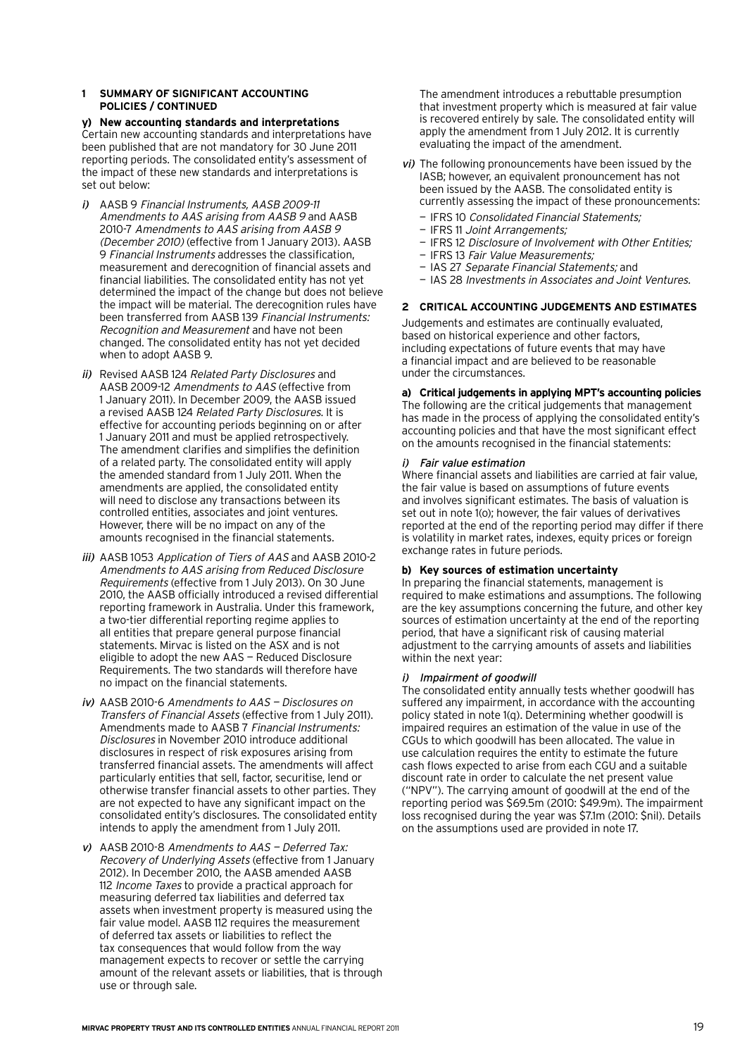## 1 SUMMARY OF SIGNIFICANT ACCOUNTING POLICIES / CONTINUED

**y) New accounting standards and interpretations**

Certain new accounting standards and interpretations have been published that are not mandatory for 30 June 2011 reporting periods. The consolidated entity's assessment of the impact of these new standards and interpretations is set out below:

*i)* AASB 9 *Financial Instruments, AASB 2009-11 Amendments to AAS arising from AASB 9* and AASB 2010-7 *Amendments to AAS arising from AASB 9 (December 2010)* (effective from 1 January 2013). AASB 9 *Financial Instruments* addresses the classification, measurement and derecognition of financial assets and financial liabilities. The consolidated entity has not yet determined the impact of the change but does not believe the impact will be material. The derecognition rules have been transferred from AASB 139 *Financial Instruments: Recognition and Measurement* and have not been changed. The consolidated entity has not yet decided when to adopt AASB 9.

*ii)* Revised AASB 124 *Related Party Disclosures* and AASB 2009-12 *Amendments to AAS* (effective from 1 January 2011). In December 2009, the AASB issued a revised AASB 124 *Related Party Disclosures*. It is effective for accounting periods beginning on or after 1 January 2011 and must be applied retrospectively. The amendment clarifies and simplifies the definition of a related party. The consolidated entity will apply the amended standard from 1 July 2011. When the amendments are applied, the consolidated entity will need to disclose any transactions between its controlled entities, associates and joint ventures. However, there will be no impact on any of the amounts recognised in the financial statements.

*iii)* AASB 1053 *Application of Tiers of AAS* and AASB 2010-2 *Amendments to AAS arising from Reduced Disclosure Requirements* (effective from 1 July 2013). On 30 June 2010, the AASB officially introduced a revised differential reporting framework in Australia. Under this framework, a two-tier differential reporting regime applies to all entities that prepare general purpose financial statements. Mirvac is listed on the ASX and is not eligible to adopt the new AAS — Reduced Disclosure Requirements. The two standards will therefore have no impact on the financial statements.

*iv)* AASB 2010-6 *Amendments to AAS — Disclosures on Transfers of Financial Assets* (effective from 1 July 2011). Amendments made to AASB 7 *Financial Instruments: Disclosures* in November 2010 introduce additional disclosures in respect of risk exposures arising from transferred financial assets. The amendments will affect particularly entities that sell, factor, securitise, lend or otherwise transfer financial assets to other parties. They are not expected to have any significant impact on the consolidated entity's disclosures. The consolidated entity intends to apply the amendment from 1 July 2011.

*v)* AASB 2010-8 *Amendments to AAS — Deferred Tax: Recovery of Underlying Assets* (effective from 1 January 2012). In December 2010, the AASB amended AASB 112 *Income Taxes* to provide a practical approach for measuring deferred tax liabilities and deferred tax assets when investment property is measured using the fair value model. AASB 112 requires the measurement of deferred tax assets or liabilities to reflect the tax consequences that would follow from the way management expects to recover or settle the carrying amount of the relevant assets or liabilities, that is through use or through sale.

The amendment introduces a rebuttable presumption that investment property which is measured at fair value is recovered entirely by sale. The consolidated entity will apply the amendment from 1 July 2012. It is currently evaluating the impact of the amendment.

*vi)* The following pronouncements have been issued by the IASB; however, an equivalent pronouncement has not been issued by the AASB. The consolidated entity is currently assessing the impact of these pronouncements:

- IFRS 10 *Consolidated Financial Statements;*
- IFRS 11 *Joint Arrangements;*
- IFRS 12 *Disclosure of Involvement with Other Entities;*
- IFRS 13 *Fair Value Measurements;*
- IAS 27 *Separate Financial Statements;* and
- IAS 28 *Investments in Associates and Joint Ventures.*

## 2 CRITICAL ACCOUNTING JUDGEMENTS AND ESTIMATES

Judgements and estimates are continually evaluated, based on historical experience and other factors, including expectations of future events that may have a financial impact and are believed to be reasonable under the circumstances.

**a) Critical judgements in applying MPT's accounting policies**

The following are the critical judgements that management has made in the process of applying the consolidated entity's accounting policies and that have the most significant effect on the amounts recognised in the financial statements:

*i) Fair value estimation*

Where financial assets and liabilities are carried at fair value, the fair value is based on assumptions of future events and involves significant estimates. The basis of valuation is set out in note 1(o); however, the fair values of derivatives reported at the end of the reporting period may differ if there is volatility in market rates, indexes, equity prices or foreign exchange rates in future periods.

**b) Key sources of estimation uncertainty**

In preparing the financial statements, management is required to make estimations and assumptions. The following are the key assumptions concerning the future, and other key sources of estimation uncertainty at the end of the reporting period, that have a significant risk of causing material adjustment to the carrying amounts of assets and liabilities within the next year:

*i) Impairment of goodwill*

The consolidated entity annually tests whether goodwill has suffered any impairment, in accordance with the accounting policy stated in note 1(q). Determining whether goodwill is impaired requires an estimation of the value in use of the CGUs to which goodwill has been allocated. The value in use calculation requires the entity to estimate the future cash flows expected to arise from each CGU and a suitable discount rate in order to calculate the net present value ("NPV"). The carrying amount of goodwill at the end of the reporting period was $69.5m (2010: $49.9m). The impairment loss recognised during the year was $7.1m (2010: $nil). Details on the assumptions used are provided in note 17.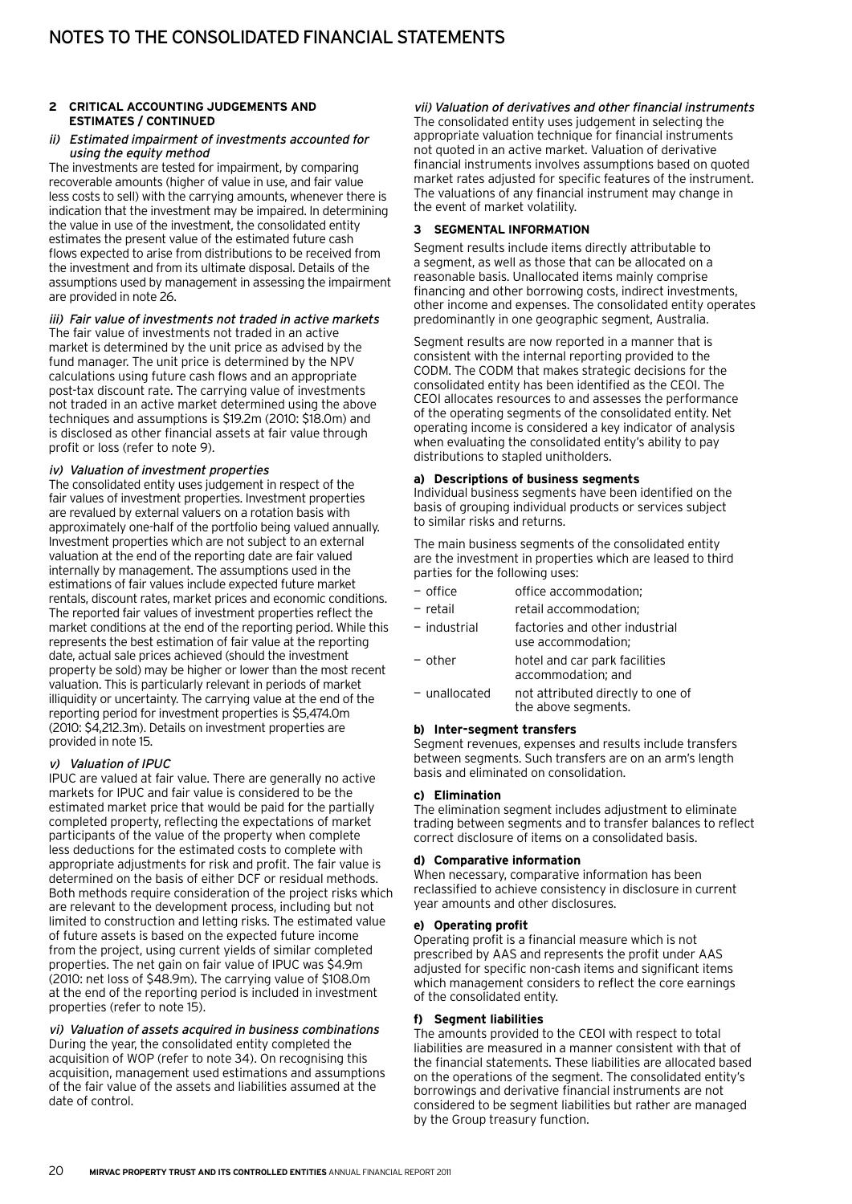# NOTES TO THE CONSOLIDATED FINANCIAL STATEMENTS

**2 CRITICAL ACCOUNTING JUDGEMENTS AND ESTIMATES / CONTINUED**

*ii) Estimated impairment of investments accounted for using the equity method*

The investments are tested for impairment, by comparing recoverable amounts (higher of value in use, and fair value less costs to sell) with the carrying amounts, whenever there is indication that the investment may be impaired. In determining the value in use of the investment, the consolidated entity estimates the present value of the estimated future cash flows expected to arise from distributions to be received from the investment and from its ultimate disposal. Details of the assumptions used by management in assessing the impairment are provided in note 26.

*iii) Fair value of investments not traded in active markets*

The fair value of investments not traded in an active market is determined by the unit price as advised by the fund manager. The unit price is determined by the NPV calculations using future cash flows and an appropriate post-tax discount rate. The carrying value of investments not traded in an active market determined using the above techniques and assumptions is $19.2m (2010: $18.0m) and is disclosed as other financial assets at fair value through profit or loss (refer to note 9).

*iv) Valuation of investment properties*

The consolidated entity uses judgement in respect of the fair values of investment properties. Investment properties are revalued by external valuers on a rotation basis with approximately one-half of the portfolio being valued annually. Investment properties which are not subject to an external valuation at the end of the reporting date are fair valued internally by management. The assumptions used in the estimations of fair values include expected future market rentals, discount rates, market prices and economic conditions. The reported fair values of investment properties reflect the market conditions at the end of the reporting period. While this represents the best estimation of fair value at the reporting date, actual sale prices achieved (should the investment property be sold) may be higher or lower than the most recent valuation. This is particularly relevant in periods of market illiquidity or uncertainty. The carrying value at the end of the reporting period for investment properties is $5,474.0m (2010: $4,212.3m). Details on investment properties are provided in note 15.

*v) Valuation of IPUC*

IPUC are valued at fair value. There are generally no active markets for IPUC and fair value is considered to be the estimated market price that would be paid for the partially completed property, reflecting the expectations of market participants of the value of the property when complete less deductions for the estimated costs to complete with appropriate adjustments for risk and profit. The fair value is determined on the basis of either DCF or residual methods. Both methods require consideration of the project risks which are relevant to the development process, including but not limited to construction and letting risks. The estimated value of future assets is based on the expected future income from the project, using current yields of similar completed properties. The net gain on fair value of IPUC was $4.9m (2010: net loss of $48.9m). The carrying value of $108.0m at the end of the reporting period is included in investment properties (refer to note 15).

*vi) Valuation of assets acquired in business combinations*

During the year, the consolidated entity completed the acquisition of WOP (refer to note 34). On recognising this acquisition, management used estimations and assumptions of the fair value of the assets and liabilities assumed at the date of control.

*vii) Valuation of derivatives and other financial instruments*

The consolidated entity uses judgement in selecting the appropriate valuation technique for financial instruments not quoted in an active market. Valuation of derivative financial instruments involves assumptions based on quoted market rates adjusted for specific features of the instrument. The valuations of any financial instrument may change in the event of market volatility.

**3 SEGMENTAL INFORMATION**

Segment results include items directly attributable to a segment, as well as those that can be allocated on a reasonable basis. Unallocated items mainly comprise financing and other borrowing costs, indirect investments, other income and expenses. The consolidated entity operates predominantly in one geographic segment, Australia.

Segment results are now reported in a manner that is consistent with the internal reporting provided to the CODM. The CODM that makes strategic decisions for the consolidated entity has been identified as the CEOI. The CEOI allocates resources to and assesses the performance of the operating segments of the consolidated entity. Net operating income is considered a key indicator of analysis when evaluating the consolidated entity's ability to pay distributions to stapled unitholders.

**a) Descriptions of business segments**

Individual business segments have been identified on the basis of grouping individual products or services subject to similar risks and returns.

The main business segments of the consolidated entity are the investment in properties which are leased to third parties for the following uses:

- office — office accommodation;
- retail — retail accommodation;
- industrial — factories and other industrial use accommodation;
- other — hotel and car park facilities accommodation; and
- unallocated — not attributed directly to one of the above segments.

**b) Inter-segment transfers**

Segment revenues, expenses and results include transfers between segments. Such transfers are on an arm's length basis and eliminated on consolidation.

**c) Elimination**

The elimination segment includes adjustment to eliminate trading between segments and to transfer balances to reflect correct disclosure of items on a consolidated basis.

**d) Comparative information**

When necessary, comparative information has been reclassified to achieve consistency in disclosure in current year amounts and other disclosures.

**e) Operating profit**

Operating profit is a financial measure which is not prescribed by AAS and represents the profit under AAS adjusted for specific non-cash items and significant items which management considers to reflect the core earnings of the consolidated entity.

**f) Segment liabilities**

The amounts provided to the CEOI with respect to total liabilities are measured in a manner consistent with that of the financial statements. These liabilities are allocated based on the operations of the segment. The consolidated entity's borrowings and derivative financial instruments are not considered to be segment liabilities but rather are managed by the Group treasury function.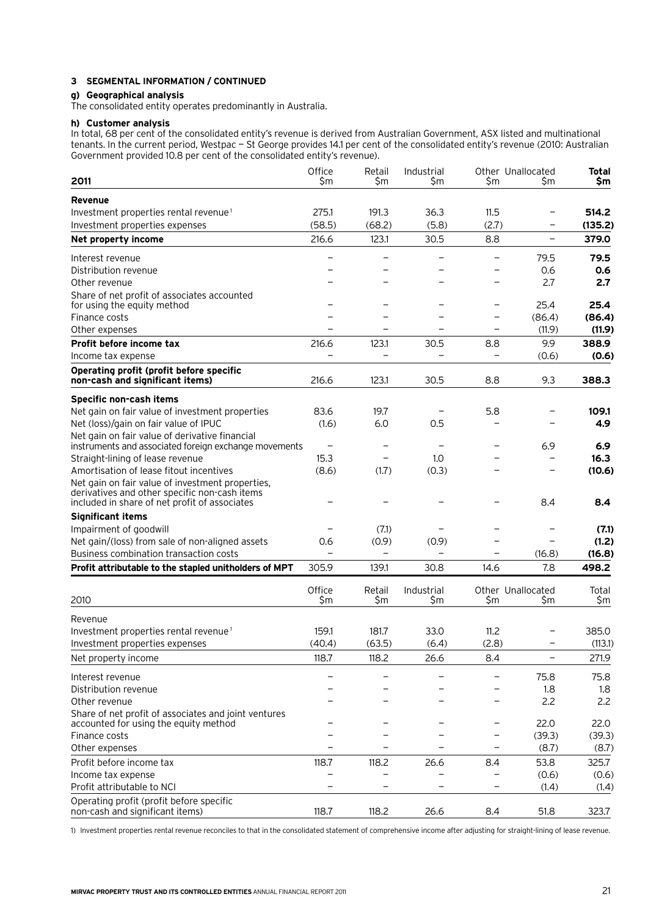## 3 SEGMENTAL INFORMATION / CONTINUED

### g) Geographical analysis

The consolidated entity operates predominantly in Australia.

### h) Customer analysis

In total, 68 per cent of the consolidated entity's revenue is derived from Australian Government, ASX listed and multinational tenants. In the current period, Westpac — St George provides 14.1 per cent of the consolidated entity's revenue (2010: Australian Government provided 10.8 per cent of the consolidated entity's revenue).

| **2011** | Office $m | Retail $m | Industrial $m | Other $m | Unallocated $m | **Total $m** |
|---|---|---|---|---|---|---|
| **Revenue** | | | | | | |
| Investment properties rental revenue[1] | 275.1 | 191.3 | 36.3 | 11.5 | – | **514.2** |
| Investment properties expenses | (58.5) | (68.2) | (5.8) | (2.7) | – | **(135.2)** |
| **Net property income** | 216.6 | 123.1 | 30.5 | 8.8 | – | **379.0** |
| Interest revenue | – | – | – | – | 79.5 | **79.5** |
| Distribution revenue | – | – | – | – | 0.6 | **0.6** |
| Other revenue | – | – | – | – | 2.7 | **2.7** |
| Share of net profit of associates accounted for using the equity method | – | – | – | – | 25.4 | **25.4** |
| Finance costs | – | – | – | – | (86.4) | **(86.4)** |
| Other expenses | – | – | – | – | (11.9) | **(11.9)** |
| **Profit before income tax** | 216.6 | 123.1 | 30.5 | 8.8 | 9.9 | **388.9** |
| Income tax expense | – | – | – | – | (0.6) | **(0.6)** |
| **Operating profit (profit before specific non-cash and significant items)** | 216.6 | 123.1 | 30.5 | 8.8 | 9.3 | **388.3** |
| **Specific non-cash items** | | | | | | |
| Net gain on fair value of investment properties | 83.6 | 19.7 | – | 5.8 | – | **109.1** |
| Net (loss)/gain on fair value of IPUC | (1.6) | 6.0 | 0.5 | – | – | **4.9** |
| Net gain on fair value of derivative financial instruments and associated foreign exchange movements | – | – | – | – | 6.9 | **6.9** |
| Straight-lining of lease revenue | 15.3 | – | 1.0 | – | – | **16.3** |
| Amortisation of lease fitout incentives | (8.6) | (1.7) | (0.3) | – | – | **(10.6)** |
| Net gain on fair value of investment properties, derivatives and other specific non-cash items included in share of net profit of associates | – | – | – | – | 8.4 | **8.4** |
| **Significant items** | | | | | | |
| Impairment of goodwill | – | (7.1) | – | – | – | **(7.1)** |
| Net gain/(loss) from sale of non-aligned assets | 0.6 | (0.9) | (0.9) | – | – | **(1.2)** |
| Business combination transaction costs | – | – | – | – | (16.8) | **(16.8)** |
| **Profit attributable to the stapled unitholders of MPT** | 305.9 | 139.1 | 30.8 | 14.6 | 7.8 | **498.2** |

| 2010 | Office $m | Retail $m | Industrial $m | Other $m | Unallocated $m | Total $m |
|---|---|---|---|---|---|---|
| Revenue | | | | | | |
| Investment properties rental revenue[1] | 159.1 | 181.7 | 33.0 | 11.2 | – | 385.0 |
| Investment properties expenses | (40.4) | (63.5) | (6.4) | (2.8) | – | (113.1) |
| Net property income | 118.7 | 118.2 | 26.6 | 8.4 | – | 271.9 |
| Interest revenue | – | – | – | – | 75.8 | 75.8 |
| Distribution revenue | – | – | – | – | 1.8 | 1.8 |
| Other revenue | – | – | – | – | 2.2 | 2.2 |
| Share of net profit of associates and joint ventures accounted for using the equity method | – | – | – | – | 22.0 | 22.0 |
| Finance costs | – | – | – | – | (39.3) | (39.3) |
| Other expenses | – | – | – | – | (8.7) | (8.7) |
| Profit before income tax | 118.7 | 118.2 | 26.6 | 8.4 | 53.8 | 325.7 |
| Income tax expense | – | – | – | – | (0.6) | (0.6) |
| Profit attributable to NCI | – | – | – | – | (1.4) | (1.4) |
| Operating profit (profit before specific non-cash and significant items) | 118.7 | 118.2 | 26.6 | 8.4 | 51.8 | 323.7 |

1) Investment properties rental revenue reconciles to that in the consolidated statement of comprehensive income after adjusting for straight-lining of lease revenue.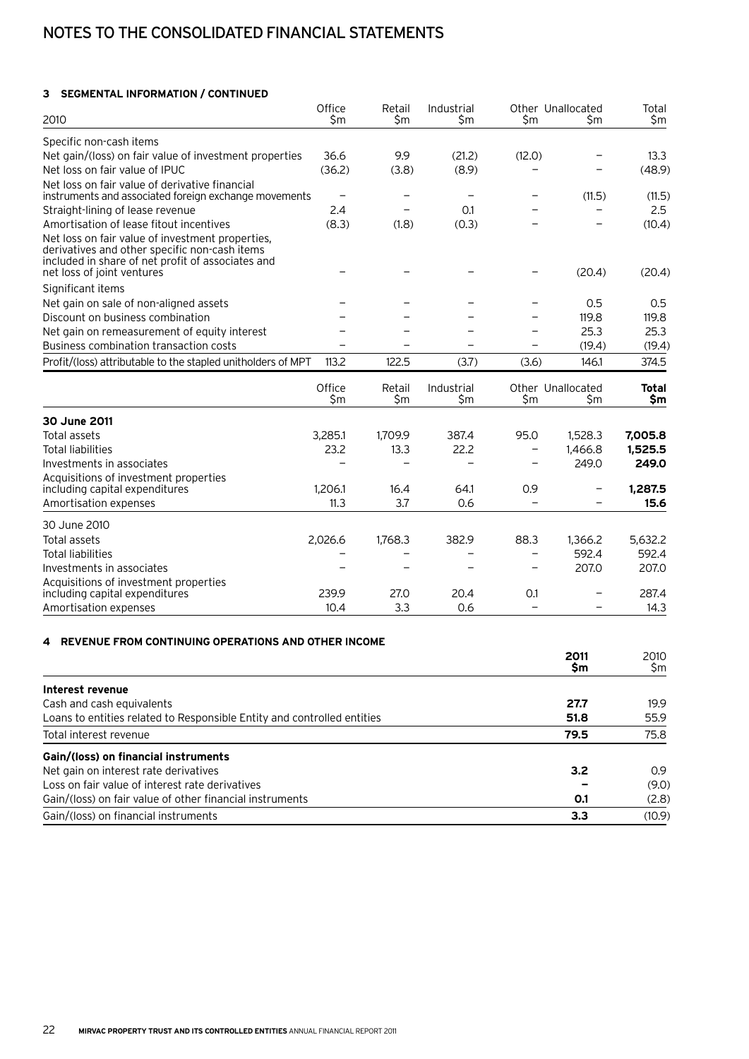# NOTES TO THE CONSOLIDATED FINANCIAL STATEMENTS

### 3 SEGMENTAL INFORMATION / CONTINUED

| 2010 | Office $m | Retail $m | Industrial $m | Other $m | Unallocated $m | Total $m |
|---|---|---|---|---|---|---|
| Specific non-cash items | | | | | | |
| Net gain/(loss) on fair value of investment properties | 36.6 | 9.9 | (21.2) | (12.0) | – | 13.3 |
| Net loss on fair value of IPUC | (36.2) | (3.8) | (8.9) | – | – | (48.9) |
| Net loss on fair value of derivative financial instruments and associated foreign exchange movements | – | – | – | – | (11.5) | (11.5) |
| Straight-lining of lease revenue | 2.4 | – | 0.1 | – | – | 2.5 |
| Amortisation of lease fitout incentives | (8.3) | (1.8) | (0.3) | – | – | (10.4) |
| Net loss on fair value of investment properties, derivatives and other specific non-cash items included in share of net profit of associates and net loss of joint ventures | – | – | – | – | (20.4) | (20.4) |
| Significant items | | | | | | |
| Net gain on sale of non-aligned assets | – | – | – | – | 0.5 | 0.5 |
| Discount on business combination | – | – | – | – | 119.8 | 119.8 |
| Net gain on remeasurement of equity interest | – | – | – | – | 25.3 | 25.3 |
| Business combination transaction costs | – | – | – | – | (19.4) | (19.4) |
| Profit/(loss) attributable to the stapled unitholders of MPT | 113.2 | 122.5 | (3.7) | (3.6) | 146.1 | 374.5 |

| | Office $m | Retail $m | Industrial $m | Other $m | Unallocated $m | **Total $m** |
|---|---|---|---|---|---|---|
| **30 June 2011** | | | | | | |
| Total assets | 3,285.1 | 1,709.9 | 387.4 | 95.0 | 1,528.3 | **7,005.8** |
| Total liabilities | 23.2 | 13.3 | 22.2 | – | 1,466.8 | **1,525.5** |
| Investments in associates | – | – | – | – | 249.0 | **249.0** |
| Acquisitions of investment properties including capital expenditures | 1,206.1 | 16.4 | 64.1 | 0.9 | – | **1,287.5** |
| Amortisation expenses | 11.3 | 3.7 | 0.6 | – | – | **15.6** |
| 30 June 2010 | | | | | | |
| Total assets | 2,026.6 | 1,768.3 | 382.9 | 88.3 | 1,366.2 | 5,632.2 |
| Total liabilities | – | – | – | – | 592.4 | 592.4 |
| Investments in associates | – | – | – | – | 207.0 | 207.0 |
| Acquisitions of investment properties including capital expenditures | 239.9 | 27.0 | 20.4 | 0.1 | – | 287.4 |
| Amortisation expenses | 10.4 | 3.3 | 0.6 | – | – | 14.3 |

### 4 REVENUE FROM CONTINUING OPERATIONS AND OTHER INCOME

| | **2011 $m** | 2010 $m |
|---|---|---|
| **Interest revenue** | | |
| Cash and cash equivalents | **27.7** | 19.9 |
| Loans to entities related to Responsible Entity and controlled entities | **51.8** | 55.9 |
| Total interest revenue | **79.5** | 75.8 |
| **Gain/(loss) on financial instruments** | | |
| Net gain on interest rate derivatives | **3.2** | 0.9 |
| Loss on fair value of interest rate derivatives | **–** | (9.0) |
| Gain/(loss) on fair value of other financial instruments | **0.1** | (2.8) |
| Gain/(loss) on financial instruments | **3.3** | (10.9) |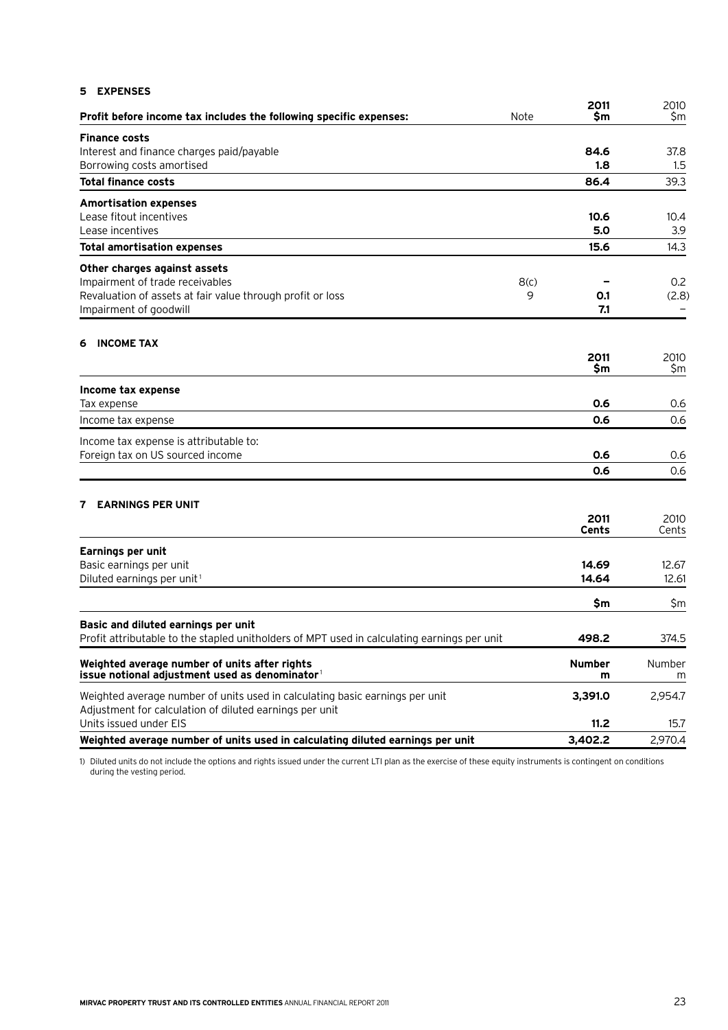## 5 EXPENSES

| Profit before income tax includes the following specific expenses: | Note | 2011 $m | 2010 $m |
|---|---|---|---|
| **Finance costs** | | | |
| Interest and finance charges paid/payable | | **84.6** | 37.8 |
| Borrowing costs amortised | | **1.8** | 1.5 |
| **Total finance costs** | | **86.4** | 39.3 |
| **Amortisation expenses** | | | |
| Lease fitout incentives | | **10.6** | 10.4 |
| Lease incentives | | **5.0** | 3.9 |
| **Total amortisation expenses** | | **15.6** | 14.3 |
| **Other charges against assets** | | | |
| Impairment of trade receivables | 8(c) | **–** | 0.2 |
| Revaluation of assets at fair value through profit or loss | 9 | **0.1** | (2.8) |
| Impairment of goodwill | | **7.1** | – |

## 6 INCOME TAX

| | 2011 $m | 2010 $m |
|---|---|---|
| **Income tax expense** | | |
| Tax expense | **0.6** | 0.6 |
| Income tax expense | **0.6** | 0.6 |
| Income tax expense is attributable to: | | |
| Foreign tax on US sourced income | **0.6** | 0.6 |
| | **0.6** | 0.6 |

## 7 EARNINGS PER UNIT

| | 2011 Cents | 2010 Cents |
|---|---|---|
| **Earnings per unit** | | |
| Basic earnings per unit | **14.69** | 12.67 |
| Diluted earnings per unit[1] | **14.64** | 12.61 |
| | **$m** | $m |
| **Basic and diluted earnings per unit** | | |
| Profit attributable to the stapled unitholders of MPT used in calculating earnings per unit | **498.2** | 374.5 |
| **Weighted average number of units after rights issue notional adjustment used as denominator**[1] | **Number m** | Number m |
| Weighted average number of units used in calculating basic earnings per unit | **3,391.0** | 2,954.7 |
| Adjustment for calculation of diluted earnings per unit | | |
| Units issued under EIS | **11.2** | 15.7 |
| **Weighted average number of units used in calculating diluted earnings per unit** | **3,402.2** | 2,970.4 |

1) Diluted units do not include the options and rights issued under the current LTI plan as the exercise of these equity instruments is contingent on conditions during the vesting period.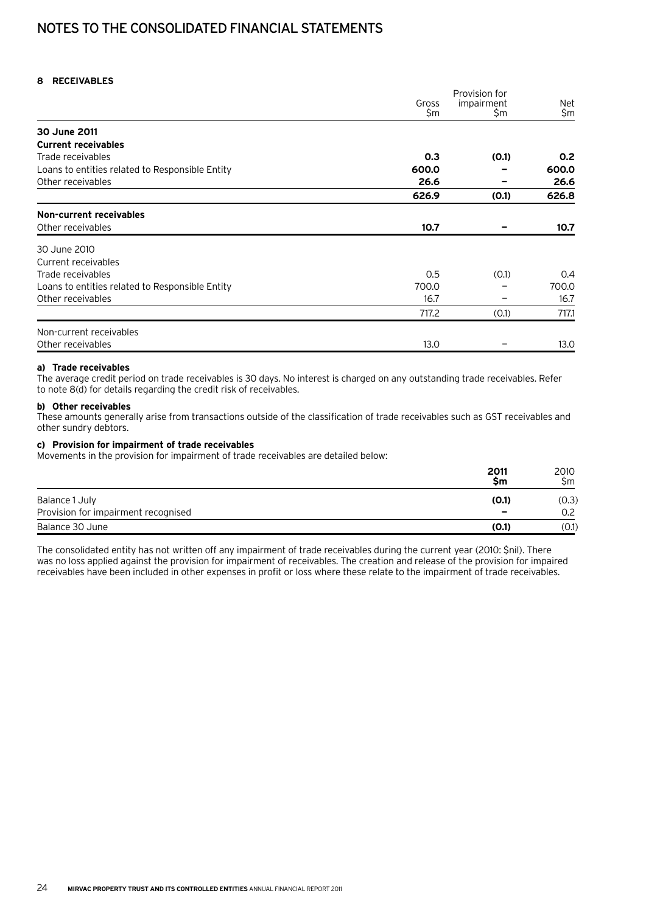## 8 RECEIVABLES

| | Gross $m | Provision for impairment $m | Net $m |
|---|---|---|---|
| **30 June 2011** | | | |
| **Current receivables** | | | |
| Trade receivables | **0.3** | **(0.1)** | **0.2** |
| Loans to entities related to Responsible Entity | **600.0** | **–** | **600.0** |
| Other receivables | **26.6** | **–** | **26.6** |
| | **626.9** | **(0.1)** | **626.8** |
| **Non-current receivables** | | | |
| Other receivables | **10.7** | **–** | **10.7** |
| 30 June 2010 | | | |
| Current receivables | | | |
| Trade receivables | 0.5 | (0.1) | 0.4 |
| Loans to entities related to Responsible Entity | 700.0 | – | 700.0 |
| Other receivables | 16.7 | – | 16.7 |
| | 717.2 | (0.1) | 717.1 |
| Non-current receivables | | | |
| Other receivables | 13.0 | – | 13.0 |

**a) Trade receivables**

The average credit period on trade receivables is 30 days. No interest is charged on any outstanding trade receivables. Refer to note 8(d) for details regarding the credit risk of receivables.

**b) Other receivables**

These amounts generally arise from transactions outside of the classification of trade receivables such as GST receivables and other sundry debtors.

**c) Provision for impairment of trade receivables**

Movements in the provision for impairment of trade receivables are detailed below:

| | 2011 $m | 2010 $m |
|---|---|---|
| Balance 1 July | **(0.1)** | (0.3) |
| Provision for impairment recognised | **–** | 0.2 |
| Balance 30 June | **(0.1)** | (0.1) |

The consolidated entity has not written off any impairment of trade receivables during the current year (2010: $nil). There was no loss applied against the provision for impairment of receivables. The creation and release of the provision for impaired receivables have been included in other expenses in profit or loss where these relate to the impairment of trade receivables.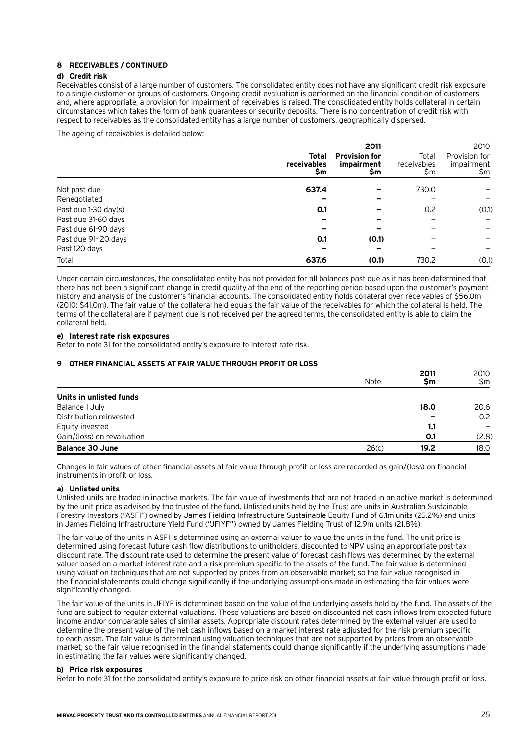### 8 RECEIVABLES / CONTINUED

#### d) Credit risk

Receivables consist of a large number of customers. The consolidated entity does not have any significant credit risk exposure to a single customer or groups of customers. Ongoing credit evaluation is performed on the financial condition of customers and, where appropriate, a provision for impairment of receivables is raised. The consolidated entity holds collateral in certain circumstances which takes the form of bank guarantees or security deposits. There is no concentration of credit risk with respect to receivables as the consolidated entity has a large number of customers, geographically dispersed.

The ageing of receivables is detailed below:

| | **2011** | | 2010 | |
|---|---|---|---|---|
| | **Total receivables $m** | **Provision for impairment $m** | Total receivables $m | Provision for impairment $m |
| Not past due | **637.4** | **–** | 730.0 | – |
| Renegotiated | **–** | **–** | – | – |
| Past due 1-30 day(s) | **0.1** | **–** | 0.2 | (0.1) |
| Past due 31-60 days | **–** | **–** | – | – |
| Past due 61-90 days | **–** | **–** | – | – |
| Past due 91-120 days | **0.1** | **(0.1)** | – | – |
| Past 120 days | **–** | **–** | – | – |
| Total | **637.6** | **(0.1)** | 730.2 | (0.1) |

Under certain circumstances, the consolidated entity has not provided for all balances past due as it has been determined that there has not been a significant change in credit quality at the end of the reporting period based upon the customer's payment history and analysis of the customer's financial accounts. The consolidated entity holds collateral over receivables of $56.0m (2010: $41.0m). The fair value of the collateral held equals the fair value of the receivables for which the collateral is held. The terms of the collateral are if payment due is not received per the agreed terms, the consolidated entity is able to claim the collateral held.

#### e) Interest rate risk exposures

Refer to note 31 for the consolidated entity's exposure to interest rate risk.

### 9 OTHER FINANCIAL ASSETS AT FAIR VALUE THROUGH PROFIT OR LOSS

| | Note | **2011 $m** | 2010 $m |
|---|---|---|---|
| **Units in unlisted funds** | | | |
| Balance 1 July | | **18.0** | 20.6 |
| Distribution reinvested | | **–** | 0.2 |
| Equity invested | | **1.1** | – |
| Gain/(loss) on revaluation | | **0.1** | (2.8) |
| **Balance 30 June** | 26(c) | **19.2** | 18.0 |

Changes in fair values of other financial assets at fair value through profit or loss are recorded as gain/(loss) on financial instruments in profit or loss.

#### a) Unlisted units

Unlisted units are traded in inactive markets. The fair value of investments that are not traded in an active market is determined by the unit price as advised by the trustee of the fund. Unlisted units held by the Trust are units in Australian Sustainable Forestry Investors ("ASFI") owned by James Fielding Infrastructure Sustainable Equity Fund of 6.1m units (25.2%) and units in James Fielding Infrastructure Yield Fund ("JFIYF") owned by James Fielding Trust of 12.9m units (21.8%).

The fair value of the units in ASFI is determined using an external valuer to value the units in the fund. The unit price is determined using forecast future cash flow distributions to unitholders, discounted to NPV using an appropriate post-tax discount rate. The discount rate used to determine the present value of forecast cash flows was determined by the external valuer based on a market interest rate and a risk premium specific to the assets of the fund. The fair value is determined using valuation techniques that are not supported by prices from an observable market; so the fair value recognised in the financial statements could change significantly if the underlying assumptions made in estimating the fair values were significantly changed.

The fair value of the units in JFIYF is determined based on the value of the underlying assets held by the fund. The assets of the fund are subject to regular external valuations. These valuations are based on discounted net cash inflows from expected future income and/or comparable sales of similar assets. Appropriate discount rates determined by the external valuer are used to determine the present value of the net cash inflows based on a market interest rate adjusted for the risk premium specific to each asset. The fair value is determined using valuation techniques that are not supported by prices from an observable market; so the fair value recognised in the financial statements could change significantly if the underlying assumptions made in estimating the fair values were significantly changed.

#### b) Price risk exposures

Refer to note 31 for the consolidated entity's exposure to price risk on other financial assets at fair value through profit or loss.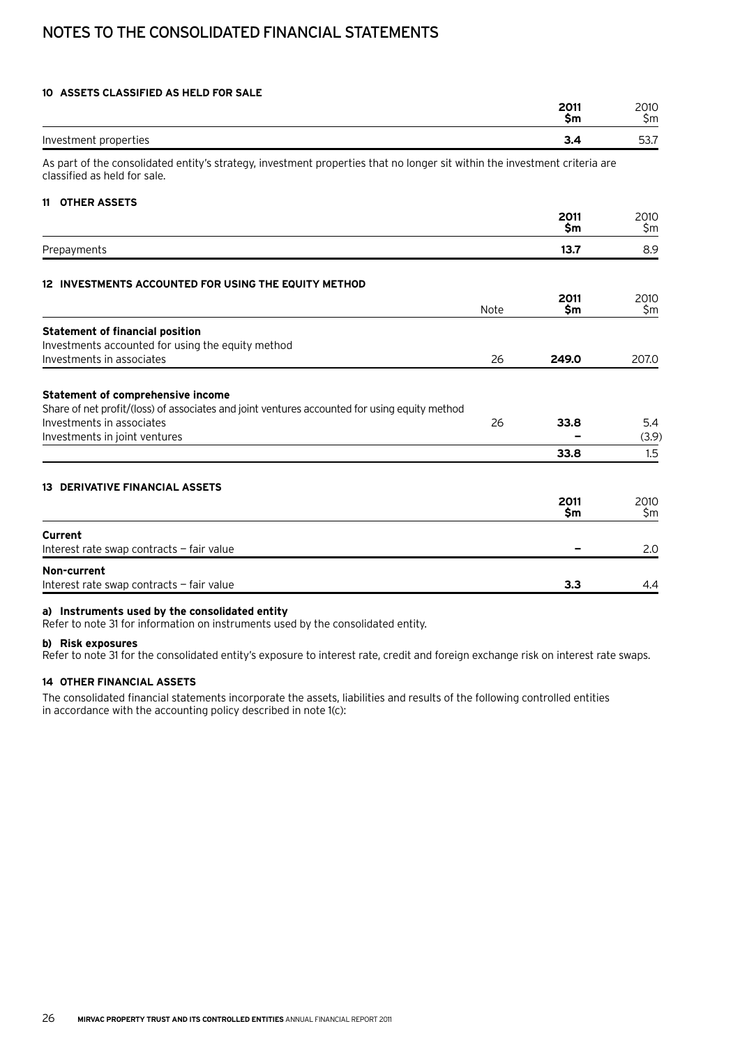# NOTES TO THE CONSOLIDATED FINANCIAL STATEMENTS

### 10 ASSETS CLASSIFIED AS HELD FOR SALE

| | 2011 $m | 2010 $m |
|---|---|---|
| Investment properties | **3.4** | 53.7 |

As part of the consolidated entity's strategy, investment properties that no longer sit within the investment criteria are classified as held for sale.

### 11 OTHER ASSETS

| | 2011 $m | 2010 $m |
|---|---|---|
| Prepayments | **13.7** | 8.9 |

### 12 INVESTMENTS ACCOUNTED FOR USING THE EQUITY METHOD

| | Note | 2011 $m | 2010 $m |
|---|---|---|---|
| **Statement of financial position** | | | |
| Investments accounted for using the equity method | | | |
| Investments in associates | 26 | **249.0** | 207.0 |
| **Statement of comprehensive income** | | | |
| Share of net profit/(loss) of associates and joint ventures accounted for using equity method | | | |
| Investments in associates | 26 | **33.8** | 5.4 |
| Investments in joint ventures | | **–** | (3.9) |
| | | **33.8** | 1.5 |

### 13 DERIVATIVE FINANCIAL ASSETS

| | 2011 $m | 2010 $m |
|---|---|---|
| **Current** | | |
| Interest rate swap contracts — fair value | **–** | 2.0 |
| **Non-current** | | |
| Interest rate swap contracts — fair value | **3.3** | 4.4 |

**a) Instruments used by the consolidated entity**
Refer to note 31 for information on instruments used by the consolidated entity.

**b) Risk exposures**
Refer to note 31 for the consolidated entity's exposure to interest rate, credit and foreign exchange risk on interest rate swaps.

### 14 OTHER FINANCIAL ASSETS

The consolidated financial statements incorporate the assets, liabilities and results of the following controlled entities in accordance with the accounting policy described in note 1(c):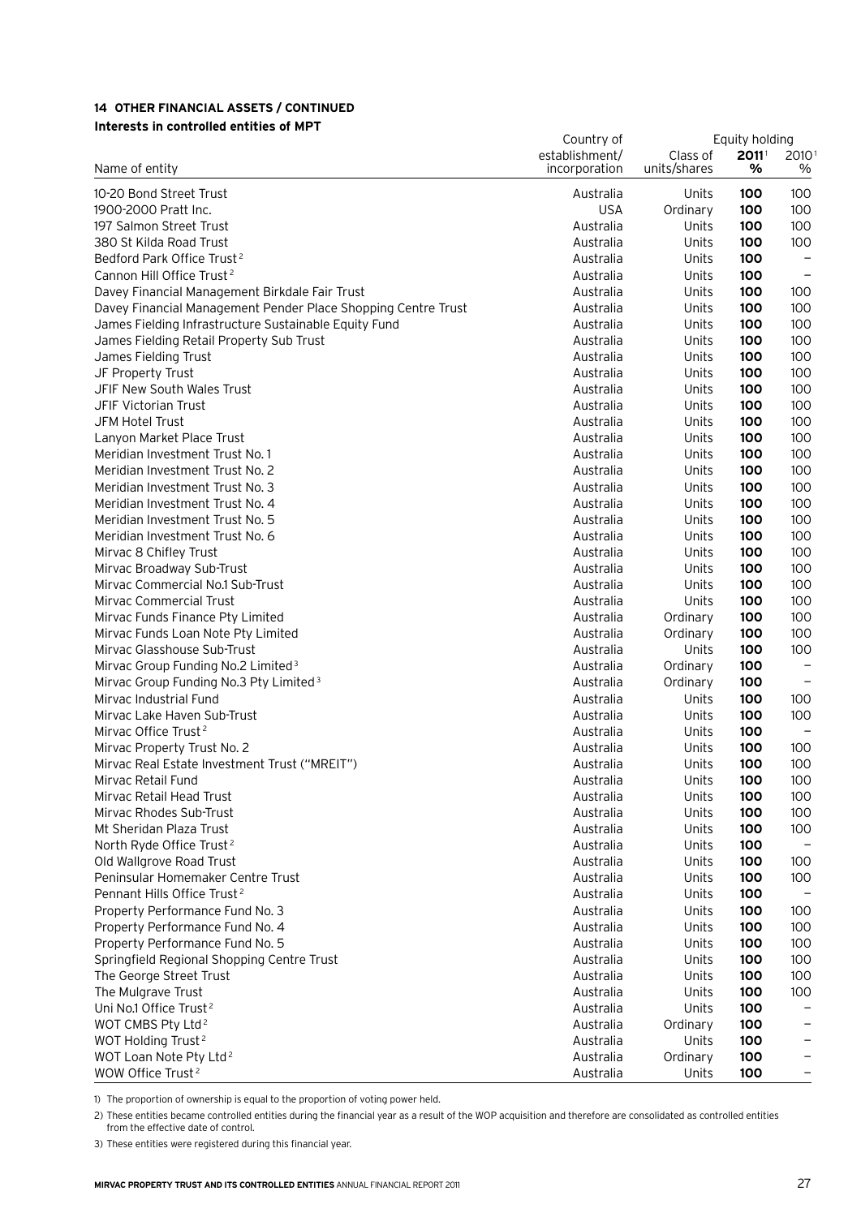### 14 OTHER FINANCIAL ASSETS / CONTINUED

**Interests in controlled entities of MPT**

| Name of entity | Country of establishment/ incorporation | Class of units/shares | Equity holding 2011[1] % | Equity holding 2010[1] % |
|---|---|---|---|---|
| 10-20 Bond Street Trust | Australia | Units | **100** | 100 |
| 1900-2000 Pratt Inc. | USA | Ordinary | **100** | 100 |
| 197 Salmon Street Trust | Australia | Units | **100** | 100 |
| 380 St Kilda Road Trust | Australia | Units | **100** | 100 |
| Bedford Park Office Trust[2] | Australia | Units | **100** | – |
| Cannon Hill Office Trust[2] | Australia | Units | **100** | – |
| Davey Financial Management Birkdale Fair Trust | Australia | Units | **100** | 100 |
| Davey Financial Management Pender Place Shopping Centre Trust | Australia | Units | **100** | 100 |
| James Fielding Infrastructure Sustainable Equity Fund | Australia | Units | **100** | 100 |
| James Fielding Retail Property Sub Trust | Australia | Units | **100** | 100 |
| James Fielding Trust | Australia | Units | **100** | 100 |
| JF Property Trust | Australia | Units | **100** | 100 |
| JFIF New South Wales Trust | Australia | Units | **100** | 100 |
| JFIF Victorian Trust | Australia | Units | **100** | 100 |
| JFM Hotel Trust | Australia | Units | **100** | 100 |
| Lanyon Market Place Trust | Australia | Units | **100** | 100 |
| Meridian Investment Trust No. 1 | Australia | Units | **100** | 100 |
| Meridian Investment Trust No. 2 | Australia | Units | **100** | 100 |
| Meridian Investment Trust No. 3 | Australia | Units | **100** | 100 |
| Meridian Investment Trust No. 4 | Australia | Units | **100** | 100 |
| Meridian Investment Trust No. 5 | Australia | Units | **100** | 100 |
| Meridian Investment Trust No. 6 | Australia | Units | **100** | 100 |
| Mirvac 8 Chifley Trust | Australia | Units | **100** | 100 |
| Mirvac Broadway Sub-Trust | Australia | Units | **100** | 100 |
| Mirvac Commercial No.1 Sub-Trust | Australia | Units | **100** | 100 |
| Mirvac Commercial Trust | Australia | Units | **100** | 100 |
| Mirvac Funds Finance Pty Limited | Australia | Ordinary | **100** | 100 |
| Mirvac Funds Loan Note Pty Limited | Australia | Ordinary | **100** | 100 |
| Mirvac Glasshouse Sub-Trust | Australia | Units | **100** | 100 |
| Mirvac Group Funding No.2 Limited[3] | Australia | Ordinary | **100** | – |
| Mirvac Group Funding No.3 Pty Limited[3] | Australia | Ordinary | **100** | – |
| Mirvac Industrial Fund | Australia | Units | **100** | 100 |
| Mirvac Lake Haven Sub-Trust | Australia | Units | **100** | 100 |
| Mirvac Office Trust[2] | Australia | Units | **100** | – |
| Mirvac Property Trust No. 2 | Australia | Units | **100** | 100 |
| Mirvac Real Estate Investment Trust ("MREIT") | Australia | Units | **100** | 100 |
| Mirvac Retail Fund | Australia | Units | **100** | 100 |
| Mirvac Retail Head Trust | Australia | Units | **100** | 100 |
| Mirvac Rhodes Sub-Trust | Australia | Units | **100** | 100 |
| Mt Sheridan Plaza Trust | Australia | Units | **100** | 100 |
| North Ryde Office Trust[2] | Australia | Units | **100** | – |
| Old Wallgrove Road Trust | Australia | Units | **100** | 100 |
| Peninsular Homemaker Centre Trust | Australia | Units | **100** | 100 |
| Pennant Hills Office Trust[2] | Australia | Units | **100** | – |
| Property Performance Fund No. 3 | Australia | Units | **100** | 100 |
| Property Performance Fund No. 4 | Australia | Units | **100** | 100 |
| Property Performance Fund No. 5 | Australia | Units | **100** | 100 |
| Springfield Regional Shopping Centre Trust | Australia | Units | **100** | 100 |
| The George Street Trust | Australia | Units | **100** | 100 |
| The Mulgrave Trust | Australia | Units | **100** | 100 |
| Uni No.1 Office Trust[2] | Australia | Units | **100** | – |
| WOT CMBS Pty Ltd[2] | Australia | Ordinary | **100** | – |
| WOT Holding Trust[2] | Australia | Units | **100** | – |
| WOT Loan Note Pty Ltd[2] | Australia | Ordinary | **100** | – |
| WOW Office Trust[2] | Australia | Units | **100** | – |

1) The proportion of ownership is equal to the proportion of voting power held.

2) These entities became controlled entities during the financial year as a result of the WOP acquisition and therefore are consolidated as controlled entities from the effective date of control.

3) These entities were registered during this financial year.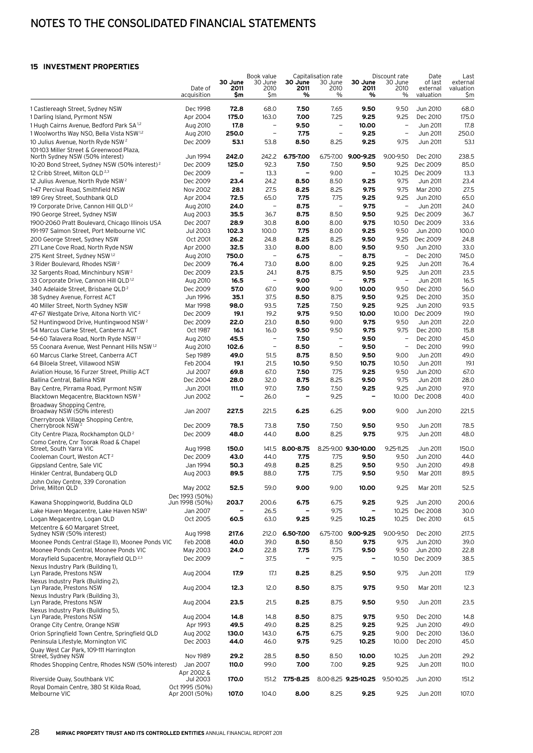# NOTES TO THE CONSOLIDATED FINANCIAL STATEMENTS

### 15 INVESTMENT PROPERTIES

| | Date of acquisition | Book value 30 June 2011 $m | Book value 30 June 2010 $m | Capitalisation rate 30 June 2011 % | Capitalisation rate 30 June 2010 % | Discount rate 30 June 2011 % | Discount rate 30 June 2010 % | Date of last external valuation | Last external valuation $m |
|---|---|---|---|---|---|---|---|---|---|
| 1 Castlereagh Street, Sydney NSW | Dec 1998 | **72.8** | 68.0 | **7.50** | 7.65 | **9.50** | 9.50 | Jun 2010 | 68.0 |
| 1 Darling Island, Pyrmont NSW | Apr 2004 | **175.0** | 163.0 | **7.00** | 7.25 | **9.25** | 9.25 | Dec 2010 | 175.0 |
| 1 Hugh Cairns Avenue, Bedford Park SA [1,2] | Aug 2010 | **17.8** | – | **9.50** | – | **10.00** | – | Jun 2011 | 17.8 |
| 1 Woolworths Way NSO, Bella Vista NSW [1,2] | Aug 2010 | **250.0** | – | **7.75** | – | **9.25** | – | Jun 2011 | 250.0 |
| 10 Julius Avenue, North Ryde NSW [2] | Dec 2009 | **53.1** | 53.8 | **8.50** | 8.25 | **9.25** | 9.75 | Jun 2011 | 53.1 |
| 101-103 Miller Street & Greenwood Plaza, North Sydney NSW (50% interest) | Jun 1994 | **242.0** | 242.2 | **6.75-7.00** | 6.75-7.00 | **9.00-9.25** | 9.00-9.50 | Dec 2010 | 238.5 |
| 10-20 Bond Street, Sydney NSW (50% interest) [2] | Dec 2009 | **125.0** | 92.3 | **7.50** | 7.50 | **9.50** | 9.25 | Dec 2009 | 85.0 |
| 12 Cribb Street, Milton QLD [2,3] | Dec 2009 | **–** | 13.3 | **–** | 9.00 | **–** | 10.25 | Dec 2009 | 13.3 |
| 12 Julius Avenue, North Ryde NSW [2] | Dec 2009 | **23.4** | 24.2 | **8.50** | 8.50 | **9.25** | 9.75 | Jun 2011 | 23.4 |
| 1-47 Percival Road, Smithfield NSW | Nov 2002 | **28.1** | 27.5 | **8.25** | 8.25 | **9.75** | 9.75 | Mar 2010 | 27.5 |
| 189 Grey Street, Southbank QLD | Apr 2004 | **72.5** | 65.0 | **7.75** | 7.75 | **9.25** | 9.25 | Jun 2010 | 65.0 |
| 19 Corporate Drive, Cannon Hill QLD [1,2] | Aug 2010 | **24.0** | – | **8.75** | – | **9.75** | – | Jun 2011 | 24.0 |
| 190 George Street, Sydney NSW | Aug 2003 | **35.5** | 36.7 | **8.75** | 8.50 | **9.50** | 9.25 | Dec 2009 | 36.7 |
| 1900-2060 Pratt Boulevard, Chicago Illinois USA | Dec 2007 | **28.9** | 30.8 | **8.00** | 8.00 | **9.75** | 10.50 | Dec 2009 | 33.6 |
| 191-197 Salmon Street, Port Melbourne VIC | Jul 2003 | **102.3** | 100.0 | **7.75** | 8.00 | **9.25** | 9.50 | Jun 2010 | 100.0 |
| 200 George Street, Sydney NSW | Oct 2001 | **26.2** | 24.8 | **8.25** | 8.25 | **9.50** | 9.25 | Dec 2009 | 24.8 |
| 271 Lane Cove Road, North Ryde NSW | Apr 2000 | **32.5** | 33.0 | **8.00** | 8.00 | **9.50** | 9.50 | Jun 2010 | 33.0 |
| 275 Kent Street, Sydney NSW [1,2] | Aug 2010 | **750.0** | – | **6.75** | – | **8.75** | – | Dec 2010 | 745.0 |
| 3 Rider Boulevard, Rhodes NSW [2] | Dec 2009 | **76.4** | 73.0 | **8.00** | 8.00 | **9.25** | 9.25 | Jun 2011 | 76.4 |
| 32 Sargents Road, Minchinbury NSW [2] | Dec 2009 | **23.5** | 24.1 | **8.75** | 8.75 | **9.50** | 9.25 | Jun 2011 | 23.5 |
| 33 Corporate Drive, Cannon Hill QLD [1,2] | Aug 2010 | **16.5** | – | **9.00** | – | **9.75** | – | Jun 2011 | 16.5 |
| 340 Adelaide Street, Brisbane QLD [2] | Dec 2009 | **57.0** | 67.0 | **9.00** | 9.00 | **10.00** | 9.50 | Dec 2010 | 56.0 |
| 38 Sydney Avenue, Forrest ACT | Jun 1996 | **35.1** | 37.5 | **8.50** | 8.75 | **9.50** | 9.25 | Dec 2010 | 35.0 |
| 40 Miller Street, North Sydney NSW | Mar 1998 | **98.0** | 93.5 | **7.25** | 7.50 | **9.25** | 9.25 | Jun 2010 | 93.5 |
| 47-67 Westgate Drive, Altona North VIC [2] | Dec 2009 | **19.1** | 19.2 | **9.75** | 9.50 | **10.00** | 10.00 | Dec 2009 | 19.0 |
| 52 Huntingwood Drive, Huntingwood NSW [2] | Dec 2009 | **22.0** | 23.0 | **8.50** | 9.00 | **9.75** | 9.50 | Jun 2011 | 22.0 |
| 54 Marcus Clarke Street, Canberra ACT | Oct 1987 | **16.1** | 16.0 | **9.50** | 9.50 | **9.75** | 9.75 | Dec 2010 | 15.8 |
| 54-60 Talavera Road, North Ryde NSW [1,2] | Aug 2010 | **45.5** | – | **7.50** | – | **9.50** | – | Dec 2010 | 45.0 |
| 55 Coonara Avenue, West Pennant Hills NSW [1,2] | Aug 2010 | **102.6** | – | **8.50** | – | **9.50** | – | Dec 2010 | 99.0 |
| 60 Marcus Clarke Street, Canberra ACT | Sep 1989 | **49.0** | 51.5 | **8.75** | 8.50 | **9.50** | 9.00 | Jun 2011 | 49.0 |
| 64 Biloela Street, Villawood NSW | Feb 2004 | **19.1** | 21.5 | **10.50** | 9.50 | **10.75** | 10.50 | Jun 2011 | 19.1 |
| Aviation House, 16 Furzer Street, Phillip ACT | Jul 2007 | **69.8** | 67.0 | **7.50** | 7.75 | **9.25** | 9.50 | Jun 2010 | 67.0 |
| Ballina Central, Ballina NSW | Dec 2004 | **28.0** | 32.0 | **8.75** | 8.25 | **9.50** | 9.75 | Jun 2011 | 28.0 |
| Bay Centre, Pirrama Road, Pyrmont NSW | Jun 2001 | **111.0** | 97.0 | **7.50** | 7.50 | **9.25** | 9.25 | Jun 2010 | 97.0 |
| Blacktown Megacentre, Blacktown NSW [3] | Jun 2002 | **–** | 26.0 | **–** | 9.25 | **–** | 10.00 | Dec 2008 | 40.0 |
| Broadway Shopping Centre, Broadway NSW (50% interest) | Jan 2007 | **227.5** | 221.5 | **6.25** | 6.25 | **9.00** | 9.00 | Jun 2010 | 221.5 |
| Cherrybrook Village Shopping Centre, Cherrybrook NSW [2] | Dec 2009 | **78.5** | 73.8 | **7.50** | 7.50 | **9.50** | 9.50 | Jun 2011 | 78.5 |
| City Centre Plaza, Rockhampton QLD [2] | Dec 2009 | **48.0** | 44.0 | **8.00** | 8.25 | **9.75** | 9.75 | Jun 2011 | 48.0 |
| Como Centre, Cnr Toorak Road & Chapel Street, South Yarra VIC | Aug 1998 | **150.0** | 141.5 | **8.00-8.75** | 8.25-9.00 | **9.30-10.00** | 9.25-11.25 | Jun 2011 | 150.0 |
| Cooleman Court, Weston ACT [2] | Dec 2009 | **43.0** | 44.0 | **7.75** | 7.75 | **9.50** | 9.50 | Jun 2010 | 44.0 |
| Gippsland Centre, Sale VIC | Jan 1994 | **50.3** | 49.8 | **8.25** | 8.25 | **9.50** | 9.50 | Jun 2010 | 49.8 |
| Hinkler Central, Bundaberg QLD | Aug 2003 | **89.5** | 88.0 | **7.75** | 7.75 | **9.50** | 9.50 | Mar 2011 | 89.5 |
| John Oxley Centre, 339 Coronation Drive, Milton QLD | May 2002 | **52.5** | 59.0 | **9.00** | 9.00 | **10.00** | 9.25 | Mar 2011 | 52.5 |
| Kawana Shoppingworld, Buddina QLD | Dec 1993 (50%) Jun 1998 (50%) | **203.7** | 200.6 | **6.75** | 6.75 | **9.25** | 9.25 | Jun 2010 | 200.6 |
| Lake Haven Megacentre, Lake Haven NSW [3] | Jan 2007 | **–** | 26.5 | **–** | 9.75 | **–** | 10.25 | Dec 2008 | 30.0 |
| Logan Megacentre, Logan QLD | Oct 2005 | **60.5** | 63.0 | **9.25** | 9.25 | **10.25** | 10.25 | Dec 2010 | 61.5 |
| Metcentre & 60 Margaret Street, Sydney NSW (50% interest) | Aug 1998 | **217.6** | 212.0 | **6.50-7.00** | 6.75-7.00 | **9.00-9.25** | 9.00-9.50 | Dec 2010 | 217.5 |
| Moonee Ponds Central (Stage II), Moonee Ponds VIC | Feb 2008 | **40.0** | 39.0 | **8.50** | 8.50 | **9.75** | 9.75 | Jun 2010 | 39.0 |
| Moonee Ponds Central, Moonee Ponds VIC | May 2003 | **24.0** | 22.8 | **7.75** | 7.75 | **9.50** | 9.50 | Jun 2010 | 22.8 |
| Morayfield Supacentre, Morayfield QLD [2,3] | Dec 2009 | **–** | 37.5 | **–** | 9.75 | **–** | 10.50 | Dec 2009 | 38.5 |
| Nexus Industry Park (Building 1), Lyn Parade, Prestons NSW | Aug 2004 | **17.9** | 17.1 | **8.25** | 8.25 | **9.50** | 9.75 | Jun 2011 | 17.9 |
| Nexus Industry Park (Building 2), Lyn Parade, Prestons NSW | Aug 2004 | **12.3** | 12.0 | **8.50** | 8.75 | **9.75** | 9.50 | Mar 2011 | 12.3 |
| Nexus Industry Park (Building 3), Lyn Parade, Prestons NSW | Aug 2004 | **23.5** | 21.5 | **8.25** | 8.75 | **9.50** | 9.50 | Jun 2011 | 23.5 |
| Nexus Industry Park (Building 5), Lyn Parade, Prestons NSW | Aug 2004 | **14.8** | 14.8 | **8.50** | 8.75 | **9.75** | 9.50 | Dec 2010 | 14.8 |
| Orange City Centre, Orange NSW | Apr 1993 | **49.5** | 49.0 | **8.25** | 8.25 | **9.25** | 9.25 | Jun 2010 | 49.0 |
| Orion Springfield Town Centre, Springfield QLD | Aug 2002 | **130.0** | 143.0 | **6.75** | 6.75 | **9.25** | 9.00 | Dec 2010 | 136.0 |
| Peninsula Lifestyle, Mornington VIC | Dec 2003 | **44.0** | 46.0 | **9.75** | 9.25 | **10.25** | 10.00 | Dec 2010 | 45.0 |
| Quay West Car Park, 109-111 Harrington Street, Sydney NSW | Nov 1989 | **29.2** | 28.5 | **8.50** | 8.50 | **10.00** | 10.25 | Jun 2011 | 29.2 |
| Rhodes Shopping Centre, Rhodes NSW (50% interest) | Jan 2007 | **110.0** | 99.0 | **7.00** | 7.00 | **9.25** | 9.25 | Jun 2011 | 110.0 |
| Riverside Quay, Southbank VIC | Apr 2002 & Jul 2003 | **170.0** | 151.2 | **7.75-8.25** | 8.00-8.25 | **9.25-10.25** | 9.50-10.25 | Jun 2010 | 151.2 |
| Royal Domain Centre, 380 St Kilda Road, Melbourne VIC | Oct 1995 (50%) Apr 2001 (50%) | **107.0** | 104.0 | **8.00** | 8.25 | **9.25** | 9.25 | Jun 2011 | 107.0 |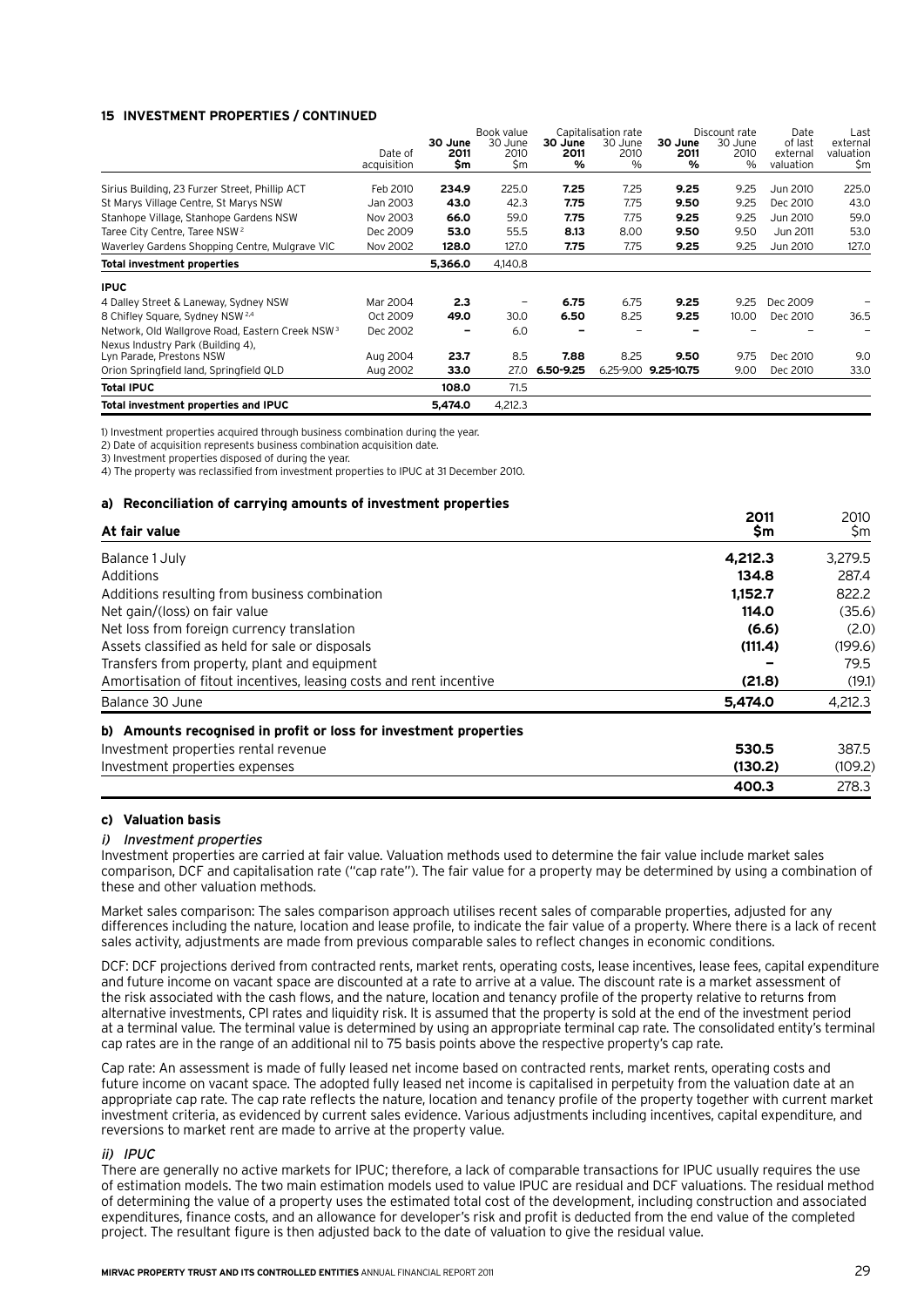## 15 INVESTMENT PROPERTIES / CONTINUED

| | Date of acquisition | Book value 30 June 2011 $m | Book value 30 June 2010 $m | Capitalisation rate 30 June 2011 % | Capitalisation rate 30 June 2010 % | Discount rate 30 June 2011 % | Discount rate 30 June 2010 % | Date of last external valuation | Last external valuation $m |
|---|---|---|---|---|---|---|---|---|---|
| Sirius Building, 23 Furzer Street, Phillip ACT | Feb 2010 | **234.9** | 225.0 | **7.25** | 7.25 | **9.25** | 9.25 | Jun 2010 | 225.0 |
| St Marys Village Centre, St Marys NSW | Jan 2003 | **43.0** | 42.3 | **7.75** | 7.75 | **9.50** | 9.25 | Dec 2010 | 43.0 |
| Stanhope Village, Stanhope Gardens NSW | Nov 2003 | **66.0** | 59.0 | **7.75** | 7.75 | **9.25** | 9.25 | Jun 2010 | 59.0 |
| Taree City Centre, Taree NSW[2] | Dec 2009 | **53.0** | 55.5 | **8.13** | 8.00 | **9.50** | 9.50 | Jun 2011 | 53.0 |
| Waverley Gardens Shopping Centre, Mulgrave VIC | Nov 2002 | **128.0** | 127.0 | **7.75** | 7.75 | **9.25** | 9.25 | Jun 2010 | 127.0 |
| **Total investment properties** | | **5,366.0** | 4,140.8 | | | | | | |
| **IPUC** | | | | | | | | | |
| 4 Dalley Street & Laneway, Sydney NSW | Mar 2004 | **2.3** | – | **6.75** | 6.75 | **9.25** | 9.25 | Dec 2009 | – |
| 8 Chifley Square, Sydney NSW[2,4] | Oct 2009 | **49.0** | 30.0 | **6.50** | 8.25 | **9.25** | 10.00 | Dec 2010 | 36.5 |
| Network, Old Wallgrove Road, Eastern Creek NSW[3] | Dec 2002 | **–** | 6.0 | **–** | – | **–** | – | – | – |
| Nexus Industry Park (Building 4), Lyn Parade, Prestons NSW | Aug 2004 | **23.7** | 8.5 | **7.88** | 8.25 | **9.50** | 9.75 | Dec 2010 | 9.0 |
| Orion Springfield land, Springfield QLD | Aug 2002 | **33.0** | 27.0 | **6.50-9.25** | 6.25-9.00 | **9.25-10.75** | 9.00 | Dec 2010 | 33.0 |
| **Total IPUC** | | **108.0** | 71.5 | | | | | | |
| **Total investment properties and IPUC** | | **5,474.0** | 4,212.3 | | | | | | |

1) Investment properties acquired through business combination during the year.
2) Date of acquisition represents business combination acquisition date.
3) Investment properties disposed of during the year.
4) The property was reclassified from investment properties to IPUC at 31 December 2010.

### a) Reconciliation of carrying amounts of investment properties

| At fair value | 2011 $m | 2010 $m |
|---|---|---|
| Balance 1 July | **4,212.3** | 3,279.5 |
| Additions | **134.8** | 287.4 |
| Additions resulting from business combination | **1,152.7** | 822.2 |
| Net gain/(loss) on fair value | **114.0** | (35.6) |
| Net loss from foreign currency translation | **(6.6)** | (2.0) |
| Assets classified as held for sale or disposals | **(111.4)** | (199.6) |
| Transfers from property, plant and equipment | **–** | 79.5 |
| Amortisation of fitout incentives, leasing costs and rent incentive | **(21.8)** | (19.1) |
| Balance 30 June | **5,474.0** | 4,212.3 |

### b) Amounts recognised in profit or loss for investment properties

| | 2011 $m | 2010 $m |
|---|---|---|
| Investment properties rental revenue | **530.5** | 387.5 |
| Investment properties expenses | **(130.2)** | (109.2) |
| | **400.3** | 278.3 |

### c) Valuation basis

#### *i) Investment properties*

Investment properties are carried at fair value. Valuation methods used to determine the fair value include market sales comparison, DCF and capitalisation rate ("cap rate"). The fair value for a property may be determined by using a combination of these and other valuation methods.

Market sales comparison: The sales comparison approach utilises recent sales of comparable properties, adjusted for any differences including the nature, location and lease profile, to indicate the fair value of a property. Where there is a lack of recent sales activity, adjustments are made from previous comparable sales to reflect changes in economic conditions.

DCF: DCF projections derived from contracted rents, market rents, operating costs, lease incentives, lease fees, capital expenditure and future income on vacant space are discounted at a rate to arrive at a value. The discount rate is a market assessment of the risk associated with the cash flows, and the nature, location and tenancy profile of the property relative to returns from alternative investments, CPI rates and liquidity risk. It is assumed that the property is sold at the end of the investment period at a terminal value. The terminal value is determined by using an appropriate terminal cap rate. The consolidated entity's terminal cap rates are in the range of an additional nil to 75 basis points above the respective property's cap rate.

Cap rate: An assessment is made of fully leased net income based on contracted rents, market rents, operating costs and future income on vacant space. The adopted fully leased net income is capitalised in perpetuity from the valuation date at an appropriate cap rate. The cap rate reflects the nature, location and tenancy profile of the property together with current market investment criteria, as evidenced by current sales evidence. Various adjustments including incentives, capital expenditure, and reversions to market rent are made to arrive at the property value.

#### *ii) IPUC*

There are generally no active markets for IPUC; therefore, a lack of comparable transactions for IPUC usually requires the use of estimation models. The two main estimation models used to value IPUC are residual and DCF valuations. The residual method of determining the value of a property uses the estimated total cost of the development, including construction and associated expenditures, finance costs, and an allowance for developer's risk and profit is deducted from the end value of the completed project. The resultant figure is then adjusted back to the date of valuation to give the residual value.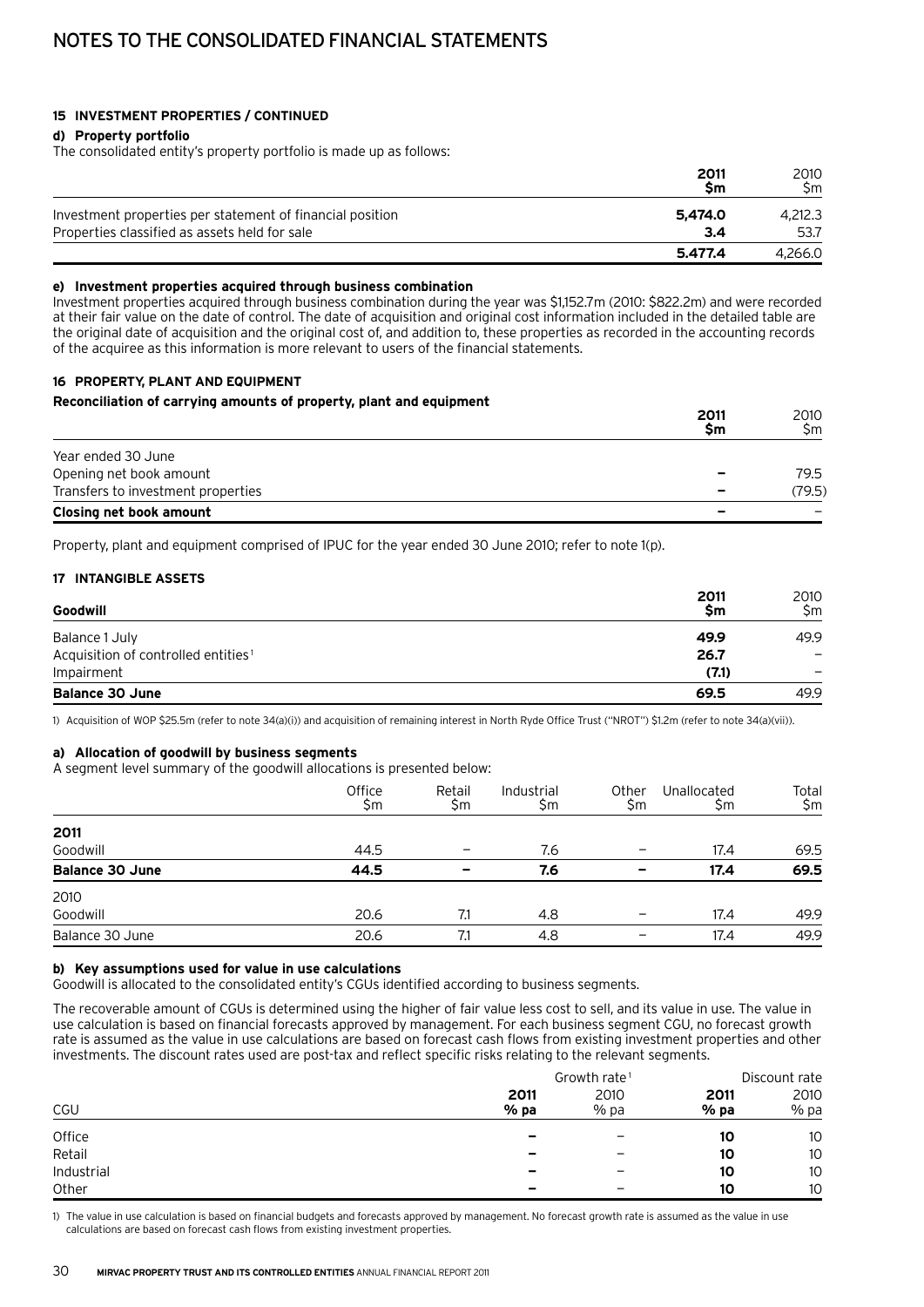# NOTES TO THE CONSOLIDATED FINANCIAL STATEMENTS

### 15 INVESTMENT PROPERTIES / CONTINUED

#### d) Property portfolio

The consolidated entity's property portfolio is made up as follows:

| | 2011 $m | 2010 $m |
|---|---|---|
| Investment properties per statement of financial position | **5,474.0** | 4,212.3 |
| Properties classified as assets held for sale | **3.4** | 53.7 |
| | **5,477.4** | 4,266.0 |

#### e) Investment properties acquired through business combination

Investment properties acquired through business combination during the year was $1,152.7m (2010: $822.2m) and were recorded at their fair value on the date of control. The date of acquisition and original cost information included in the detailed table are the original date of acquisition and the original cost of, and addition to, these properties as recorded in the accounting records of the acquiree as this information is more relevant to users of the financial statements.

### 16 PROPERTY, PLANT AND EQUIPMENT

**Reconciliation of carrying amounts of property, plant and equipment**

| | 2011 $m | 2010 $m |
|---|---|---|
| Year ended 30 June | | |
| Opening net book amount | **–** | 79.5 |
| Transfers to investment properties | **–** | (79.5) |
| **Closing net book amount** | **–** | – |

Property, plant and equipment comprised of IPUC for the year ended 30 June 2010; refer to note 1(p).

### 17 INTANGIBLE ASSETS

| Goodwill | 2011 $m | 2010 $m |
|---|---|---|
| Balance 1 July | **49.9** | 49.9 |
| Acquisition of controlled entities[1] | **26.7** | – |
| Impairment | **(7.1)** | – |
| **Balance 30 June** | **69.5** | 49.9 |

1) Acquisition of WOP $25.5m (refer to note 34(a)(i)) and acquisition of remaining interest in North Ryde Office Trust ("NROT") $1.2m (refer to note 34(a)(vii)).

#### a) Allocation of goodwill by business segments

A segment level summary of the goodwill allocations is presented below:

| | Office $m | Retail $m | Industrial $m | Other $m | Unallocated $m | Total $m |
|---|---|---|---|---|---|---|
| **2011** | | | | | | |
| Goodwill | 44.5 | – | 7.6 | – | 17.4 | 69.5 |
| **Balance 30 June** | **44.5** | **–** | **7.6** | **–** | **17.4** | **69.5** |
| 2010 | | | | | | |
| Goodwill | 20.6 | 7.1 | 4.8 | – | 17.4 | 49.9 |
| Balance 30 June | 20.6 | 7.1 | 4.8 | – | 17.4 | 49.9 |

#### b) Key assumptions used for value in use calculations

Goodwill is allocated to the consolidated entity's CGUs identified according to business segments.

The recoverable amount of CGUs is determined using the higher of fair value less cost to sell, and its value in use. The value in use calculation is based on financial forecasts approved by management. For each business segment CGU, no forecast growth rate is assumed as the value in use calculations are based on forecast cash flows from existing investment properties and other investments. The discount rates used are post-tax and reflect specific risks relating to the relevant segments.

| | Growth rate[1] | | Discount rate | |
|---|---|---|---|---|
| CGU | 2011 % pa | 2010 % pa | 2011 % pa | 2010 % pa |
| Office | **–** | – | **10** | 10 |
| Retail | **–** | – | **10** | 10 |
| Industrial | **–** | – | **10** | 10 |
| Other | **–** | – | **10** | 10 |

1) The value in use calculation is based on financial budgets and forecasts approved by management. No forecast growth rate is assumed as the value in use calculations are based on forecast cash flows from existing investment properties.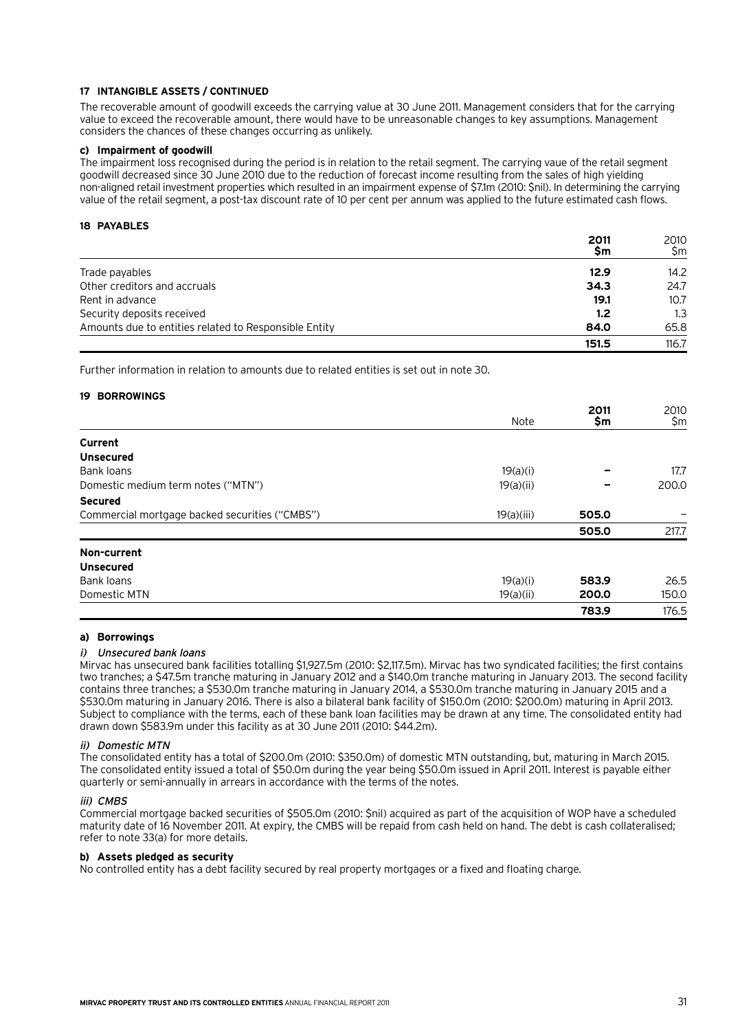### 17 INTANGIBLE ASSETS / CONTINUED

The recoverable amount of goodwill exceeds the carrying value at 30 June 2011. Management considers that for the carrying value to exceed the recoverable amount, there would have to be unreasonable changes to key assumptions. Management considers the chances of these changes occurring as unlikely.

**c) Impairment of goodwill**

The impairment loss recognised during the period is in relation to the retail segment. The carrying vaue of the retail segment goodwill decreased since 30 June 2010 due to the reduction of forecast income resulting from the sales of high yielding non-aligned retail investment properties which resulted in an impairment expense of $7.1m (2010: $nil). In determining the carrying value of the retail segment, a post-tax discount rate of 10 per cent per annum was applied to the future estimated cash flows.

### 18 PAYABLES

| | 2011 $m | 2010 $m |
|---|---|---|
| Trade payables | **12.9** | 14.2 |
| Other creditors and accruals | **34.3** | 24.7 |
| Rent in advance | **19.1** | 10.7 |
| Security deposits received | **1.2** | 1.3 |
| Amounts due to entities related to Responsible Entity | **84.0** | 65.8 |
| | **151.5** | 116.7 |

Further information in relation to amounts due to related entities is set out in note 30.

### 19 BORROWINGS

| | Note | 2011 $m | 2010 $m |
|---|---|---|---|
| **Current** | | | |
| **Unsecured** | | | |
| Bank loans | 19(a)(i) | **–** | 17.7 |
| Domestic medium term notes ("MTN") | 19(a)(ii) | **–** | 200.0 |
| **Secured** | | | |
| Commercial mortgage backed securities ("CMBS") | 19(a)(iii) | **505.0** | – |
| | | **505.0** | 217.7 |
| **Non-current** | | | |
| **Unsecured** | | | |
| Bank loans | 19(a)(i) | **583.9** | 26.5 |
| Domestic MTN | 19(a)(ii) | **200.0** | 150.0 |
| | | **783.9** | 176.5 |

**a) Borrowings**

*i) Unsecured bank loans*

Mirvac has unsecured bank facilities totalling $1,927.5m (2010: $2,117.5m). Mirvac has two syndicated facilities; the first contains two tranches; a $47.5m tranche maturing in January 2012 and a $140.0m tranche maturing in January 2013. The second facility contains three tranches; a $530.0m tranche maturing in January 2014, a $530.0m tranche maturing in January 2015 and a $530.0m maturing in January 2016. There is also a bilateral bank facility of $150.0m (2010: $200.0m) maturing in April 2013. Subject to compliance with the terms, each of these bank loan facilities may be drawn at any time. The consolidated entity had drawn down $583.9m under this facility as at 30 June 2011 (2010: $44.2m).

*ii) Domestic MTN*

The consolidated entity has a total of $200.0m (2010: $350.0m) of domestic MTN outstanding, but, maturing in March 2015. The consolidated entity issued a total of $50.0m during the year being $50.0m issued in April 2011. Interest is payable either quarterly or semi-annually in arrears in accordance with the terms of the notes.

*iii) CMBS*

Commercial mortgage backed securities of $505.0m (2010: $nil) acquired as part of the acquisition of WOP have a scheduled maturity date of 16 November 2011. At expiry, the CMBS will be repaid from cash held on hand. The debt is cash collateralised; refer to note 33(a) for more details.

**b) Assets pledged as security**

No controlled entity has a debt facility secured by real property mortgages or a fixed and floating charge.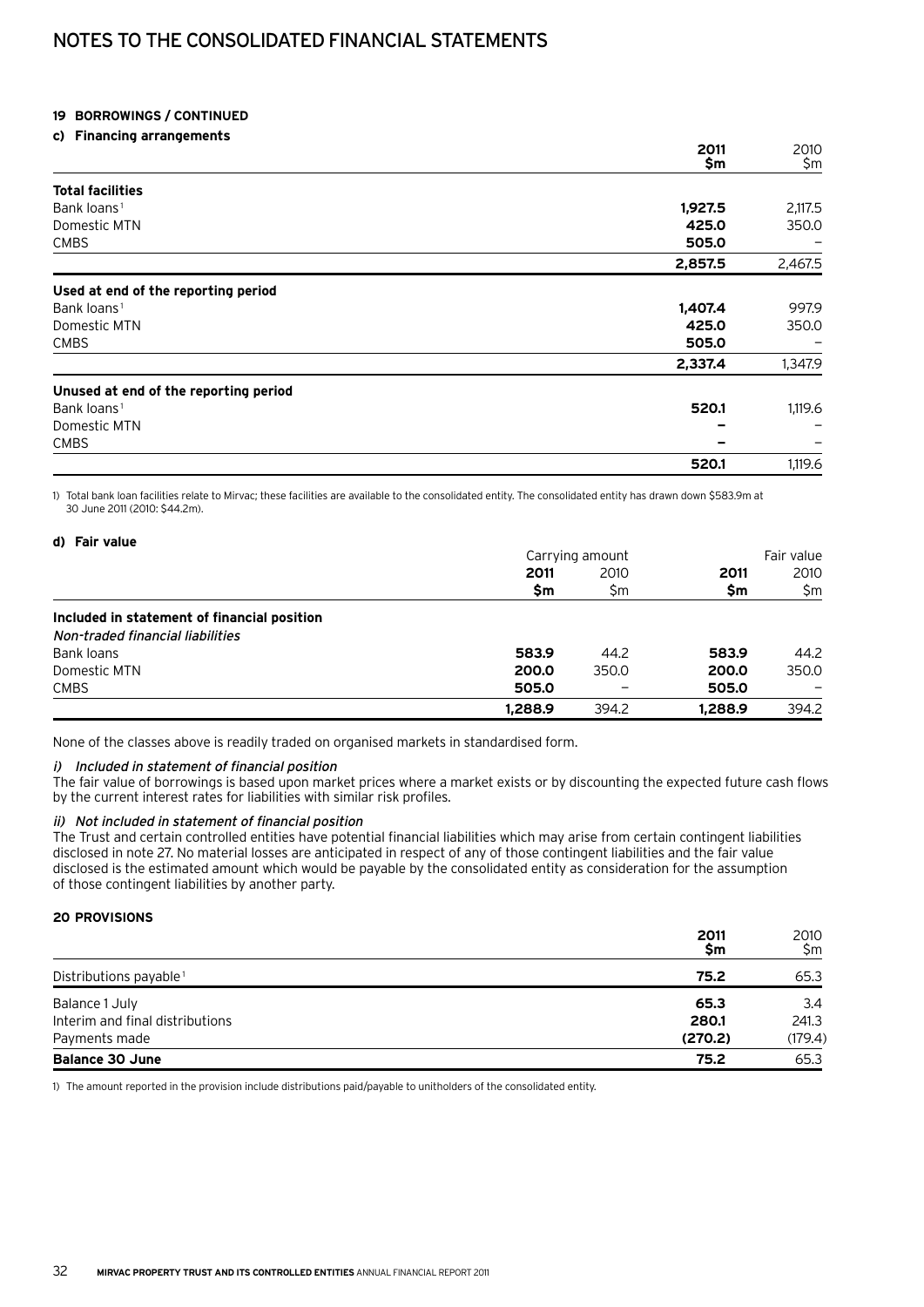# NOTES TO THE CONSOLIDATED FINANCIAL STATEMENTS

### 19 BORROWINGS / CONTINUED

#### c) Financing arrangements

| | 2011 $m | 2010 $m |
|---|---|---|
| **Total facilities** | | |
| Bank loans[1] | **1,927.5** | 2,117.5 |
| Domestic MTN | **425.0** | 350.0 |
| CMBS | **505.0** | – |
| | **2,857.5** | 2,467.5 |
| **Used at end of the reporting period** | | |
| Bank loans[1] | **1,407.4** | 997.9 |
| Domestic MTN | **425.0** | 350.0 |
| CMBS | **505.0** | – |
| | **2,337.4** | 1,347.9 |
| **Unused at end of the reporting period** | | |
| Bank loans[1] | **520.1** | 1,119.6 |
| Domestic MTN | **–** | – |
| CMBS | **–** | – |
| | **520.1** | 1,119.6 |

1) Total bank loan facilities relate to Mirvac; these facilities are available to the consolidated entity. The consolidated entity has drawn down $583.9m at 30 June 2011 (2010: $44.2m).

#### d) Fair value

| | Carrying amount | | Fair value | |
|---|---|---|---|---|
| | 2011 $m | 2010 $m | 2011 $m | 2010 $m |
| **Included in statement of financial position** | | | | |
| *Non-traded financial liabilities* | | | | |
| Bank loans | **583.9** | 44.2 | **583.9** | 44.2 |
| Domestic MTN | **200.0** | 350.0 | **200.0** | 350.0 |
| CMBS | **505.0** | – | **505.0** | – |
| | **1,288.9** | 394.2 | **1,288.9** | 394.2 |

None of the classes above is readily traded on organised markets in standardised form.

*i) Included in statement of financial position*

The fair value of borrowings is based upon market prices where a market exists or by discounting the expected future cash flows by the current interest rates for liabilities with similar risk profiles.

*ii) Not included in statement of financial position*

The Trust and certain controlled entities have potential financial liabilities which may arise from certain contingent liabilities disclosed in note 27. No material losses are anticipated in respect of any of those contingent liabilities and the fair value disclosed is the estimated amount which would be payable by the consolidated entity as consideration for the assumption of those contingent liabilities by another party.

### 20 PROVISIONS

| | 2011 $m | 2010 $m |
|---|---|---|
| Distributions payable[1] | **75.2** | 65.3 |
| Balance 1 July | **65.3** | 3.4 |
| Interim and final distributions | **280.1** | 241.3 |
| Payments made | **(270.2)** | (179.4) |
| **Balance 30 June** | **75.2** | 65.3 |

1) The amount reported in the provision include distributions paid/payable to unitholders of the consolidated entity.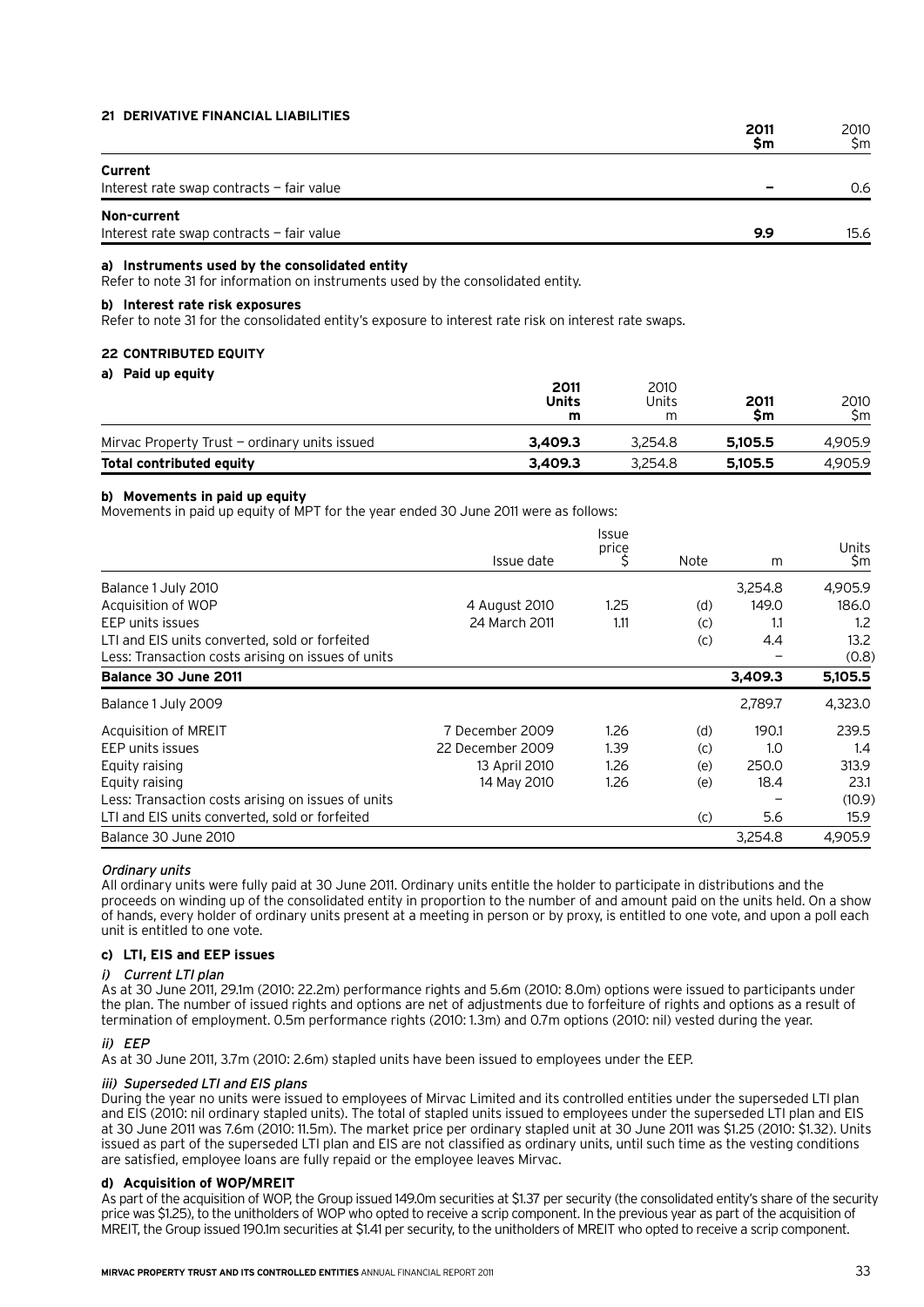## 21 DERIVATIVE FINANCIAL LIABILITIES

| | 2011 $m | 2010 $m |
|---|---|---|
| **Current** | | |
| Interest rate swap contracts – fair value | – | 0.6 |
| **Non-current** | | |
| Interest rate swap contracts – fair value | 9.9 | 15.6 |

**a) Instruments used by the consolidated entity**

Refer to note 31 for information on instruments used by the consolidated entity.

**b) Interest rate risk exposures**

Refer to note 31 for the consolidated entity's exposure to interest rate risk on interest rate swaps.

## 22 CONTRIBUTED EQUITY

**a) Paid up equity**

| | 2011 Units m | 2010 Units m | 2011 $m | 2010 $m |
|---|---|---|---|---|
| Mirvac Property Trust – ordinary units issued | 3,409.3 | 3,254.8 | 5,105.5 | 4,905.9 |
| **Total contributed equity** | **3,409.3** | 3,254.8 | **5,105.5** | 4,905.9 |

**b) Movements in paid up equity**

Movements in paid up equity of MPT for the year ended 30 June 2011 were as follows:

| | Issue date | Issue price $ | Note | m | Units $m |
|---|---|---|---|---|---|
| Balance 1 July 2010 | | | | 3,254.8 | 4,905.9 |
| Acquisition of WOP | 4 August 2010 | 1.25 | (d) | 149.0 | 186.0 |
| EEP units issues | 24 March 2011 | 1.11 | (c) | 1.1 | 1.2 |
| LTI and EIS units converted, sold or forfeited | | | (c) | 4.4 | 13.2 |
| Less: Transaction costs arising on issues of units | | | | – | (0.8) |
| **Balance 30 June 2011** | | | | **3,409.3** | **5,105.5** |
| Balance 1 July 2009 | | | | 2,789.7 | 4,323.0 |
| Acquisition of MREIT | 7 December 2009 | 1.26 | (d) | 190.1 | 239.5 |
| EEP units issues | 22 December 2009 | 1.39 | (c) | 1.0 | 1.4 |
| Equity raising | 13 April 2010 | 1.26 | (e) | 250.0 | 313.9 |
| Equity raising | 14 May 2010 | 1.26 | (e) | 18.4 | 23.1 |
| Less: Transaction costs arising on issues of units | | | | – | (10.9) |
| LTI and EIS units converted, sold or forfeited | | | (c) | 5.6 | 15.9 |
| Balance 30 June 2010 | | | | 3,254.8 | 4,905.9 |

*Ordinary units*

All ordinary units were fully paid at 30 June 2011. Ordinary units entitle the holder to participate in distributions and the proceeds on winding up of the consolidated entity in proportion to the number of and amount paid on the units held. On a show of hands, every holder of ordinary units present at a meeting in person or by proxy, is entitled to one vote, and upon a poll each unit is entitled to one vote.

**c) LTI, EIS and EEP issues**

*i) Current LTI plan*

As at 30 June 2011, 29.1m (2010: 22.2m) performance rights and 5.6m (2010: 8.0m) options were issued to participants under the plan. The number of issued rights and options are net of adjustments due to forfeiture of rights and options as a result of termination of employment. 0.5m performance rights (2010: 1.3m) and 0.7m options (2010: nil) vested during the year.

*ii) EEP*

As at 30 June 2011, 3.7m (2010: 2.6m) stapled units have been issued to employees under the EEP.

*iii) Superseded LTI and EIS plans*

During the year no units were issued to employees of Mirvac Limited and its controlled entities under the superseded LTI plan and EIS (2010: nil ordinary stapled units). The total of stapled units issued to employees under the superseded LTI plan and EIS at 30 June 2011 was 7.6m (2010: 11.5m). The market price per ordinary stapled unit at 30 June 2011 was $1.25 (2010: $1.32). Units issued as part of the superseded LTI plan and EIS are not classified as ordinary units, until such time as the vesting conditions are satisfied, employee loans are fully repaid or the employee leaves Mirvac.

**d) Acquisition of WOP/MREIT**

As part of the acquisition of WOP, the Group issued 149.0m securities at $1.37 per security (the consolidated entity's share of the security price was $1.25), to the unitholders of WOP who opted to receive a scrip component. In the previous year as part of the acquisition of MREIT, the Group issued 190.1m securities at $1.41 per security, to the unitholders of MREIT who opted to receive a scrip component.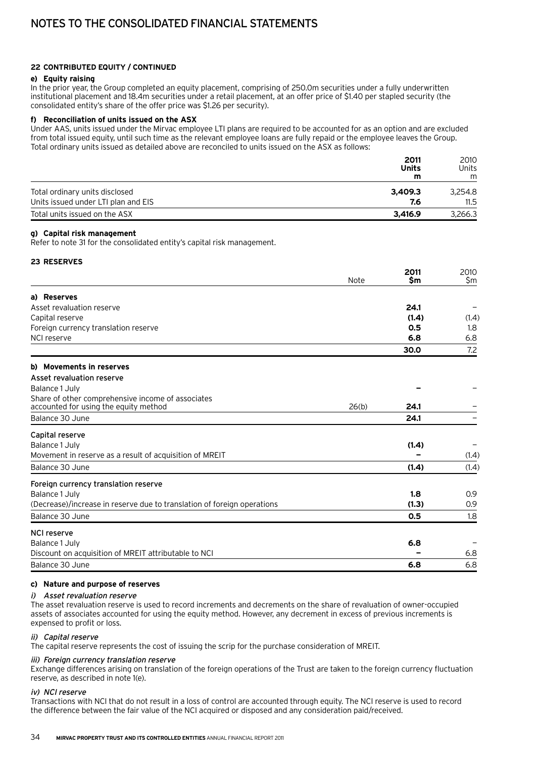# NOTES TO THE CONSOLIDATED FINANCIAL STATEMENTS

### 22 CONTRIBUTED EQUITY / CONTINUED

#### e) Equity raising

In the prior year, the Group completed an equity placement, comprising of 250.0m securities under a fully underwritten institutional placement and 18.4m securities under a retail placement, at an offer price of $1.40 per stapled security (the consolidated entity's share of the offer price was $1.26 per security).

#### f) Reconciliation of units issued on the ASX

Under AAS, units issued under the Mirvac employee LTI plans are required to be accounted for as an option and are excluded from total issued equity, until such time as the relevant employee loans are fully repaid or the employee leaves the Group. Total ordinary units issued as detailed above are reconciled to units issued on the ASX as follows:

| | 2011 Units m | 2010 Units m |
|---|---|---|
| Total ordinary units disclosed | **3,409.3** | 3,254.8 |
| Units issued under LTI plan and EIS | **7.6** | 11.5 |
| Total units issued on the ASX | **3,416.9** | 3,266.3 |

#### g) Capital risk management

Refer to note 31 for the consolidated entity's capital risk management.

### 23 RESERVES

| | Note | 2011 $m | 2010 $m |
|---|---|---|---|
| **a) Reserves** | | | |
| Asset revaluation reserve | | **24.1** | – |
| Capital reserve | | **(1.4)** | (1.4) |
| Foreign currency translation reserve | | **0.5** | 1.8 |
| NCI reserve | | **6.8** | 6.8 |
| | | **30.0** | 7.2 |
| **b) Movements in reserves** | | | |
| Asset revaluation reserve | | | |
| Balance 1 July | | **–** | – |
| Share of other comprehensive income of associates accounted for using the equity method | 26(b) | **24.1** | – |
| Balance 30 June | | **24.1** | – |
| Capital reserve | | | |
| Balance 1 July | | **(1.4)** | – |
| Movement in reserve as a result of acquisition of MREIT | | **–** | (1.4) |
| Balance 30 June | | **(1.4)** | (1.4) |
| Foreign currency translation reserve | | | |
| Balance 1 July | | **1.8** | 0.9 |
| (Decrease)/increase in reserve due to translation of foreign operations | | **(1.3)** | 0.9 |
| Balance 30 June | | **0.5** | 1.8 |
| NCI reserve | | | |
| Balance 1 July | | **6.8** | – |
| Discount on acquisition of MREIT attributable to NCI | | **–** | 6.8 |
| Balance 30 June | | **6.8** | 6.8 |

#### c) Nature and purpose of reserves

*i) Asset revaluation reserve*

The asset revaluation reserve is used to record increments and decrements on the share of revaluation of owner-occupied assets of associates accounted for using the equity method. However, any decrement in excess of previous increments is expensed to profit or loss.

*ii) Capital reserve*

The capital reserve represents the cost of issuing the scrip for the purchase consideration of MREIT.

*iii) Foreign currency translation reserve*

Exchange differences arising on translation of the foreign operations of the Trust are taken to the foreign currency fluctuation reserve, as described in note 1(e).

*iv) NCI reserve*

Transactions with NCI that do not result in a loss of control are accounted through equity. The NCI reserve is used to record the difference between the fair value of the NCI acquired or disposed and any consideration paid/received.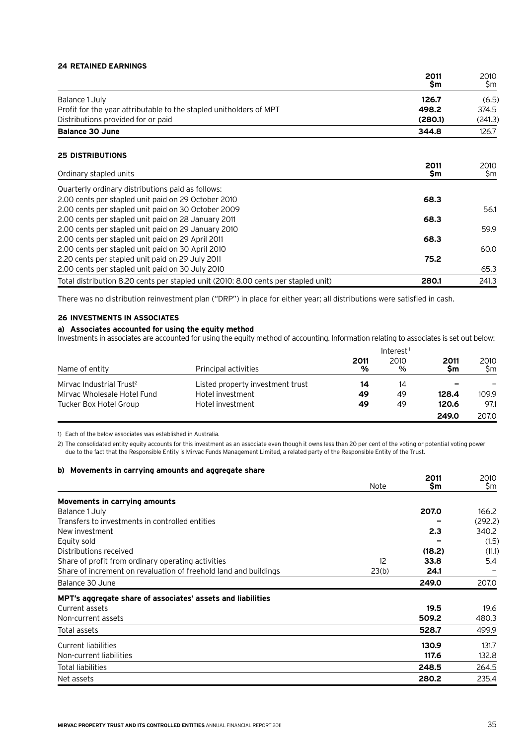## 24 RETAINED EARNINGS

| | 2011 $m | 2010 $m |
|---|---|---|
| Balance 1 July | 126.7 | (6.5) |
| Profit for the year attributable to the stapled unitholders of MPT | 498.2 | 374.5 |
| Distributions provided for or paid | (280.1) | (241.3) |
| **Balance 30 June** | **344.8** | 126.7 |

## 25 DISTRIBUTIONS

| Ordinary stapled units | 2011 $m | 2010 $m |
|---|---|---|
| Quarterly ordinary distributions paid as follows: | | |
| 2.00 cents per stapled unit paid on 29 October 2010 | 68.3 | |
| 2.00 cents per stapled unit paid on 30 October 2009 | | 56.1 |
| 2.00 cents per stapled unit paid on 28 January 2011 | 68.3 | |
| 2.00 cents per stapled unit paid on 29 January 2010 | | 59.9 |
| 2.00 cents per stapled unit paid on 29 April 2011 | 68.3 | |
| 2.00 cents per stapled unit paid on 30 April 2010 | | 60.0 |
| 2.20 cents per stapled unit paid on 29 July 2011 | 75.2 | |
| 2.00 cents per stapled unit paid on 30 July 2010 | | 65.3 |
| Total distribution 8.20 cents per stapled unit (2010: 8.00 cents per stapled unit) | 280.1 | 241.3 |

There was no distribution reinvestment plan ("DRP") in place for either year; all distributions were satisfied in cash.

## 26 INVESTMENTS IN ASSOCIATES

### a) Associates accounted for using the equity method

Investments in associates are accounted for using the equity method of accounting. Information relating to associates is set out below:

| Name of entity | Principal activities | Interest[1] 2011 % | Interest[1] 2010 % | 2011 $m | 2010 $m |
|---|---|---|---|---|---|
| Mirvac Industrial Trust[2] | Listed property investment trust | 14 | 14 | – | – |
| Mirvac Wholesale Hotel Fund | Hotel investment | 49 | 49 | 128.4 | 109.9 |
| Tucker Box Hotel Group | Hotel investment | 49 | 49 | 120.6 | 97.1 |
| | | | | 249.0 | 207.0 |

1) Each of the below associates was established in Australia.

2) The consolidated entity equity accounts for this investment as an associate even though it owns less than 20 per cent of the voting or potential voting power due to the fact that the Responsible Entity is Mirvac Funds Management Limited, a related party of the Responsible Entity of the Trust.

### b) Movements in carrying amounts and aggregate share

| | Note | 2011 $m | 2010 $m |
|---|---|---|---|
| **Movements in carrying amounts** | | | |
| Balance 1 July | | 207.0 | 166.2 |
| Transfers to investments in controlled entities | | – | (292.2) |
| New investment | | 2.3 | 340.2 |
| Equity sold | | – | (1.5) |
| Distributions received | | (18.2) | (11.1) |
| Share of profit from ordinary operating activities | 12 | 33.8 | 5.4 |
| Share of increment on revaluation of freehold land and buildings | 23(b) | 24.1 | – |
| Balance 30 June | | 249.0 | 207.0 |
| **MPT's aggregate share of associates' assets and liabilities** | | | |
| Current assets | | 19.5 | 19.6 |
| Non-current assets | | 509.2 | 480.3 |
| Total assets | | 528.7 | 499.9 |
| Current liabilities | | 130.9 | 131.7 |
| Non-current liabilities | | 117.6 | 132.8 |
| Total liabilities | | 248.5 | 264.5 |
| Net assets | | 280.2 | 235.4 |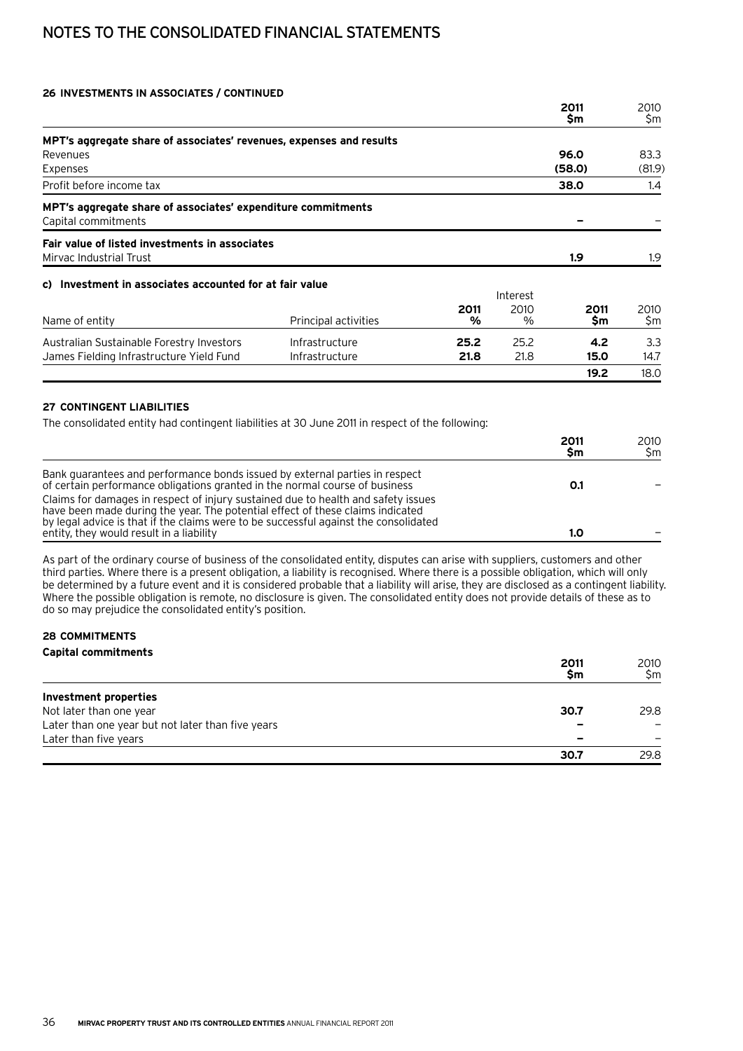# NOTES TO THE CONSOLIDATED FINANCIAL STATEMENTS

### 26 INVESTMENTS IN ASSOCIATES / CONTINUED

| | 2011 $m | 2010 $m |
|---|---|---|
| **MPT's aggregate share of associates' revenues, expenses and results** | | |
| Revenues | **96.0** | 83.3 |
| Expenses | **(58.0)** | (81.9) |
| Profit before income tax | **38.0** | 1.4 |
| **MPT's aggregate share of associates' expenditure commitments** | | |
| Capital commitments | **–** | – |
| **Fair value of listed investments in associates** | | |
| Mirvac Industrial Trust | **1.9** | 1.9 |

**c) Investment in associates accounted for at fair value**

| | | Interest | | | |
|---|---|---|---|---|---|
| Name of entity | Principal activities | 2011 % | 2010 % | 2011 $m | 2010 $m |
| Australian Sustainable Forestry Investors | Infrastructure | **25.2** | 25.2 | **4.2** | 3.3 |
| James Fielding Infrastructure Yield Fund | Infrastructure | **21.8** | 21.8 | **15.0** | 14.7 |
| | | | | **19.2** | 18.0 |

### 27 CONTINGENT LIABILITIES

The consolidated entity had contingent liabilities at 30 June 2011 in respect of the following:

| | 2011 $m | 2010 $m |
|---|---|---|
| Bank guarantees and performance bonds issued by external parties in respect of certain performance obligations granted in the normal course of business | **0.1** | – |
| Claims for damages in respect of injury sustained due to health and safety issues have been made during the year. The potential effect of these claims indicated by legal advice is that if the claims were to be successful against the consolidated entity, they would result in a liability | **1.0** | – |

As part of the ordinary course of business of the consolidated entity, disputes can arise with suppliers, customers and other third parties. Where there is a present obligation, a liability is recognised. Where there is a possible obligation, which will only be determined by a future event and it is considered probable that a liability will arise, they are disclosed as a contingent liability. Where the possible obligation is remote, no disclosure is given. The consolidated entity does not provide details of these as to do so may prejudice the consolidated entity's position.

### 28 COMMITMENTS

**Capital commitments**

| | 2011 $m | 2010 $m |
|---|---|---|
| **Investment properties** | | |
| Not later than one year | **30.7** | 29.8 |
| Later than one year but not later than five years | **–** | – |
| Later than five years | **–** | – |
| | **30.7** | 29.8 |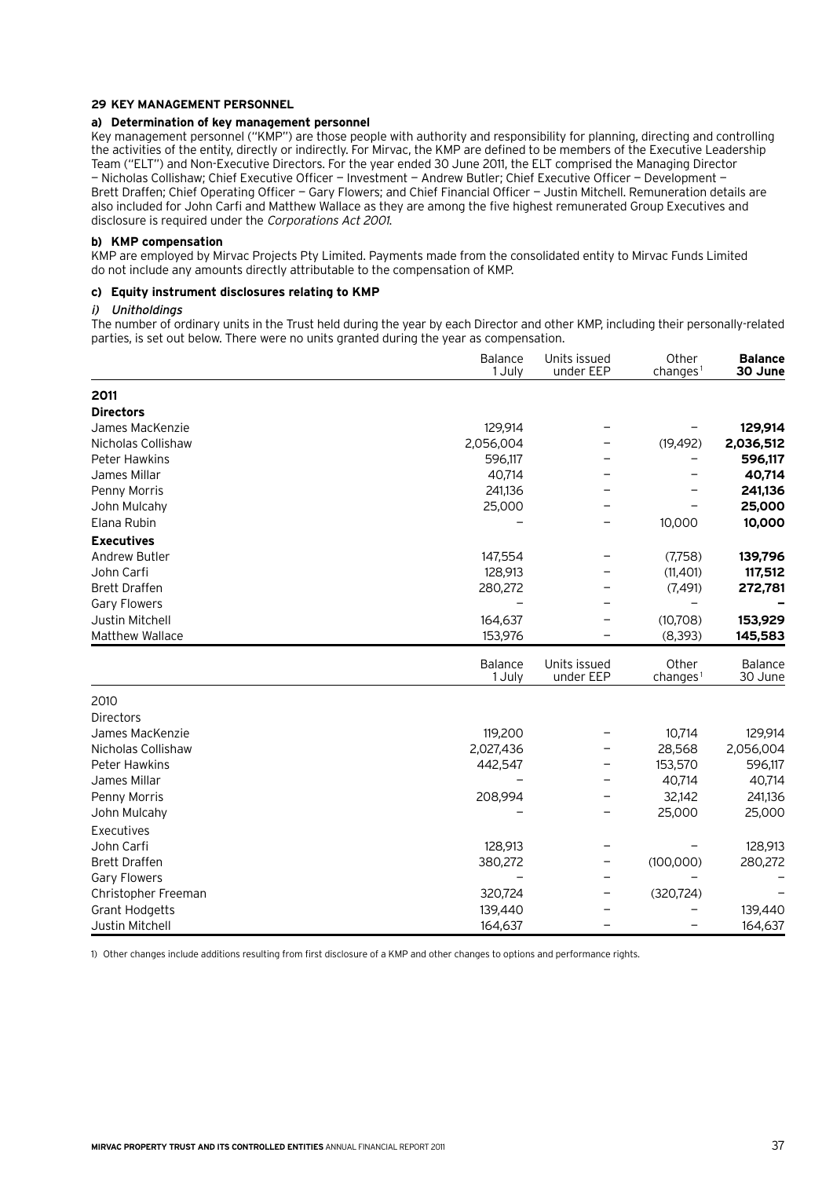## 29 KEY MANAGEMENT PERSONNEL

### a) Determination of key management personnel

Key management personnel ("KMP") are those people with authority and responsibility for planning, directing and controlling the activities of the entity, directly or indirectly. For Mirvac, the KMP are defined to be members of the Executive Leadership Team ("ELT") and Non-Executive Directors. For the year ended 30 June 2011, the ELT comprised the Managing Director — Nicholas Collishaw; Chief Executive Officer — Investment — Andrew Butler; Chief Executive Officer — Development — Brett Draffen; Chief Operating Officer — Gary Flowers; and Chief Financial Officer — Justin Mitchell. Remuneration details are also included for John Carfi and Matthew Wallace as they are among the five highest remunerated Group Executives and disclosure is required under the *Corporations Act 2001*.

### b) KMP compensation

KMP are employed by Mirvac Projects Pty Limited. Payments made from the consolidated entity to Mirvac Funds Limited do not include any amounts directly attributable to the compensation of KMP.

### c) Equity instrument disclosures relating to KMP

*i) Unitholdings*

The number of ordinary units in the Trust held during the year by each Director and other KMP, including their personally-related parties, is set out below. There were no units granted during the year as compensation.

| | Balance 1 July | Units issued under EEP | Other changes[1] | **Balance 30 June** |
|---|---|---|---|---|
| **2011** | | | | |
| **Directors** | | | | |
| James MacKenzie | 129,914 | – | – | **129,914** |
| Nicholas Collishaw | 2,056,004 | – | (19,492) | **2,036,512** |
| Peter Hawkins | 596,117 | – | – | **596,117** |
| James Millar | 40,714 | – | – | **40,714** |
| Penny Morris | 241,136 | – | – | **241,136** |
| John Mulcahy | 25,000 | – | – | **25,000** |
| Elana Rubin | – | – | 10,000 | **10,000** |
| **Executives** | | | | |
| Andrew Butler | 147,554 | – | (7,758) | **139,796** |
| John Carfi | 128,913 | – | (11,401) | **117,512** |
| Brett Draffen | 280,272 | – | (7,491) | **272,781** |
| Gary Flowers | – | – | – | **–** |
| Justin Mitchell | 164,637 | – | (10,708) | **153,929** |
| Matthew Wallace | 153,976 | – | (8,393) | **145,583** |

| | Balance 1 July | Units issued under EEP | Other changes[1] | Balance 30 June |
|---|---|---|---|---|
| 2010 | | | | |
| Directors | | | | |
| James MacKenzie | 119,200 | – | 10,714 | 129,914 |
| Nicholas Collishaw | 2,027,436 | – | 28,568 | 2,056,004 |
| Peter Hawkins | 442,547 | – | 153,570 | 596,117 |
| James Millar | – | – | 40,714 | 40,714 |
| Penny Morris | 208,994 | – | 32,142 | 241,136 |
| John Mulcahy | – | – | 25,000 | 25,000 |
| Executives | | | | |
| John Carfi | 128,913 | – | – | 128,913 |
| Brett Draffen | 380,272 | – | (100,000) | 280,272 |
| Gary Flowers | – | – | – | – |
| Christopher Freeman | 320,724 | – | (320,724) | – |
| Grant Hodgetts | 139,440 | – | – | 139,440 |
| Justin Mitchell | 164,637 | – | – | 164,637 |

1) Other changes include additions resulting from first disclosure of a KMP and other changes to options and performance rights.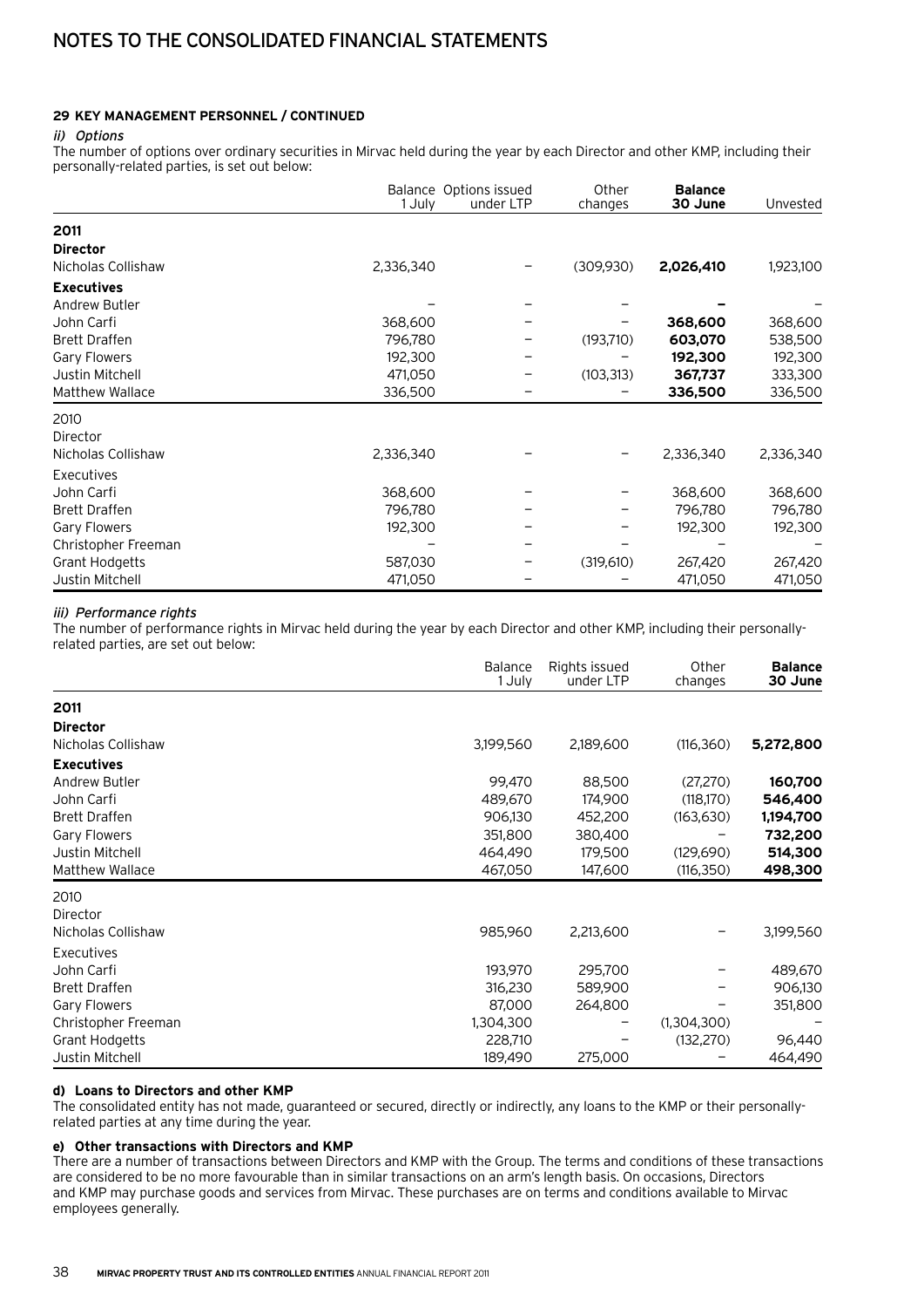# NOTES TO THE CONSOLIDATED FINANCIAL STATEMENTS

### 29 KEY MANAGEMENT PERSONNEL / CONTINUED

*ii) Options*

The number of options over ordinary securities in Mirvac held during the year by each Director and other KMP, including their personally-related parties, is set out below:

| | Balance 1 July | Options issued under LTP | Other changes | **Balance 30 June** | Unvested |
|---|---|---|---|---|---|
| **2011** | | | | | |
| **Director** | | | | | |
| Nicholas Collishaw | 2,336,340 | – | (309,930) | **2,026,410** | 1,923,100 |
| **Executives** | | | | | |
| Andrew Butler | – | – | – | **–** | – |
| John Carfi | 368,600 | – | – | **368,600** | 368,600 |
| Brett Draffen | 796,780 | – | (193,710) | **603,070** | 538,500 |
| Gary Flowers | 192,300 | – | – | **192,300** | 192,300 |
| Justin Mitchell | 471,050 | – | (103,313) | **367,737** | 333,300 |
| Matthew Wallace | 336,500 | – | – | **336,500** | 336,500 |
| 2010 | | | | | |
| Director | | | | | |
| Nicholas Collishaw | 2,336,340 | – | – | 2,336,340 | 2,336,340 |
| Executives | | | | | |
| John Carfi | 368,600 | – | – | 368,600 | 368,600 |
| Brett Draffen | 796,780 | – | – | 796,780 | 796,780 |
| Gary Flowers | 192,300 | – | – | 192,300 | 192,300 |
| Christopher Freeman | – | – | – | – | – |
| Grant Hodgetts | 587,030 | – | (319,610) | 267,420 | 267,420 |
| Justin Mitchell | 471,050 | – | – | 471,050 | 471,050 |

*iii) Performance rights*

The number of performance rights in Mirvac held during the year by each Director and other KMP, including their personally-related parties, are set out below:

| | Balance 1 July | Rights issued under LTP | Other changes | **Balance 30 June** |
|---|---|---|---|---|
| **2011** | | | | |
| **Director** | | | | |
| Nicholas Collishaw | 3,199,560 | 2,189,600 | (116,360) | **5,272,800** |
| **Executives** | | | | |
| Andrew Butler | 99,470 | 88,500 | (27,270) | **160,700** |
| John Carfi | 489,670 | 174,900 | (118,170) | **546,400** |
| Brett Draffen | 906,130 | 452,200 | (163,630) | **1,194,700** |
| Gary Flowers | 351,800 | 380,400 | – | **732,200** |
| Justin Mitchell | 464,490 | 179,500 | (129,690) | **514,300** |
| Matthew Wallace | 467,050 | 147,600 | (116,350) | **498,300** |
| 2010 | | | | |
| Director | | | | |
| Nicholas Collishaw | 985,960 | 2,213,600 | – | 3,199,560 |
| Executives | | | | |
| John Carfi | 193,970 | 295,700 | – | 489,670 |
| Brett Draffen | 316,230 | 589,900 | – | 906,130 |
| Gary Flowers | 87,000 | 264,800 | – | 351,800 |
| Christopher Freeman | 1,304,300 | – | (1,304,300) | – |
| Grant Hodgetts | 228,710 | – | (132,270) | 96,440 |
| Justin Mitchell | 189,490 | 275,000 | – | 464,490 |

#### d) Loans to Directors and other KMP

The consolidated entity has not made, guaranteed or secured, directly or indirectly, any loans to the KMP or their personally-related parties at any time during the year.

#### e) Other transactions with Directors and KMP

There are a number of transactions between Directors and KMP with the Group. The terms and conditions of these transactions are considered to be no more favourable than in similar transactions on an arm's length basis. On occasions, Directors and KMP may purchase goods and services from Mirvac. These purchases are on terms and conditions available to Mirvac employees generally.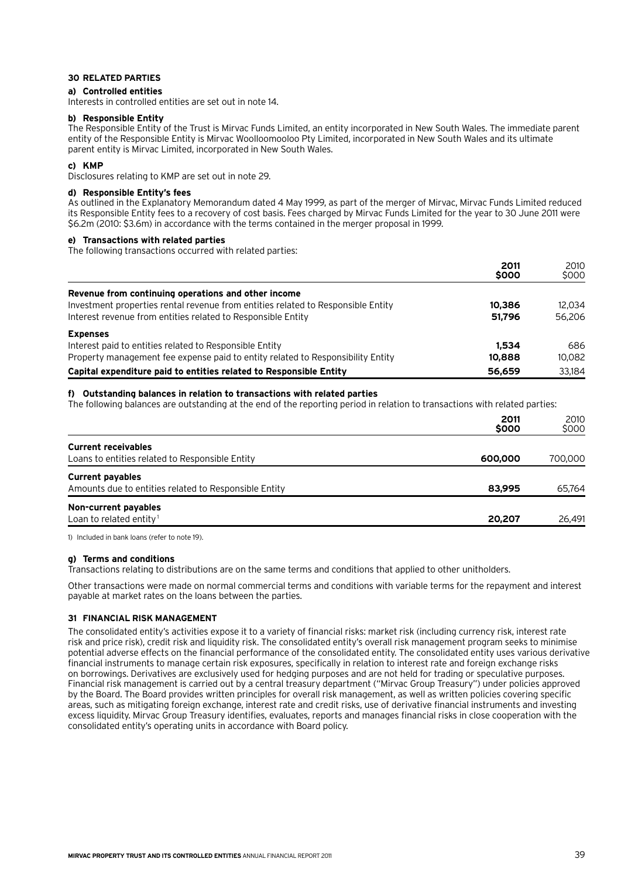## 30 RELATED PARTIES

### a) Controlled entities

Interests in controlled entities are set out in note 14.

### b) Responsible Entity

The Responsible Entity of the Trust is Mirvac Funds Limited, an entity incorporated in New South Wales. The immediate parent entity of the Responsible Entity is Mirvac Woolloomooloo Pty Limited, incorporated in New South Wales and its ultimate parent entity is Mirvac Limited, incorporated in New South Wales.

### c) KMP

Disclosures relating to KMP are set out in note 29.

### d) Responsible Entity's fees

As outlined in the Explanatory Memorandum dated 4 May 1999, as part of the merger of Mirvac, Mirvac Funds Limited reduced its Responsible Entity fees to a recovery of cost basis. Fees charged by Mirvac Funds Limited for the year to 30 June 2011 were $6.2m (2010: $3.6m) in accordance with the terms contained in the merger proposal in 1999.

### e) Transactions with related parties

The following transactions occurred with related parties:

| | 2011 $000 | 2010 $000 |
|---|---|---|
| **Revenue from continuing operations and other income** | | |
| Investment properties rental revenue from entities related to Responsible Entity | **10,386** | 12,034 |
| Interest revenue from entities related to Responsible Entity | **51,796** | 56,206 |
| **Expenses** | | |
| Interest paid to entities related to Responsible Entity | **1,534** | 686 |
| Property management fee expense paid to entity related to Responsibility Entity | **10,888** | 10,082 |
| **Capital expenditure paid to entities related to Responsible Entity** | **56,659** | 33,184 |

### f) Outstanding balances in relation to transactions with related parties

The following balances are outstanding at the end of the reporting period in relation to transactions with related parties:

| | 2011 $000 | 2010 $000 |
|---|---|---|
| **Current receivables** | | |
| Loans to entities related to Responsible Entity | **600,000** | 700,000 |
| **Current payables** | | |
| Amounts due to entities related to Responsible Entity | **83,995** | 65,764 |
| **Non-current payables** | | |
| Loan to related entity[1] | **20,207** | 26,491 |

1) Included in bank loans (refer to note 19).

### g) Terms and conditions

Transactions relating to distributions are on the same terms and conditions that applied to other unitholders.

Other transactions were made on normal commercial terms and conditions with variable terms for the repayment and interest payable at market rates on the loans between the parties.

## 31 FINANCIAL RISK MANAGEMENT

The consolidated entity's activities expose it to a variety of financial risks: market risk (including currency risk, interest rate risk and price risk), credit risk and liquidity risk. The consolidated entity's overall risk management program seeks to minimise potential adverse effects on the financial performance of the consolidated entity. The consolidated entity uses various derivative financial instruments to manage certain risk exposures, specifically in relation to interest rate and foreign exchange risks on borrowings. Derivatives are exclusively used for hedging purposes and are not held for trading or speculative purposes. Financial risk management is carried out by a central treasury department ("Mirvac Group Treasury") under policies approved by the Board. The Board provides written principles for overall risk management, as well as written policies covering specific areas, such as mitigating foreign exchange, interest rate and credit risks, use of derivative financial instruments and investing excess liquidity. Mirvac Group Treasury identifies, evaluates, reports and manages financial risks in close cooperation with the consolidated entity's operating units in accordance with Board policy.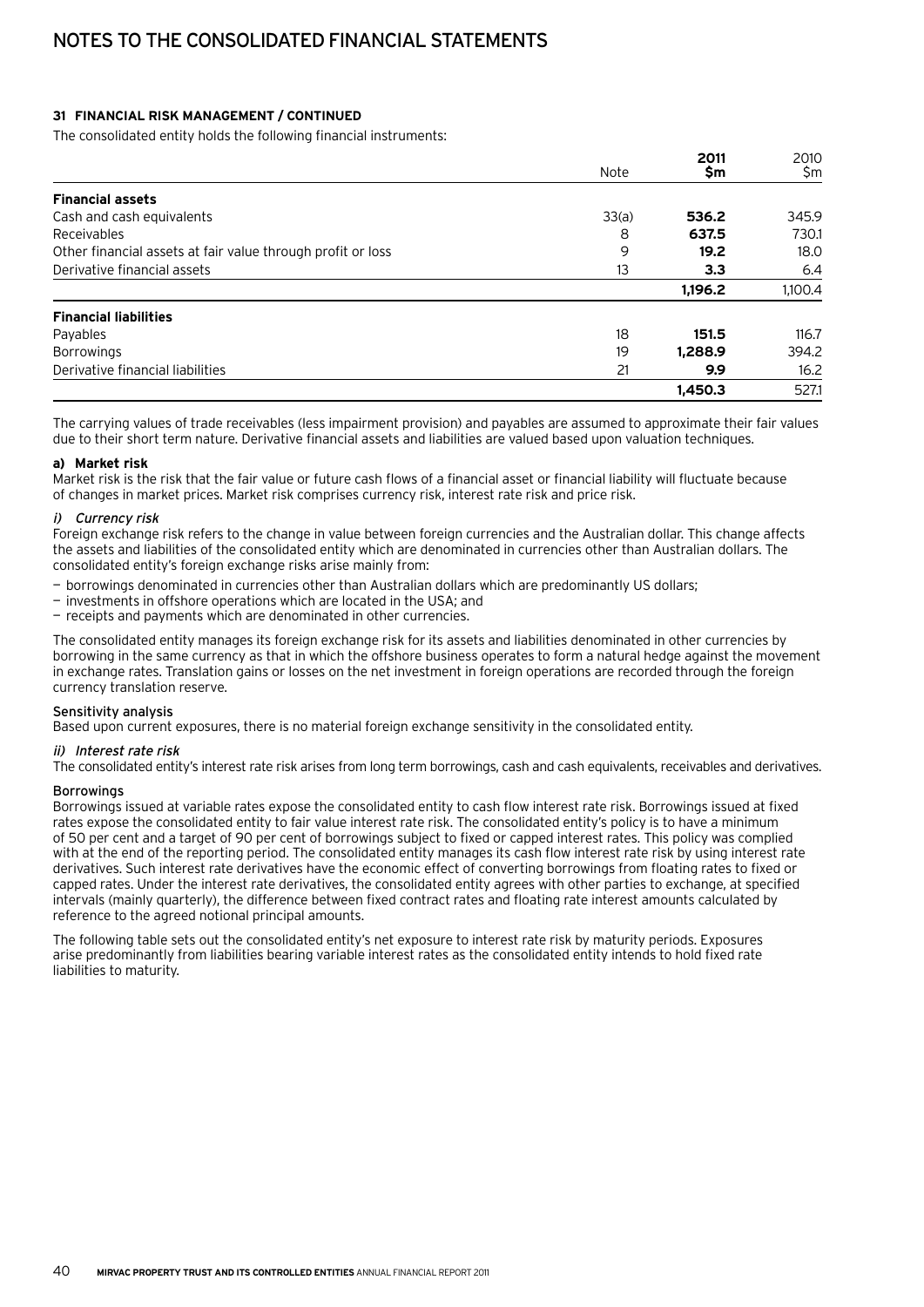# NOTES TO THE CONSOLIDATED FINANCIAL STATEMENTS

**31 FINANCIAL RISK MANAGEMENT / CONTINUED**

The consolidated entity holds the following financial instruments:

| | Note | 2011 $m | 2010 $m |
|---|---|---|---|
| **Financial assets** | | | |
| Cash and cash equivalents | 33(a) | **536.2** | 345.9 |
| Receivables | 8 | **637.5** | 730.1 |
| Other financial assets at fair value through profit or loss | 9 | **19.2** | 18.0 |
| Derivative financial assets | 13 | **3.3** | 6.4 |
| | | **1,196.2** | 1,100.4 |
| **Financial liabilities** | | | |
| Payables | 18 | **151.5** | 116.7 |
| Borrowings | 19 | **1,288.9** | 394.2 |
| Derivative financial liabilities | 21 | **9.9** | 16.2 |
| | | **1,450.3** | 527.1 |

The carrying values of trade receivables (less impairment provision) and payables are assumed to approximate their fair values due to their short term nature. Derivative financial assets and liabilities are valued based upon valuation techniques.

**a) Market risk**

Market risk is the risk that the fair value or future cash flows of a financial asset or financial liability will fluctuate because of changes in market prices. Market risk comprises currency risk, interest rate risk and price risk.

*i) Currency risk*

Foreign exchange risk refers to the change in value between foreign currencies and the Australian dollar. This change affects the assets and liabilities of the consolidated entity which are denominated in currencies other than Australian dollars. The consolidated entity's foreign exchange risks arise mainly from:

- borrowings denominated in currencies other than Australian dollars which are predominantly US dollars;
- investments in offshore operations which are located in the USA; and
- receipts and payments which are denominated in other currencies.

The consolidated entity manages its foreign exchange risk for its assets and liabilities denominated in other currencies by borrowing in the same currency as that in which the offshore business operates to form a natural hedge against the movement in exchange rates. Translation gains or losses on the net investment in foreign operations are recorded through the foreign currency translation reserve.

Sensitivity analysis

Based upon current exposures, there is no material foreign exchange sensitivity in the consolidated entity.

*ii) Interest rate risk*

The consolidated entity's interest rate risk arises from long term borrowings, cash and cash equivalents, receivables and derivatives.

Borrowings

Borrowings issued at variable rates expose the consolidated entity to cash flow interest rate risk. Borrowings issued at fixed rates expose the consolidated entity to fair value interest rate risk. The consolidated entity's policy is to have a minimum of 50 per cent and a target of 90 per cent of borrowings subject to fixed or capped interest rates. This policy was complied with at the end of the reporting period. The consolidated entity manages its cash flow interest rate risk by using interest rate derivatives. Such interest rate derivatives have the economic effect of converting borrowings from floating rates to fixed or capped rates. Under the interest rate derivatives, the consolidated entity agrees with other parties to exchange, at specified intervals (mainly quarterly), the difference between fixed contract rates and floating rate interest amounts calculated by reference to the agreed notional principal amounts.

The following table sets out the consolidated entity's net exposure to interest rate risk by maturity periods. Exposures arise predominantly from liabilities bearing variable interest rates as the consolidated entity intends to hold fixed rate liabilities to maturity.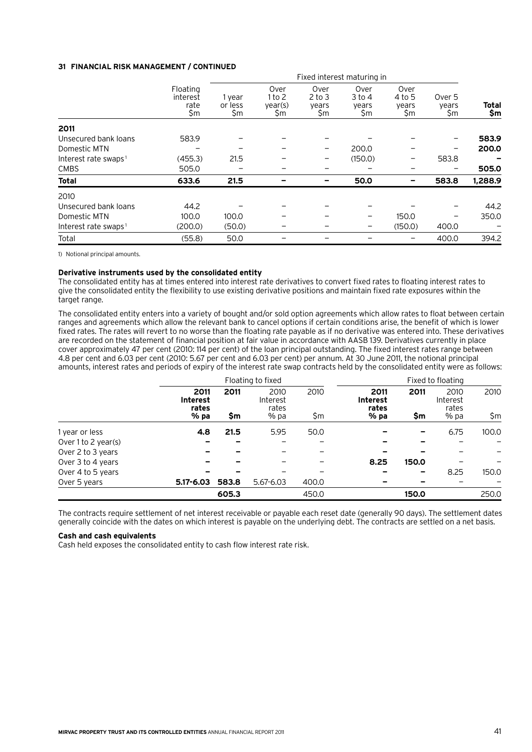**31 FINANCIAL RISK MANAGEMENT / CONTINUED**

| | Floating interest rate $m | Fixed interest maturing in 1 year or less $m | Over 1 to 2 year(s) $m | Over 2 to 3 years $m | Over 3 to 4 years $m | Over 4 to 5 years $m | Over 5 years $m | **Total $m** |
|---|---|---|---|---|---|---|---|---|
| **2011** | | | | | | | | |
| Unsecured bank loans | 583.9 | – | – | – | – | – | – | **583.9** |
| Domestic MTN | – | – | – | – | 200.0 | – | – | **200.0** |
| Interest rate swaps[1] | (455.3) | 21.5 | – | – | (150.0) | – | 583.8 | **–** |
| CMBS | 505.0 | – | – | – | – | – | – | **505.0** |
| **Total** | **633.6** | **21.5** | **–** | **–** | **50.0** | **–** | **583.8** | **1,288.9** |
| 2010 | | | | | | | | |
| Unsecured bank loans | 44.2 | – | – | – | – | – | – | 44.2 |
| Domestic MTN | 100.0 | 100.0 | – | – | – | 150.0 | – | 350.0 |
| Interest rate swaps[1] | (200.0) | (50.0) | – | – | – | (150.0) | 400.0 | – |
| Total | (55.8) | 50.0 | – | – | – | – | 400.0 | 394.2 |

1) Notional principal amounts.

**Derivative instruments used by the consolidated entity**

The consolidated entity has at times entered into interest rate derivatives to convert fixed rates to floating interest rates to give the consolidated entity the flexibility to use existing derivative positions and maintain fixed rate exposures within the target range.

The consolidated entity enters into a variety of bought and/or sold option agreements which allow rates to float between certain ranges and agreements which allow the relevant bank to cancel options if certain conditions arise, the benefit of which is lower fixed rates. The rates will revert to no worse than the floating rate payable as if no derivative was entered into. These derivatives are recorded on the statement of financial position at fair value in accordance with AASB 139. Derivatives currently in place cover approximately 47 per cent (2010: 114 per cent) of the loan principal outstanding. The fixed interest rates range between 4.8 per cent and 6.03 per cent (2010: 5.67 per cent and 6.03 per cent) per annum. At 30 June 2011, the notional principal amounts, interest rates and periods of expiry of the interest rate swap contracts held by the consolidated entity were as follows:

| | Floating to fixed | | | | Fixed to floating | | | |
|---|---|---|---|---|---|---|---|---|
| | **2011 Interest rates % pa** | **2011 $m** | 2010 Interest rates % pa | 2010 $m | **2011 Interest rates % pa** | **2011 $m** | 2010 Interest rates % pa | 2010 $m |
| 1 year or less | **4.8** | **21.5** | 5.95 | 50.0 | **–** | **–** | 6.75 | 100.0 |
| Over 1 to 2 year(s) | **–** | **–** | – | – | **–** | **–** | – | – |
| Over 2 to 3 years | **–** | **–** | – | – | **–** | **–** | – | – |
| Over 3 to 4 years | **–** | **–** | – | – | **8.25** | **150.0** | – | – |
| Over 4 to 5 years | **–** | **–** | – | – | **–** | **–** | 8.25 | 150.0 |
| Over 5 years | **5.17-6.03** | **583.8** | 5.67-6.03 | 400.0 | **–** | **–** | – | – |
| | | **605.3** | | 450.0 | | **150.0** | | 250.0 |

The contracts require settlement of net interest receivable or payable each reset date (generally 90 days). The settlement dates generally coincide with the dates on which interest is payable on the underlying debt. The contracts are settled on a net basis.

**Cash and cash equivalents**

Cash held exposes the consolidated entity to cash flow interest rate risk.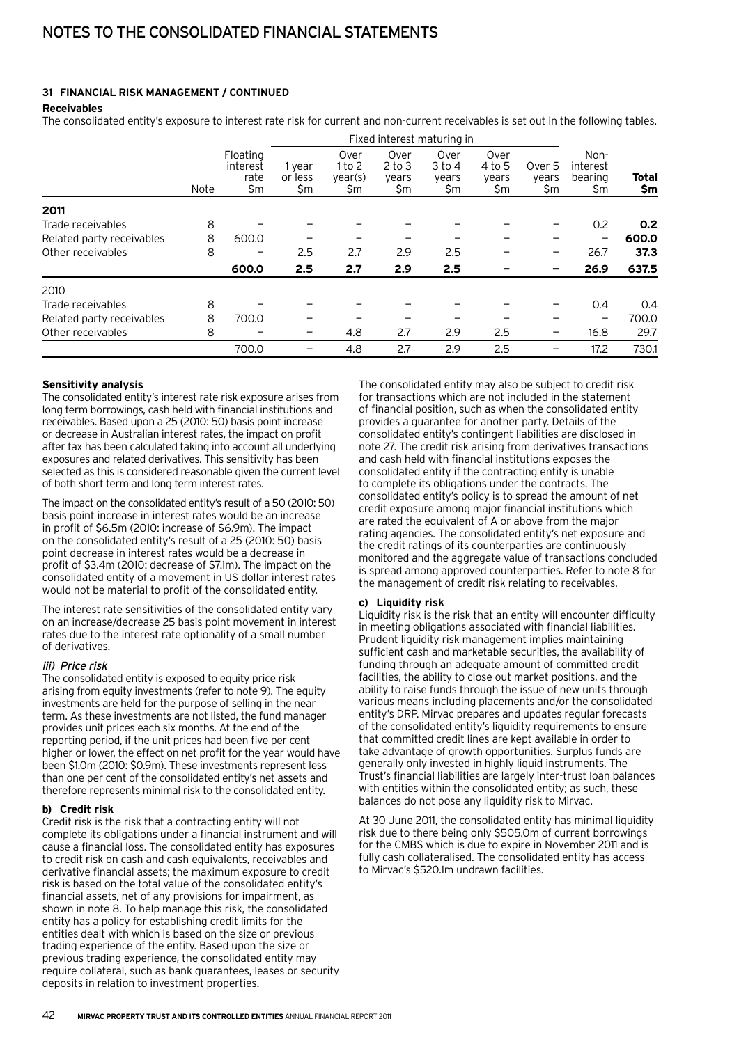## 31 FINANCIAL RISK MANAGEMENT / CONTINUED

**Receivables**

The consolidated entity's exposure to interest rate risk for current and non-current receivables is set out in the following tables.

| | | | Fixed interest maturing in | | | | | | | |
|---|---|---|---|---|---|---|---|---|---|---|
| | Note | Floating interest rate $m | 1 year or less $m | Over 1 to 2 year(s) $m | Over 2 to 3 years $m | Over 3 to 4 years $m | Over 4 to 5 years $m | Over 5 years $m | Non-interest bearing $m | **Total $m** |
| **2011** | | | | | | | | | | |
| Trade receivables | 8 | – | – | – | – | – | – | – | 0.2 | **0.2** |
| Related party receivables | 8 | 600.0 | – | – | – | – | – | – | – | **600.0** |
| Other receivables | 8 | – | 2.5 | 2.7 | 2.9 | 2.5 | – | – | 26.7 | **37.3** |
| | | **600.0** | **2.5** | **2.7** | **2.9** | **2.5** | **–** | **–** | **26.9** | **637.5** |
| 2010 | | | | | | | | | | |
| Trade receivables | 8 | – | – | – | – | – | – | – | 0.4 | 0.4 |
| Related party receivables | 8 | 700.0 | – | – | – | – | – | – | – | 700.0 |
| Other receivables | 8 | – | – | 4.8 | 2.7 | 2.9 | 2.5 | – | 16.8 | 29.7 |
| | | 700.0 | – | 4.8 | 2.7 | 2.9 | 2.5 | – | 17.2 | 730.1 |

**Sensitivity analysis**

The consolidated entity's interest rate risk exposure arises from long term borrowings, cash held with financial institutions and receivables. Based upon a 25 (2010: 50) basis point increase or decrease in Australian interest rates, the impact on profit after tax has been calculated taking into account all underlying exposures and related derivatives. This sensitivity has been selected as this is considered reasonable given the current level of both short term and long term interest rates.

The impact on the consolidated entity's result of a 50 (2010: 50) basis point increase in interest rates would be an increase in profit of $6.5m (2010: increase of $6.9m). The impact on the consolidated entity's result of a 25 (2010: 50) basis point decrease in interest rates would be a decrease in profit of $3.4m (2010: decrease of $7.1m). The impact on the consolidated entity of a movement in US dollar interest rates would not be material to profit of the consolidated entity.

The interest rate sensitivities of the consolidated entity vary on an increase/decrease 25 basis point movement in interest rates due to the interest rate optionality of a small number of derivatives.

*iii) Price risk*

The consolidated entity is exposed to equity price risk arising from equity investments (refer to note 9). The equity investments are held for the purpose of selling in the near term. As these investments are not listed, the fund manager provides unit prices each six months. At the end of the reporting period, if the unit prices had been five per cent higher or lower, the effect on net profit for the year would have been $1.0m (2010: $0.9m). These investments represent less than one per cent of the consolidated entity's net assets and therefore represents minimal risk to the consolidated entity.

**b) Credit risk**

Credit risk is the risk that a contracting entity will not complete its obligations under a financial instrument and will cause a financial loss. The consolidated entity has exposures to credit risk on cash and cash equivalents, receivables and derivative financial assets; the maximum exposure to credit risk is based on the total value of the consolidated entity's financial assets, net of any provisions for impairment, as shown in note 8. To help manage this risk, the consolidated entity has a policy for establishing credit limits for the entities dealt with which is based on the size or previous trading experience of the entity. Based upon the size or previous trading experience, the consolidated entity may require collateral, such as bank guarantees, leases or security deposits in relation to investment properties.

The consolidated entity may also be subject to credit risk for transactions which are not included in the statement of financial position, such as when the consolidated entity provides a guarantee for another party. Details of the consolidated entity's contingent liabilities are disclosed in note 27. The credit risk arising from derivatives transactions and cash held with financial institutions exposes the consolidated entity if the contracting entity is unable to complete its obligations under the contracts. The consolidated entity's policy is to spread the amount of net credit exposure among major financial institutions which are rated the equivalent of A or above from the major rating agencies. The consolidated entity's net exposure and the credit ratings of its counterparties are continuously monitored and the aggregate value of transactions concluded is spread among approved counterparties. Refer to note 8 for the management of credit risk relating to receivables.

**c) Liquidity risk**

Liquidity risk is the risk that an entity will encounter difficulty in meeting obligations associated with financial liabilities. Prudent liquidity risk management implies maintaining sufficient cash and marketable securities, the availability of funding through an adequate amount of committed credit facilities, the ability to close out market positions, and the ability to raise funds through the issue of new units through various means including placements and/or the consolidated entity's DRP. Mirvac prepares and updates regular forecasts of the consolidated entity's liquidity requirements to ensure that committed credit lines are kept available in order to take advantage of growth opportunities. Surplus funds are generally only invested in highly liquid instruments. The Trust's financial liabilities are largely inter-trust loan balances with entities within the consolidated entity; as such, these balances do not pose any liquidity risk to Mirvac.

At 30 June 2011, the consolidated entity has minimal liquidity risk due to there being only $505.0m of current borrowings for the CMBS which is due to expire in November 2011 and is fully cash collateralised. The consolidated entity has access to Mirvac's $520.1m undrawn facilities.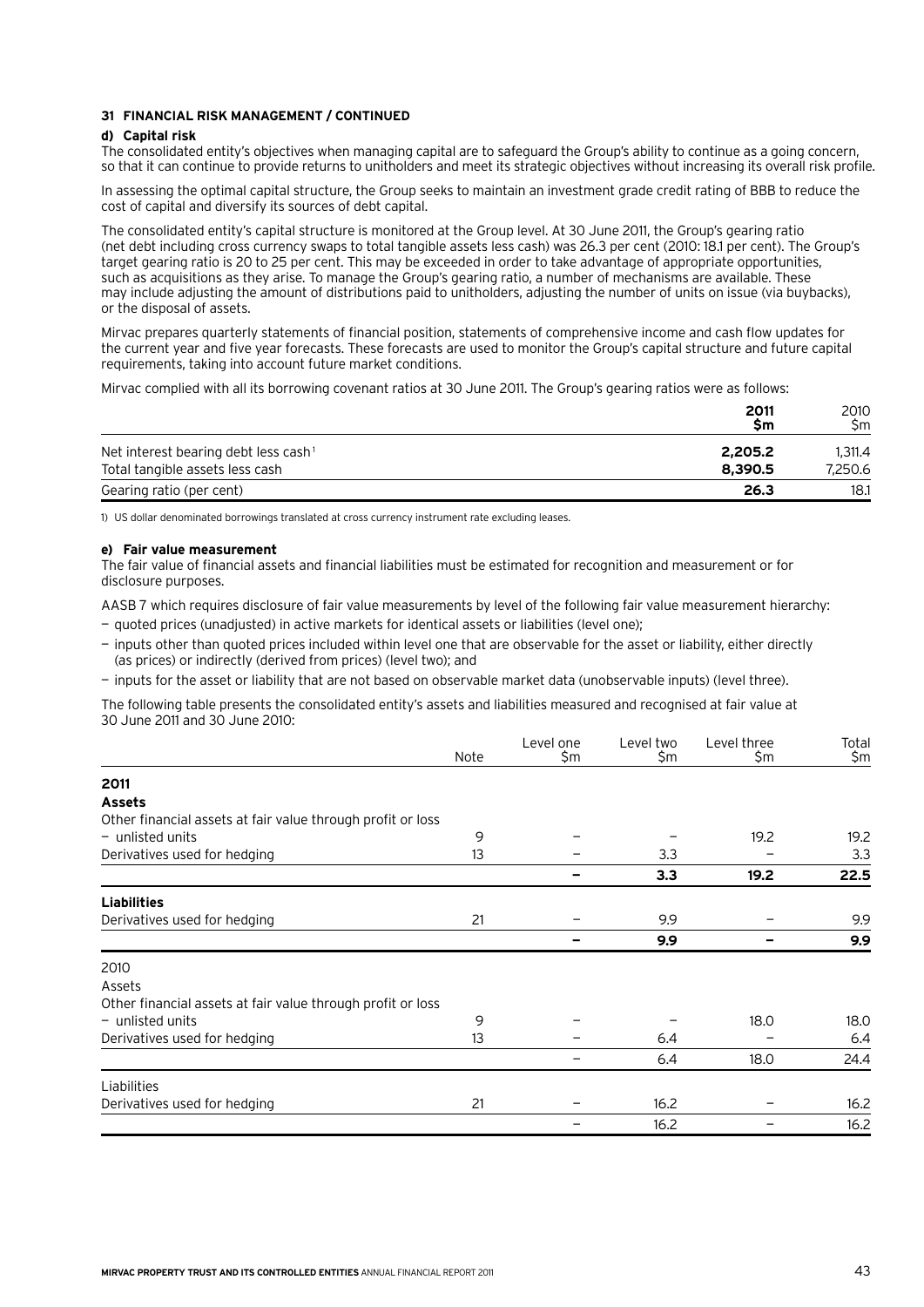### 31 FINANCIAL RISK MANAGEMENT / CONTINUED

#### d) Capital risk

The consolidated entity's objectives when managing capital are to safeguard the Group's ability to continue as a going concern, so that it can continue to provide returns to unitholders and meet its strategic objectives without increasing its overall risk profile.

In assessing the optimal capital structure, the Group seeks to maintain an investment grade credit rating of BBB to reduce the cost of capital and diversify its sources of debt capital.

The consolidated entity's capital structure is monitored at the Group level. At 30 June 2011, the Group's gearing ratio (net debt including cross currency swaps to total tangible assets less cash) was 26.3 per cent (2010: 18.1 per cent). The Group's target gearing ratio is 20 to 25 per cent. This may be exceeded in order to take advantage of appropriate opportunities, such as acquisitions as they arise. To manage the Group's gearing ratio, a number of mechanisms are available. These may include adjusting the amount of distributions paid to unitholders, adjusting the number of units on issue (via buybacks), or the disposal of assets.

Mirvac prepares quarterly statements of financial position, statements of comprehensive income and cash flow updates for the current year and five year forecasts. These forecasts are used to monitor the Group's capital structure and future capital requirements, taking into account future market conditions.

Mirvac complied with all its borrowing covenant ratios at 30 June 2011. The Group's gearing ratios were as follows:

| | 2011 $m | 2010 $m |
|---|---|---|
| Net interest bearing debt less cash[1] | **2,205.2** | 1,311.4 |
| Total tangible assets less cash | **8,390.5** | 7,250.6 |
| Gearing ratio (per cent) | **26.3** | 18.1 |

1) US dollar denominated borrowings translated at cross currency instrument rate excluding leases.

#### e) Fair value measurement

The fair value of financial assets and financial liabilities must be estimated for recognition and measurement or for disclosure purposes.

AASB 7 which requires disclosure of fair value measurements by level of the following fair value measurement hierarchy:

- quoted prices (unadjusted) in active markets for identical assets or liabilities (level one);
- inputs other than quoted prices included within level one that are observable for the asset or liability, either directly (as prices) or indirectly (derived from prices) (level two); and
- inputs for the asset or liability that are not based on observable market data (unobservable inputs) (level three).

The following table presents the consolidated entity's assets and liabilities measured and recognised at fair value at 30 June 2011 and 30 June 2010:

| | Note | Level one $m | Level two $m | Level three $m | Total $m |
|---|---|---|---|---|---|
| **2011** | | | | | |
| **Assets** | | | | | |
| Other financial assets at fair value through profit or loss | | | | | |
| – unlisted units | 9 | – | – | 19.2 | 19.2 |
| Derivatives used for hedging | 13 | – | 3.3 | – | 3.3 |
| | | **–** | **3.3** | **19.2** | **22.5** |
| **Liabilities** | | | | | |
| Derivatives used for hedging | 21 | – | 9.9 | – | 9.9 |
| | | **–** | **9.9** | **–** | **9.9** |
| 2010 | | | | | |
| Assets | | | | | |
| Other financial assets at fair value through profit or loss | | | | | |
| – unlisted units | 9 | – | – | 18.0 | 18.0 |
| Derivatives used for hedging | 13 | – | 6.4 | – | 6.4 |
| | | – | 6.4 | 18.0 | 24.4 |
| Liabilities | | | | | |
| Derivatives used for hedging | 21 | – | 16.2 | – | 16.2 |
| | | – | 16.2 | – | 16.2 |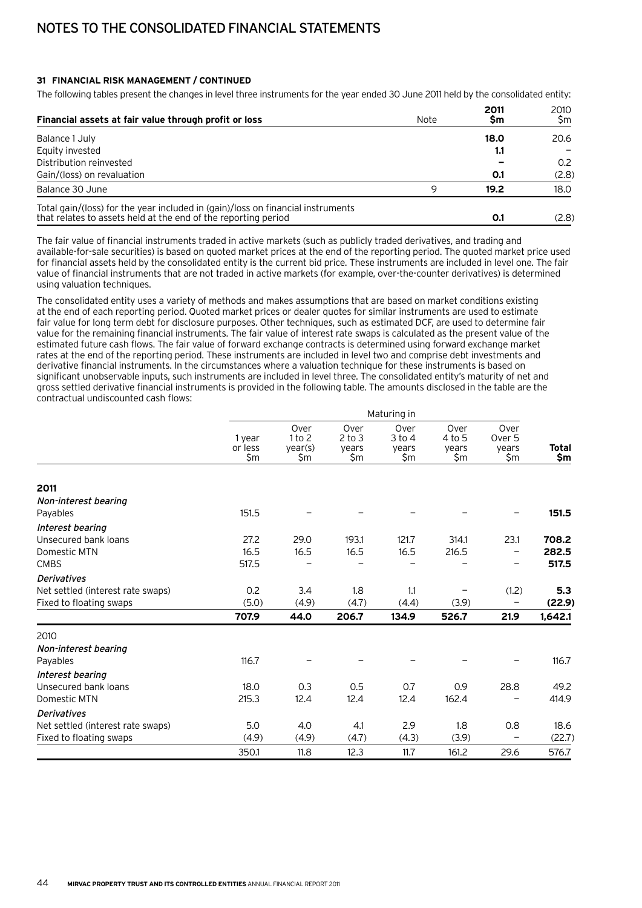### 31 FINANCIAL RISK MANAGEMENT / CONTINUED

The following tables present the changes in level three instruments for the year ended 30 June 2011 held by the consolidated entity:

| Financial assets at fair value through profit or loss | Note | 2011 $m | 2010 $m |
|---|---|---|---|
| Balance 1 July | | **18.0** | 20.6 |
| Equity invested | | **1.1** | – |
| Distribution reinvested | | **–** | 0.2 |
| Gain/(loss) on revaluation | | **0.1** | (2.8) |
| Balance 30 June | 9 | **19.2** | 18.0 |
| Total gain/(loss) for the year included in (gain)/loss on financial instruments that relates to assets held at the end of the reporting period | | **0.1** | (2.8) |

The fair value of financial instruments traded in active markets (such as publicly traded derivatives, and trading and available-for-sale securities) is based on quoted market prices at the end of the reporting period. The quoted market price used for financial assets held by the consolidated entity is the current bid price. These instruments are included in level one. The fair value of financial instruments that are not traded in active markets (for example, over-the-counter derivatives) is determined using valuation techniques.

The consolidated entity uses a variety of methods and makes assumptions that are based on market conditions existing at the end of each reporting period. Quoted market prices or dealer quotes for similar instruments are used to estimate fair value for long term debt for disclosure purposes. Other techniques, such as estimated DCF, are used to determine fair value for the remaining financial instruments. The fair value of interest rate swaps is calculated as the present value of the estimated future cash flows. The fair value of forward exchange contracts is determined using forward exchange market rates at the end of the reporting period. These instruments are included in level two and comprise debt investments and derivative financial instruments. In the circumstances where a valuation technique for these instruments is based on significant unobservable inputs, such instruments are included in level three. The consolidated entity's maturity of net and gross settled derivative financial instruments is provided in the following table. The amounts disclosed in the table are the contractual undiscounted cash flows:

| | Maturing in | | | | | | |
|---|---|---|---|---|---|---|---|
| | 1 year or less $m | Over 1 to 2 year(s) $m | Over 2 to 3 years $m | Over 3 to 4 years $m | Over 4 to 5 years $m | Over Over 5 years $m | Total $m |
| **2011** | | | | | | | |
| *Non-interest bearing* | | | | | | | |
| Payables | 151.5 | – | – | – | – | – | **151.5** |
| *Interest bearing* | | | | | | | |
| Unsecured bank loans | 27.2 | 29.0 | 193.1 | 121.7 | 314.1 | 23.1 | **708.2** |
| Domestic MTN | 16.5 | 16.5 | 16.5 | 16.5 | 216.5 | – | **282.5** |
| CMBS | 517.5 | – | – | – | – | – | **517.5** |
| *Derivatives* | | | | | | | |
| Net settled (interest rate swaps) | 0.2 | 3.4 | 1.8 | 1.1 | – | (1.2) | **5.3** |
| Fixed to floating swaps | (5.0) | (4.9) | (4.7) | (4.4) | (3.9) | – | **(22.9)** |
| | **707.9** | **44.0** | **206.7** | **134.9** | **526.7** | **21.9** | **1,642.1** |
| 2010 | | | | | | | |
| *Non-interest bearing* | | | | | | | |
| Payables | 116.7 | – | – | – | – | – | 116.7 |
| *Interest bearing* | | | | | | | |
| Unsecured bank loans | 18.0 | 0.3 | 0.5 | 0.7 | 0.9 | 28.8 | 49.2 |
| Domestic MTN | 215.3 | 12.4 | 12.4 | 12.4 | 162.4 | – | 414.9 |
| *Derivatives* | | | | | | | |
| Net settled (interest rate swaps) | 5.0 | 4.0 | 4.1 | 2.9 | 1.8 | 0.8 | 18.6 |
| Fixed to floating swaps | (4.9) | (4.9) | (4.7) | (4.3) | (3.9) | – | (22.7) |
| | 350.1 | 11.8 | 12.3 | 11.7 | 161.2 | 29.6 | 576.7 |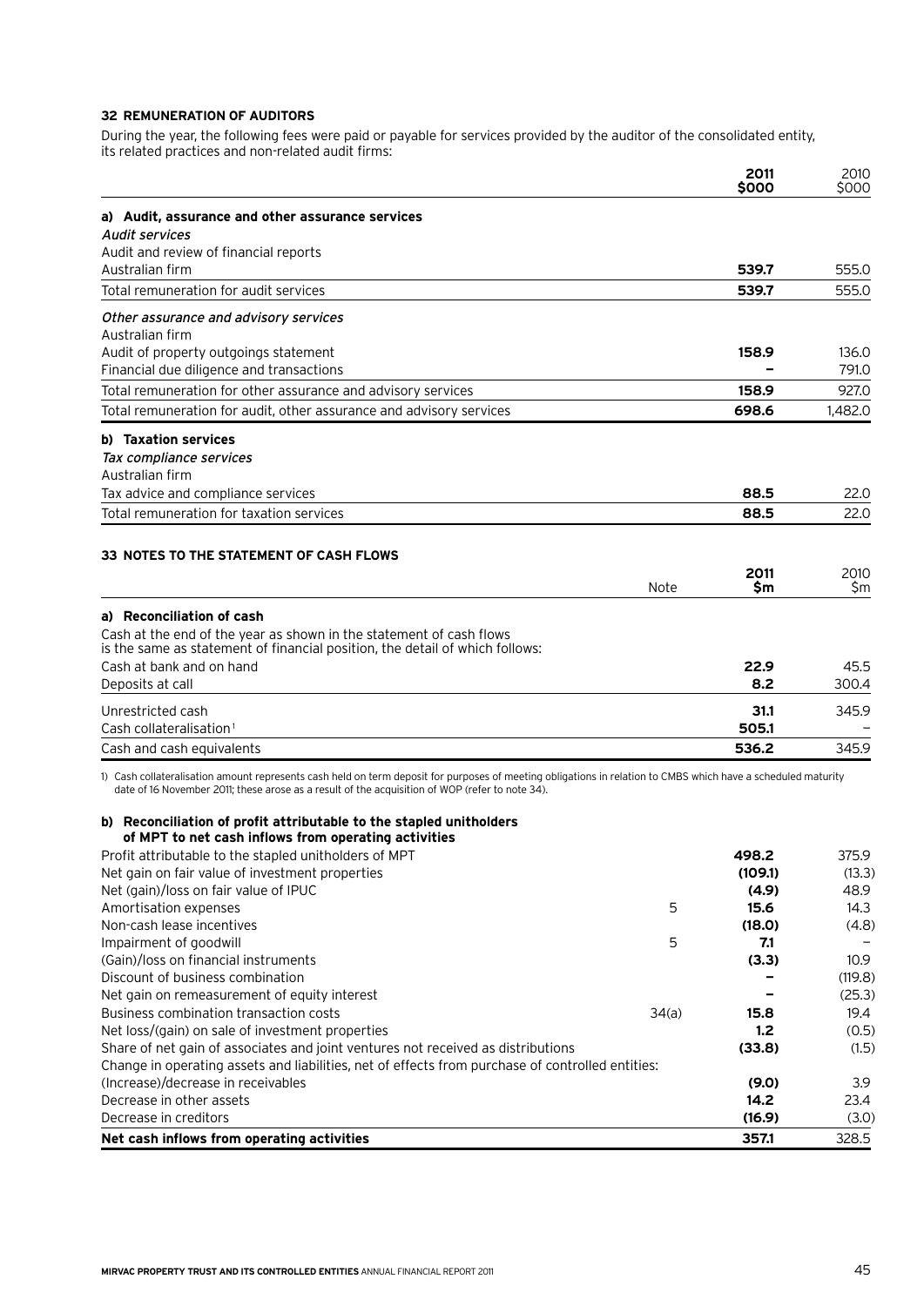### 32 REMUNERATION OF AUDITORS

During the year, the following fees were paid or payable for services provided by the auditor of the consolidated entity, its related practices and non-related audit firms:

| | **2011 $000** | 2010 $000 |
|---|---|---|
| **a) Audit, assurance and other assurance services** | | |
| *Audit services* | | |
| Audit and review of financial reports | | |
| Australian firm | **539.7** | 555.0 |
| Total remuneration for audit services | **539.7** | 555.0 |
| *Other assurance and advisory services* | | |
| Australian firm | | |
| Audit of property outgoings statement | **158.9** | 136.0 |
| Financial due diligence and transactions | **–** | 791.0 |
| Total remuneration for other assurance and advisory services | **158.9** | 927.0 |
| Total remuneration for audit, other assurance and advisory services | **698.6** | 1,482.0 |
| **b) Taxation services** | | |
| *Tax compliance services* | | |
| Australian firm | | |
| Tax advice and compliance services | **88.5** | 22.0 |
| Total remuneration for taxation services | **88.5** | 22.0 |

### 33 NOTES TO THE STATEMENT OF CASH FLOWS

| | Note | **2011 $m** | 2010 $m |
|---|---|---|---|
| **a) Reconciliation of cash** | | | |
| Cash at the end of the year as shown in the statement of cash flows is the same as statement of financial position, the detail of which follows: | | | |
| Cash at bank and on hand | | **22.9** | 45.5 |
| Deposits at call | | **8.2** | 300.4 |
| Unrestricted cash | | **31.1** | 345.9 |
| Cash collateralisation[1] | | **505.1** | – |
| Cash and cash equivalents | | **536.2** | 345.9 |

1) Cash collateralisation amount represents cash held on term deposit for purposes of meeting obligations in relation to CMBS which have a scheduled maturity date of 16 November 2011; these arose as a result of the acquisition of WOP (refer to note 34).

| | Note | **2011 $m** | 2010 $m |
|---|---|---|---|
| **b) Reconciliation of profit attributable to the stapled unitholders of MPT to net cash inflows from operating activities** | | | |
| Profit attributable to the stapled unitholders of MPT | | **498.2** | 375.9 |
| Net gain on fair value of investment properties | | **(109.1)** | (13.3) |
| Net (gain)/loss on fair value of IPUC | | **(4.9)** | 48.9 |
| Amortisation expenses | 5 | **15.6** | 14.3 |
| Non-cash lease incentives | | **(18.0)** | (4.8) |
| Impairment of goodwill | 5 | **7.1** | – |
| (Gain)/loss on financial instruments | | **(3.3)** | 10.9 |
| Discount of business combination | | **–** | (119.8) |
| Net gain on remeasurement of equity interest | | **–** | (25.3) |
| Business combination transaction costs | 34(a) | **15.8** | 19.4 |
| Net loss/(gain) on sale of investment properties | | **1.2** | (0.5) |
| Share of net gain of associates and joint ventures not received as distributions | | **(33.8)** | (1.5) |
| Change in operating assets and liabilities, net of effects from purchase of controlled entities: | | | |
| (Increase)/decrease in receivables | | **(9.0)** | 3.9 |
| Decrease in other assets | | **14.2** | 23.4 |
| Decrease in creditors | | **(16.9)** | (3.0) |
| **Net cash inflows from operating activities** | | **357.1** | 328.5 |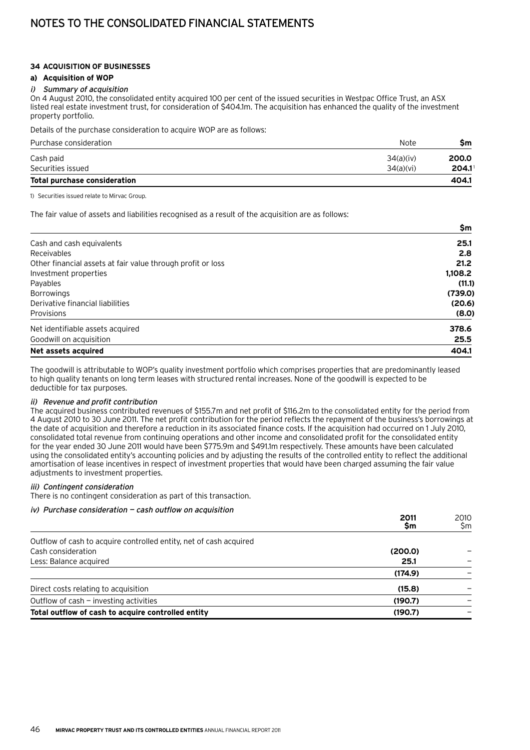# NOTES TO THE CONSOLIDATED FINANCIAL STATEMENTS

**34 ACQUISITION OF BUSINESSES**

**a) Acquisition of WOP**

*i) Summary of acquisition*

On 4 August 2010, the consolidated entity acquired 100 per cent of the issued securities in Westpac Office Trust, an ASX listed real estate investment trust, for consideration of $404.1m. The acquisition has enhanced the quality of the investment property portfolio.

Details of the purchase consideration to acquire WOP are as follows:

| Purchase consideration | Note | $m |
|---|---|---|
| Cash paid | 34(a)(iv) | **200.0** |
| Securities issued | 34(a)(vi) | **204.1**[1] |
| **Total purchase consideration** | | **404.1** |

1) Securities issued relate to Mirvac Group.

The fair value of assets and liabilities recognised as a result of the acquisition are as follows:

| | $m |
|---|---|
| Cash and cash equivalents | **25.1** |
| Receivables | **2.8** |
| Other financial assets at fair value through profit or loss | **21.2** |
| Investment properties | **1,108.2** |
| Payables | **(11.1)** |
| Borrowings | **(739.0)** |
| Derivative financial liabilities | **(20.6)** |
| Provisions | **(8.0)** |
| Net identifiable assets acquired | **378.6** |
| Goodwill on acquisition | **25.5** |
| **Net assets acquired** | **404.1** |

The goodwill is attributable to WOP's quality investment portfolio which comprises properties that are predominantly leased to high quality tenants on long term leases with structured rental increases. None of the goodwill is expected to be deductible for tax purposes.

*ii) Revenue and profit contribution*

The acquired business contributed revenues of $155.7m and net profit of $116.2m to the consolidated entity for the period from 4 August 2010 to 30 June 2011. The net profit contribution for the period reflects the repayment of the business's borrowings at the date of acquisition and therefore a reduction in its associated finance costs. If the acquisition had occurred on 1 July 2010, consolidated total revenue from continuing operations and other income and consolidated profit for the consolidated entity for the year ended 30 June 2011 would have been $775.9m and $491.1m respectively. These amounts have been calculated using the consolidated entity's accounting policies and by adjusting the results of the controlled entity to reflect the additional amortisation of lease incentives in respect of investment properties that would have been charged assuming the fair value adjustments to investment properties.

*iii) Contingent consideration*

There is no contingent consideration as part of this transaction.

*iv) Purchase consideration — cash outflow on acquisition*

| | 2011 $m | 2010 $m |
|---|---|---|
| Outflow of cash to acquire controlled entity, net of cash acquired | | |
| Cash consideration | **(200.0)** | – |
| Less: Balance acquired | **25.1** | – |
| | **(174.9)** | – |
| Direct costs relating to acquisition | **(15.8)** | – |
| Outflow of cash — investing activities | **(190.7)** | – |
| **Total outflow of cash to acquire controlled entity** | **(190.7)** | – |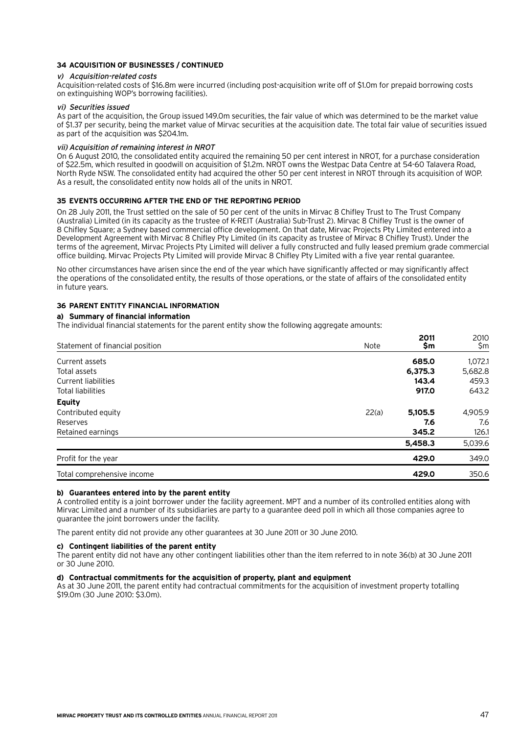### 34 ACQUISITION OF BUSINESSES / CONTINUED

*v) Acquisition-related costs*

Acquisition-related costs of $16.8m were incurred (including post-acquisition write off of $1.0m for prepaid borrowing costs on extinguishing WOP's borrowing facilities).

*vi) Securities issued*

As part of the acquisition, the Group issued 149.0m securities, the fair value of which was determined to be the market value of $1.37 per security, being the market value of Mirvac securities at the acquisition date. The total fair value of securities issued as part of the acquisition was $204.1m.

*vii) Acquisition of remaining interest in NROT*

On 6 August 2010, the consolidated entity acquired the remaining 50 per cent interest in NROT, for a purchase consideration of $22.5m, which resulted in goodwill on acquisition of $1.2m. NROT owns the Westpac Data Centre at 54-60 Talavera Road, North Ryde NSW. The consolidated entity had acquired the other 50 per cent interest in NROT through its acquisition of WOP. As a result, the consolidated entity now holds all of the units in NROT.

### 35 EVENTS OCCURRING AFTER THE END OF THE REPORTING PERIOD

On 28 July 2011, the Trust settled on the sale of 50 per cent of the units in Mirvac 8 Chifley Trust to The Trust Company (Australia) Limited (in its capacity as the trustee of K-REIT (Australia) Sub-Trust 2). Mirvac 8 Chifley Trust is the owner of 8 Chifley Square; a Sydney based commercial office development. On that date, Mirvac Projects Pty Limited entered into a Development Agreement with Mirvac 8 Chifley Pty Limited (in its capacity as trustee of Mirvac 8 Chifley Trust). Under the terms of the agreement, Mirvac Projects Pty Limited will deliver a fully constructed and fully leased premium grade commercial office building. Mirvac Projects Pty Limited will provide Mirvac 8 Chifley Pty Limited with a five year rental guarantee.

No other circumstances have arisen since the end of the year which have significantly affected or may significantly affect the operations of the consolidated entity, the results of those operations, or the state of affairs of the consolidated entity in future years.

### 36 PARENT ENTITY FINANCIAL INFORMATION

**a) Summary of financial information**

The individual financial statements for the parent entity show the following aggregate amounts:

| Statement of financial position | Note | 2011 $m | 2010 $m |
|---|---|---|---|
| Current assets | | **685.0** | 1,072.1 |
| Total assets | | **6,375.3** | 5,682.8 |
| Current liabilities | | **143.4** | 459.3 |
| Total liabilities | | **917.0** | 643.2 |
| **Equity** | | | |
| Contributed equity | 22(a) | **5,105.5** | 4,905.9 |
| Reserves | | **7.6** | 7.6 |
| Retained earnings | | **345.2** | 126.1 |
| | | **5,458.3** | 5,039.6 |
| Profit for the year | | **429.0** | 349.0 |
| Total comprehensive income | | **429.0** | 350.6 |

**b) Guarantees entered into by the parent entity**

A controlled entity is a joint borrower under the facility agreement. MPT and a number of its controlled entities along with Mirvac Limited and a number of its subsidiaries are party to a guarantee deed poll in which all those companies agree to guarantee the joint borrowers under the facility.

The parent entity did not provide any other guarantees at 30 June 2011 or 30 June 2010.

**c) Contingent liabilities of the parent entity**

The parent entity did not have any other contingent liabilities other than the item referred to in note 36(b) at 30 June 2011 or 30 June 2010.

**d) Contractual commitments for the acquisition of property, plant and equipment**

As at 30 June 2011, the parent entity had contractual commitments for the acquisition of investment property totalling $19.0m (30 June 2010: $3.0m).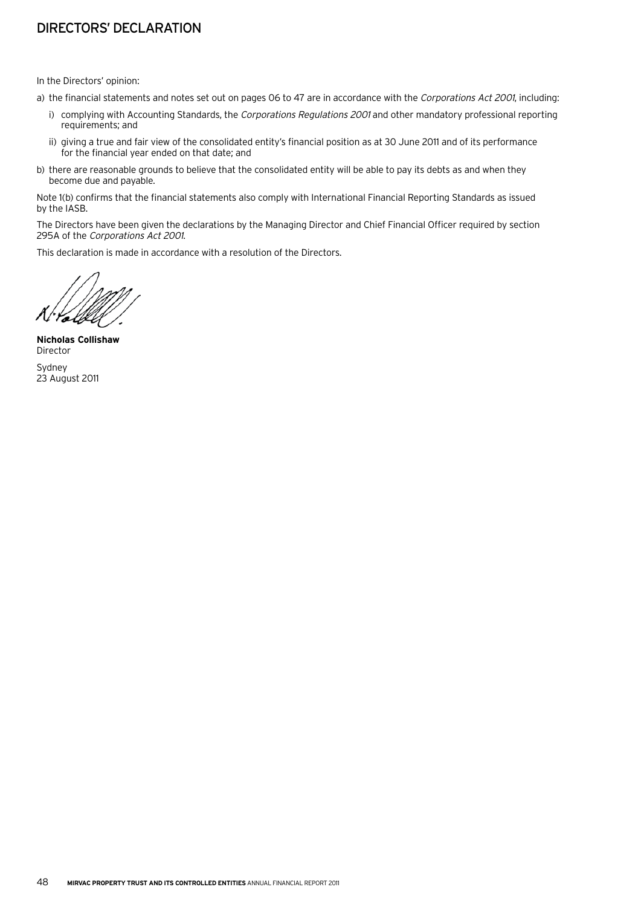# DIRECTORS' DECLARATION

In the Directors' opinion:

a) the financial statements and notes set out on pages 06 to 47 are in accordance with the *Corporations Act 2001*, including:

   i) complying with Accounting Standards, the *Corporations Regulations 2001* and other mandatory professional reporting requirements; and

   ii) giving a true and fair view of the consolidated entity's financial position as at 30 June 2011 and of its performance for the financial year ended on that date; and

b) there are reasonable grounds to believe that the consolidated entity will be able to pay its debts as and when they become due and payable.

Note 1(b) confirms that the financial statements also comply with International Financial Reporting Standards as issued by the IASB.

The Directors have been given the declarations by the Managing Director and Chief Financial Officer required by section 295A of the *Corporations Act 2001*.

This declaration is made in accordance with a resolution of the Directors.

**Nicholas Collishaw**
Director

Sydney
23 August 2011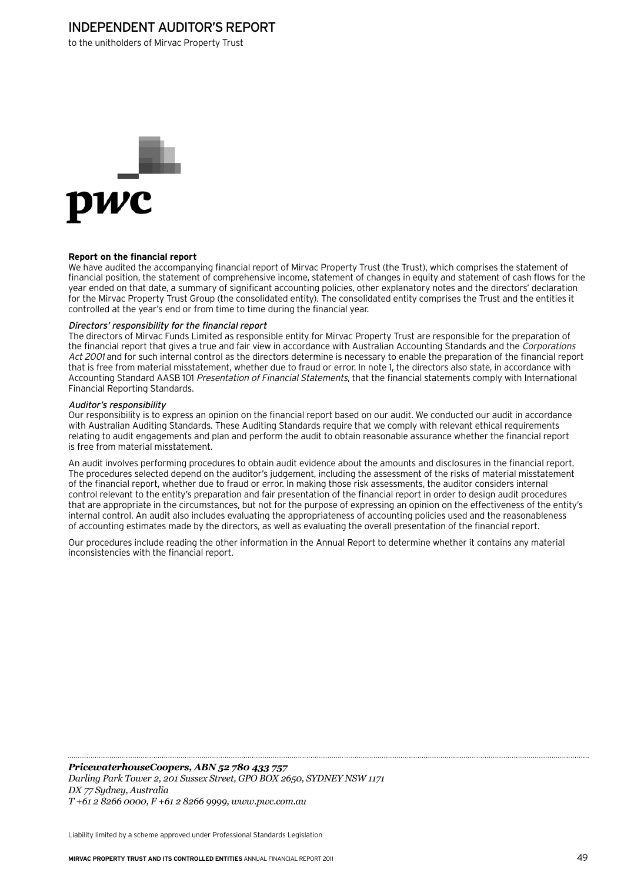# INDEPENDENT AUDITOR'S REPORT

to the unitholders of Mirvac Property Trust

**Report on the financial report**

We have audited the accompanying financial report of Mirvac Property Trust (the Trust), which comprises the statement of financial position, the statement of comprehensive income, statement of changes in equity and statement of cash flows for the year ended on that date, a summary of significant accounting policies, other explanatory notes and the directors' declaration for the Mirvac Property Trust Group (the consolidated entity). The consolidated entity comprises the Trust and the entities it controlled at the year's end or from time to time during the financial year.

*Directors' responsibility for the financial report*

The directors of Mirvac Funds Limited as responsible entity for Mirvac Property Trust are responsible for the preparation of the financial report that gives a true and fair view in accordance with Australian Accounting Standards and the *Corporations Act 2001* and for such internal control as the directors determine is necessary to enable the preparation of the financial report that is free from material misstatement, whether due to fraud or error. In note 1, the directors also state, in accordance with Accounting Standard AASB 101 *Presentation of Financial Statements*, that the financial statements comply with International Financial Reporting Standards.

*Auditor's responsibility*

Our responsibility is to express an opinion on the financial report based on our audit. We conducted our audit in accordance with Australian Auditing Standards. These Auditing Standards require that we comply with relevant ethical requirements relating to audit engagements and plan and perform the audit to obtain reasonable assurance whether the financial report is free from material misstatement.

An audit involves performing procedures to obtain audit evidence about the amounts and disclosures in the financial report. The procedures selected depend on the auditor's judgement, including the assessment of the risks of material misstatement of the financial report, whether due to fraud or error. In making those risk assessments, the auditor considers internal control relevant to the entity's preparation and fair presentation of the financial report in order to design audit procedures that are appropriate in the circumstances, but not for the purpose of expressing an opinion on the effectiveness of the entity's internal control. An audit also includes evaluating the appropriateness of accounting policies used and the reasonableness of accounting estimates made by the directors, as well as evaluating the overall presentation of the financial report.

Our procedures include reading the other information in the Annual Report to determine whether it contains any material inconsistencies with the financial report.

***PricewaterhouseCoopers, ABN 52 780 433 757***
*Darling Park Tower 2, 201 Sussex Street, GPO BOX 2650, SYDNEY NSW 1171*
*DX 77 Sydney, Australia*
*T +61 2 8266 0000, F +61 2 8266 9999, www.pwc.com.au*

Liability limited by a scheme approved under Professional Standards Legislation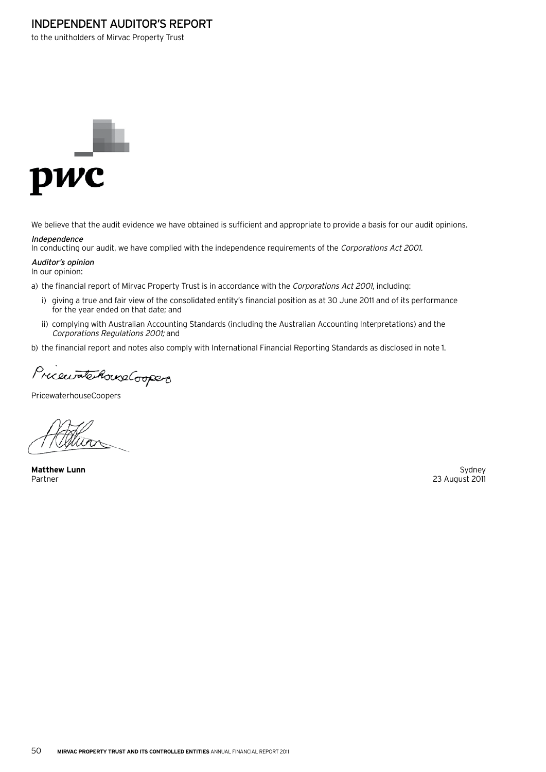# INDEPENDENT AUDITOR'S REPORT

to the unitholders of Mirvac Property Trust

We believe that the audit evidence we have obtained is sufficient and appropriate to provide a basis for our audit opinions.

*Independence*

In conducting our audit, we have complied with the independence requirements of the *Corporations Act 2001*.

*Auditor's opinion*

In our opinion:

a) the financial report of Mirvac Property Trust is in accordance with the *Corporations Act 2001*, including:

   i) giving a true and fair view of the consolidated entity's financial position as at 30 June 2011 and of its performance for the year ended on that date; and

   ii) complying with Australian Accounting Standards (including the Australian Accounting Interpretations) and the *Corporations Regulations 2001;* and

b) the financial report and notes also comply with International Financial Reporting Standards as disclosed in note 1.

PricewaterhouseCoopers

**Matthew Lunn**
Partner

Sydney
23 August 2011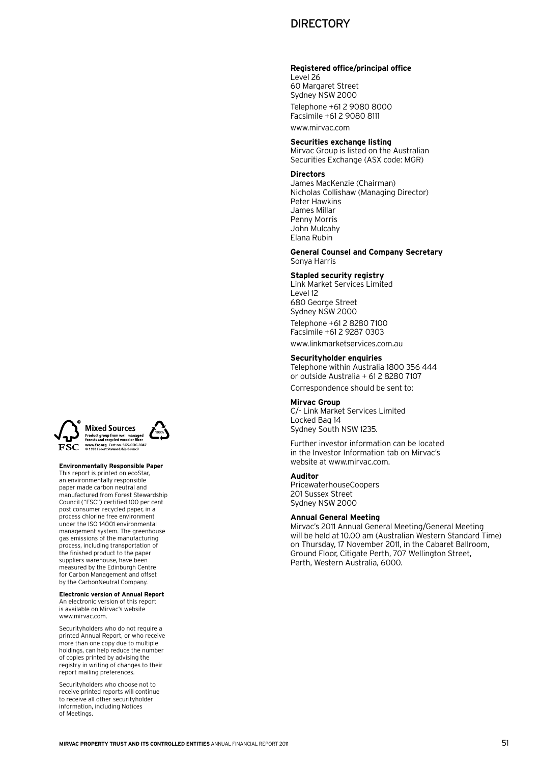# DIRECTORY

**Registered office/principal office**
Level 26
60 Margaret Street
Sydney NSW 2000

Telephone +61 2 9080 8000
Facsimile +61 2 9080 8111

www.mirvac.com

**Securities exchange listing**
Mirvac Group is listed on the Australian Securities Exchange (ASX code: MGR)

**Directors**
James MacKenzie (Chairman)
Nicholas Collishaw (Managing Director)
Peter Hawkins
James Millar
Penny Morris
John Mulcahy
Elana Rubin

**General Counsel and Company Secretary**
Sonya Harris

**Stapled security registry**
Link Market Services Limited
Level 12
680 George Street
Sydney NSW 2000

Telephone +61 2 8280 7100
Facsimile +61 2 9287 0303

www.linkmarketservices.com.au

**Securityholder enquiries**
Telephone within Australia 1800 356 444
or outside Australia + 61 2 8280 7107

Correspondence should be sent to:

**Mirvac Group**
C/- Link Market Services Limited
Locked Bag 14
Sydney South NSW 1235.

Further investor information can be located in the Investor Information tab on Mirvac's website at www.mirvac.com.

**Auditor**
PricewaterhouseCoopers
201 Sussex Street
Sydney NSW 2000

**Annual General Meeting**
Mirvac's 2011 Annual General Meeting/General Meeting will be held at 10.00 am (Australian Western Standard Time) on Thursday, 17 November 2011, in the Cabaret Ballroom, Ground Floor, Citigate Perth, 707 Wellington Street, Perth, Western Australia, 6000.

FSC Mixed Sources
Product group from well-managed forests and recycled wood or fiber
www.fsc.org Cert no. SGS-COC-3047
© 1996 Forest Stewardship Council
100%

**Environmentally Responsible Paper**
This report is printed on ecoStar, an environmentally responsible paper made carbon neutral and manufactured from Forest Stewardship Council ("FSC") certified 100 per cent post consumer recycled paper, in a process chlorine free environment under the ISO 14001 environmental management system. The greenhouse gas emissions of the manufacturing process, including transportation of the finished product to the paper suppliers warehouse, have been measured by the Edinburgh Centre for Carbon Management and offset by the CarbonNeutral Company.

**Electronic version of Annual Report**
An electronic version of this report is available on Mirvac's website www.mirvac.com.

Securityholders who do not require a printed Annual Report, or who receive more than one copy due to multiple holdings, can help reduce the number of copies printed by advising the registry in writing of changes to their report mailing preferences.

Securityholders who choose not to receive printed reports will continue to receive all other securityholder information, including Notices of Meetings.